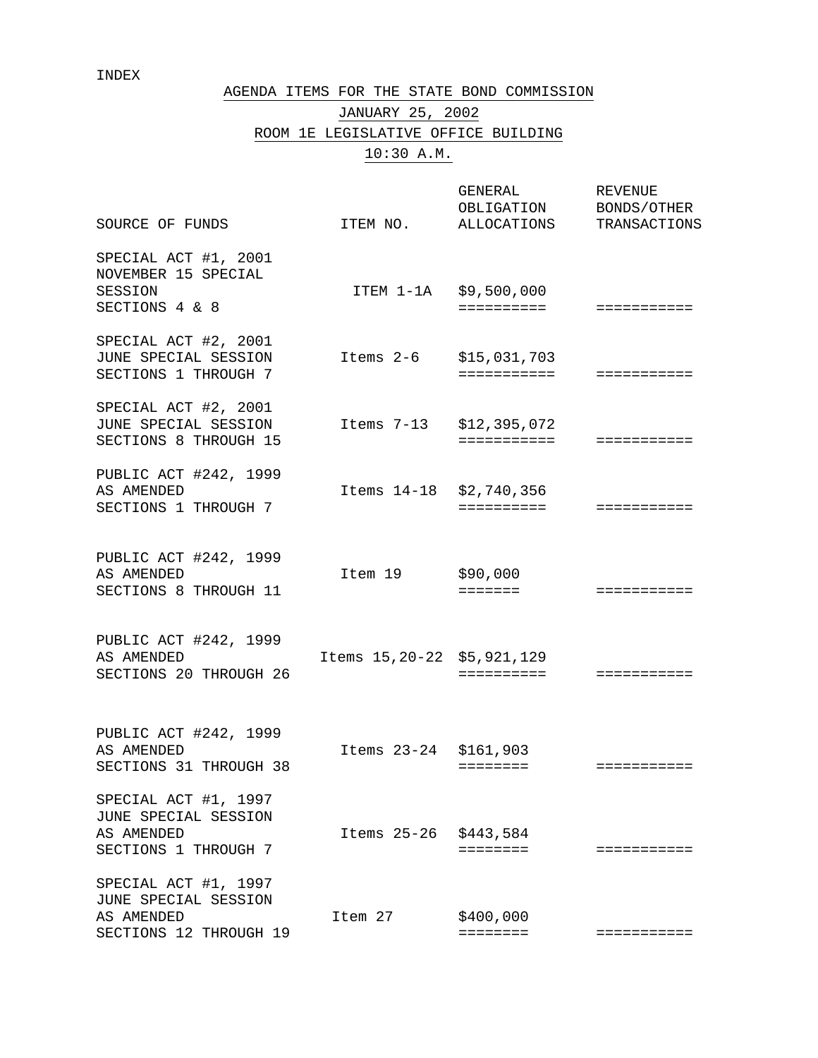INDEX

# AGENDA ITEMS FOR THE STATE BOND COMMISSION

## JANUARY 25, 2002

## ROOM 1E LEGISLATIVE OFFICE BUILDING

## 10:30 A.M.

| SOURCE OF FUNDS | ITEM NO. | GENERAL OBLIGATION ALLOCATIONS | REVENUE BONDS/OTHER TRANSACTIONS |
|---|---|---|---|
| SPECIAL ACT #1, 2001 NOVEMBER 15 SPECIAL SESSION SECTIONS 4 & 8 | ITEM 1-1A | $9,500,000 | |
| SPECIAL ACT #2, 2001 JUNE SPECIAL SESSION SECTIONS 1 THROUGH 7 | Items 2-6 | $15,031,703 | |
| SPECIAL ACT #2, 2001 JUNE SPECIAL SESSION SECTIONS 8 THROUGH 15 | Items 7-13 | $12,395,072 | |
| PUBLIC ACT #242, 1999 AS AMENDED SECTIONS 1 THROUGH 7 | Items 14-18 | $2,740,356 | |
| PUBLIC ACT #242, 1999 AS AMENDED SECTIONS 8 THROUGH 11 | Item 19 | $90,000 | |
| PUBLIC ACT #242, 1999 AS AMENDED SECTIONS 20 THROUGH 26 | Items 15,20-22 | $5,921,129 | |
| PUBLIC ACT #242, 1999 AS AMENDED SECTIONS 31 THROUGH 38 | Items 23-24 | $161,903 | |
| SPECIAL ACT #1, 1997 JUNE SPECIAL SESSION AS AMENDED SECTIONS 1 THROUGH 7 | Items 25-26 | $443,584 | |
| SPECIAL ACT #1, 1997 JUNE SPECIAL SESSION AS AMENDED SECTIONS 12 THROUGH 19 | Item 27 | $400,000 | |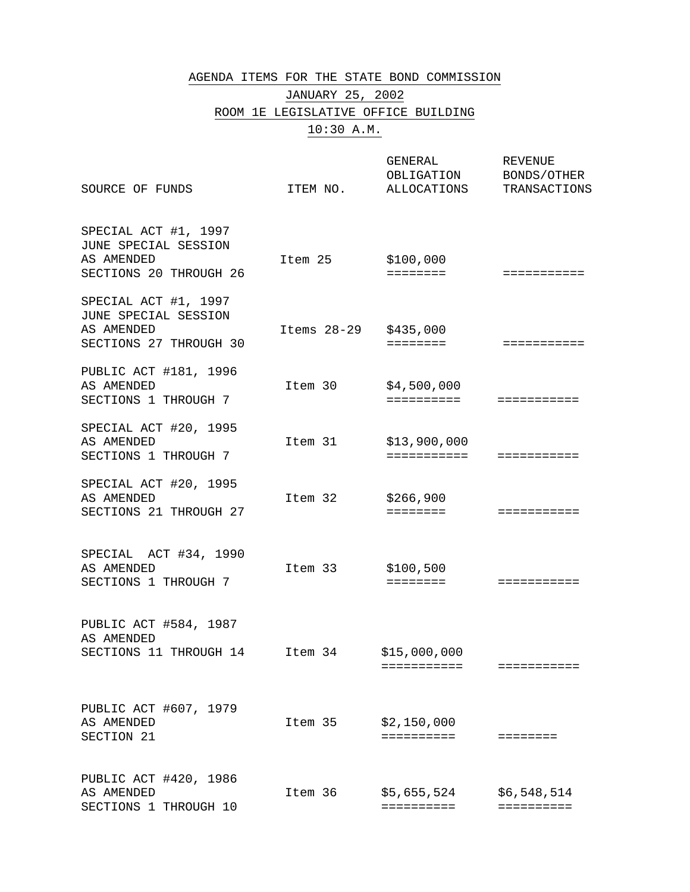AGENDA ITEMS FOR THE STATE BOND COMMISSION

JANUARY 25, 2002

ROOM 1E LEGISLATIVE OFFICE BUILDING

10:30 A.M.

| SOURCE OF FUNDS | ITEM NO. | GENERAL OBLIGATION ALLOCATIONS | REVENUE BONDS/OTHER TRANSACTIONS |
|---|---|---|---|
| SPECIAL ACT #1, 1997 JUNE SPECIAL SESSION AS AMENDED SECTIONS 20 THROUGH 26 | Item 25 | $100,000 | |
| SPECIAL ACT #1, 1997 JUNE SPECIAL SESSION AS AMENDED SECTIONS 27 THROUGH 30 | Items 28-29 | $435,000 | |
| PUBLIC ACT #181, 1996 AS AMENDED SECTIONS 1 THROUGH 7 | Item 30 | $4,500,000 | |
| SPECIAL ACT #20, 1995 AS AMENDED SECTIONS 1 THROUGH 7 | Item 31 | $13,900,000 | |
| SPECIAL ACT #20, 1995 AS AMENDED SECTIONS 21 THROUGH 27 | Item 32 | $266,900 | |
| SPECIAL ACT #34, 1990 AS AMENDED SECTIONS 1 THROUGH 7 | Item 33 | $100,500 | |
| PUBLIC ACT #584, 1987 AS AMENDED SECTIONS 11 THROUGH 14 | Item 34 | $15,000,000 | |
| PUBLIC ACT #607, 1979 AS AMENDED SECTION 21 | Item 35 | $2,150,000 | |
| PUBLIC ACT #420, 1986 AS AMENDED SECTIONS 1 THROUGH 10 | Item 36 | $5,655,524 | $6,548,514 |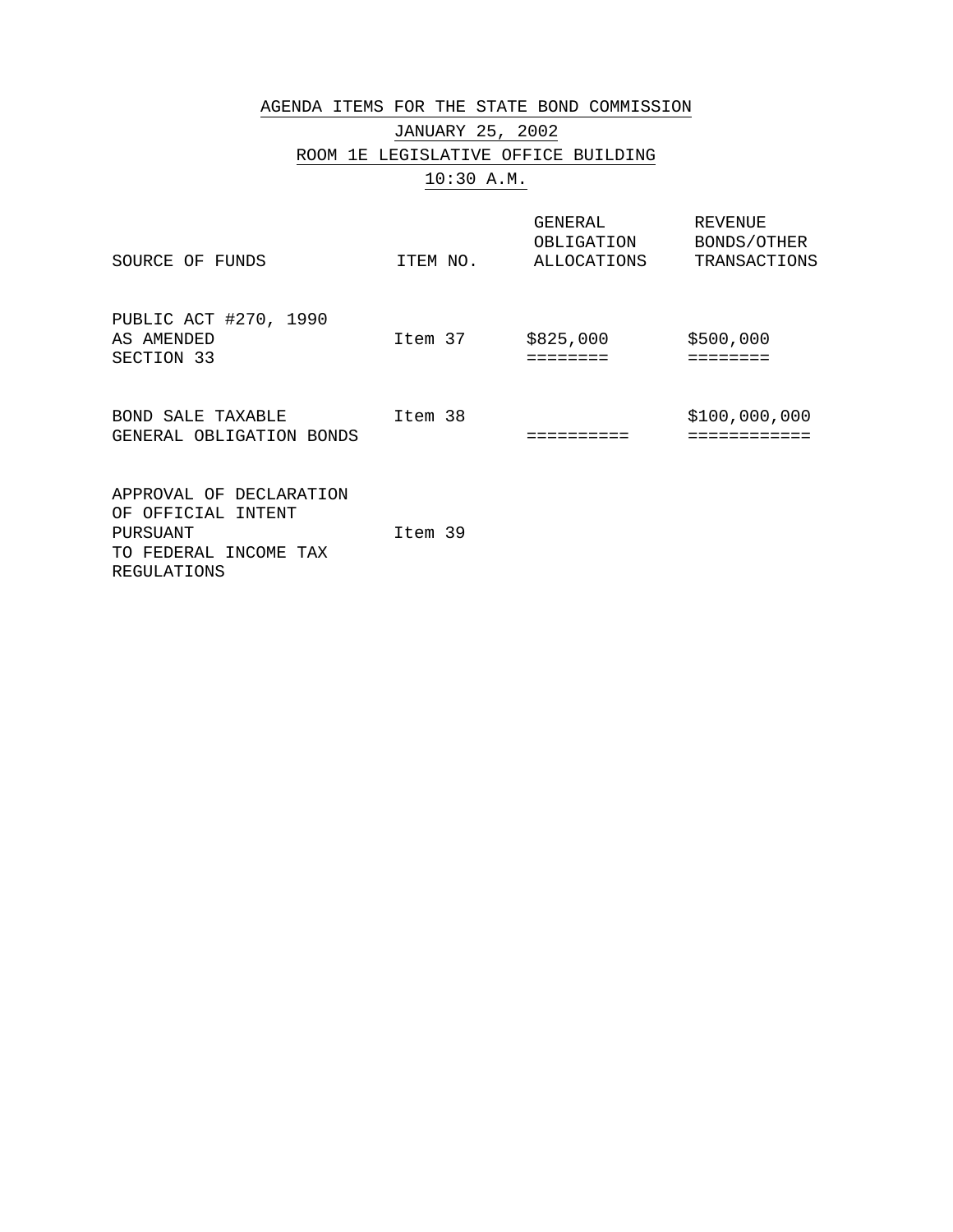AGENDA ITEMS FOR THE STATE BOND COMMISSION

JANUARY 25, 2002

ROOM 1E LEGISLATIVE OFFICE BUILDING

10:30 A.M.

| SOURCE OF FUNDS | ITEM NO. | GENERAL OBLIGATION ALLOCATIONS | REVENUE BONDS/OTHER TRANSACTIONS |
|---|---|---|---|
| PUBLIC ACT #270, 1990 AS AMENDED SECTION 33 | Item 37 | $825,000<br>======== | $500,000<br>======== |
| BOND SALE TAXABLE GENERAL OBLIGATION BONDS | Item 38 | ========== | $100,000,000<br>============ |
| APPROVAL OF DECLARATION OF OFFICIAL INTENT PURSUANT TO FEDERAL INCOME TAX REGULATIONS | Item 39 | | |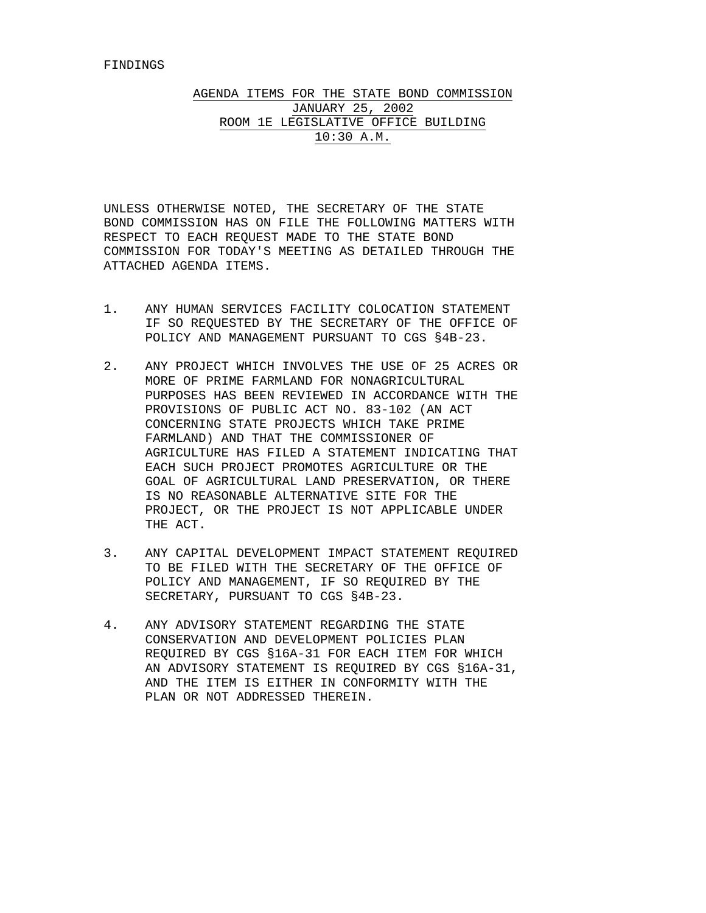FINDINGS

## AGENDA ITEMS FOR THE STATE BOND COMMISSION
## JANUARY 25, 2002
## ROOM 1E LEGISLATIVE OFFICE BUILDING
## 10:30 A.M.

UNLESS OTHERWISE NOTED, THE SECRETARY OF THE STATE BOND COMMISSION HAS ON FILE THE FOLLOWING MATTERS WITH RESPECT TO EACH REQUEST MADE TO THE STATE BOND COMMISSION FOR TODAY'S MEETING AS DETAILED THROUGH THE ATTACHED AGENDA ITEMS.

1. ANY HUMAN SERVICES FACILITY COLOCATION STATEMENT IF SO REQUESTED BY THE SECRETARY OF THE OFFICE OF POLICY AND MANAGEMENT PURSUANT TO CGS §4B-23.

2. ANY PROJECT WHICH INVOLVES THE USE OF 25 ACRES OR MORE OF PRIME FARMLAND FOR NONAGRICULTURAL PURPOSES HAS BEEN REVIEWED IN ACCORDANCE WITH THE PROVISIONS OF PUBLIC ACT NO. 83-102 (AN ACT CONCERNING STATE PROJECTS WHICH TAKE PRIME FARMLAND) AND THAT THE COMMISSIONER OF AGRICULTURE HAS FILED A STATEMENT INDICATING THAT EACH SUCH PROJECT PROMOTES AGRICULTURE OR THE GOAL OF AGRICULTURAL LAND PRESERVATION, OR THERE IS NO REASONABLE ALTERNATIVE SITE FOR THE PROJECT, OR THE PROJECT IS NOT APPLICABLE UNDER THE ACT.

3. ANY CAPITAL DEVELOPMENT IMPACT STATEMENT REQUIRED TO BE FILED WITH THE SECRETARY OF THE OFFICE OF POLICY AND MANAGEMENT, IF SO REQUIRED BY THE SECRETARY, PURSUANT TO CGS §4B-23.

4. ANY ADVISORY STATEMENT REGARDING THE STATE CONSERVATION AND DEVELOPMENT POLICIES PLAN REQUIRED BY CGS §16A-31 FOR EACH ITEM FOR WHICH AN ADVISORY STATEMENT IS REQUIRED BY CGS §16A-31, AND THE ITEM IS EITHER IN CONFORMITY WITH THE PLAN OR NOT ADDRESSED THEREIN.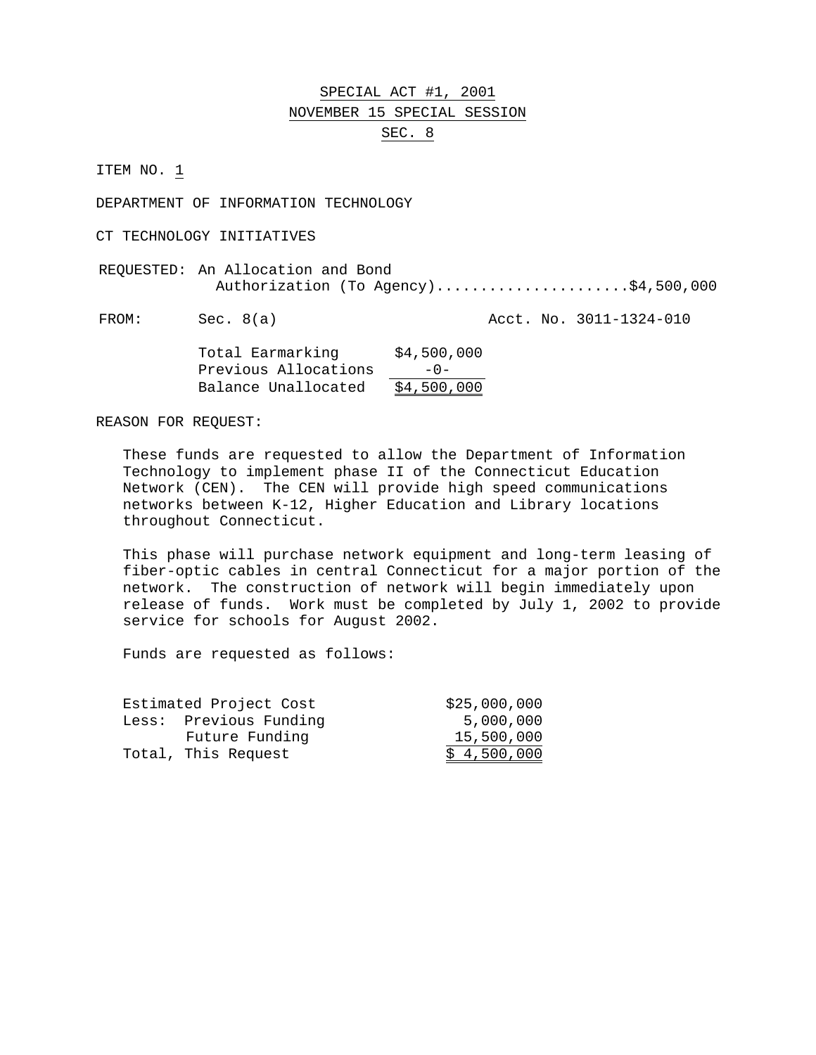# SPECIAL ACT #1, 2001
## NOVEMBER 15 SPECIAL SESSION
### SEC. 8

ITEM NO. 1

DEPARTMENT OF INFORMATION TECHNOLOGY

CT TECHNOLOGY INITIATIVES

REQUESTED: An Allocation and Bond Authorization (To Agency).....................$4,500,000

FROM: Sec. 8(a) Acct. No. 3011-1324-010

| | |
|---|---|
| Total Earmarking | $4,500,000 |
| Previous Allocations | -0- |
| Balance Unallocated | $4,500,000 |

REASON FOR REQUEST:

These funds are requested to allow the Department of Information Technology to implement phase II of the Connecticut Education Network (CEN). The CEN will provide high speed communications networks between K-12, Higher Education and Library locations throughout Connecticut.

This phase will purchase network equipment and long-term leasing of fiber-optic cables in central Connecticut for a major portion of the network. The construction of network will begin immediately upon release of funds. Work must be completed by July 1, 2002 to provide service for schools for August 2002.

Funds are requested as follows:

| | |
|---|---|
| Estimated Project Cost | $25,000,000 |
| Less: Previous Funding | 5,000,000 |
| Future Funding | 15,500,000 |
| Total, This Request | $ 4,500,000 |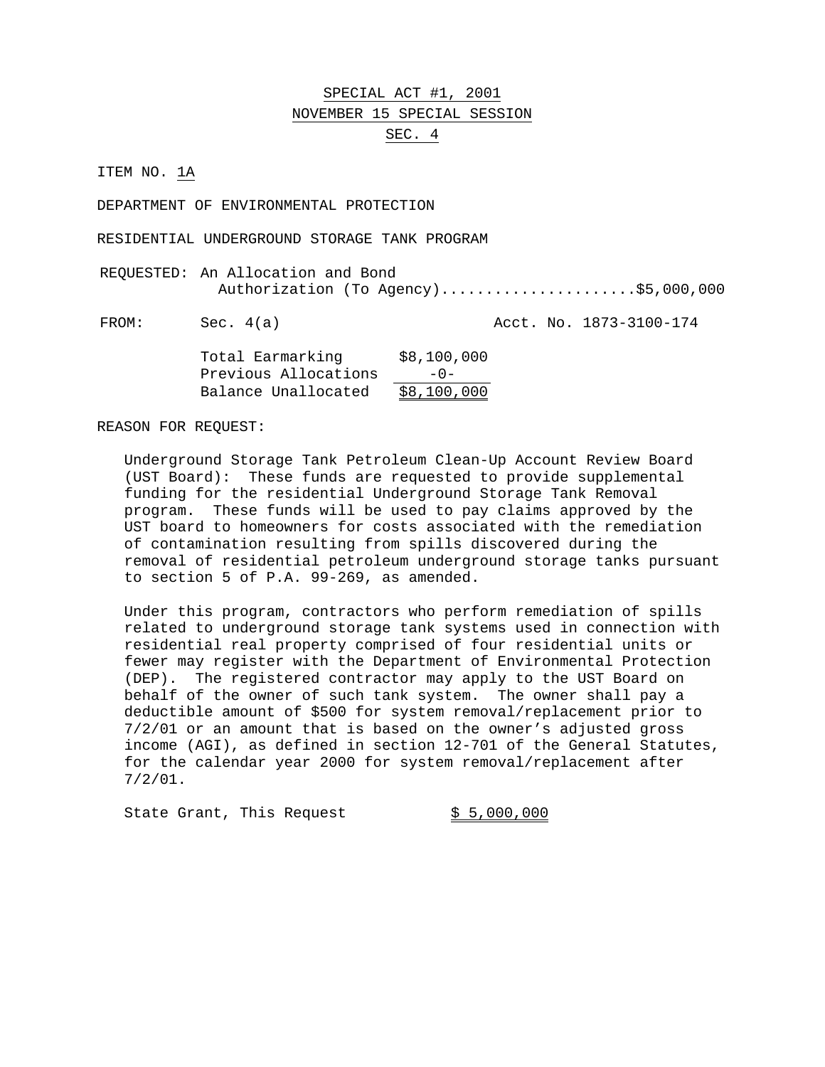SPECIAL ACT #1, 2001
NOVEMBER 15 SPECIAL SESSION
SEC. 4

ITEM NO. 1A

DEPARTMENT OF ENVIRONMENTAL PROTECTION

RESIDENTIAL UNDERGROUND STORAGE TANK PROGRAM

REQUESTED: An Allocation and Bond Authorization (To Agency)......................$5,000,000

FROM: Sec. 4(a) Acct. No. 1873-3100-174

| | |
|---|---|
| Total Earmarking | $8,100,000 |
| Previous Allocations | -0- |
| Balance Unallocated | $8,100,000 |

REASON FOR REQUEST:

Underground Storage Tank Petroleum Clean-Up Account Review Board (UST Board): These funds are requested to provide supplemental funding for the residential Underground Storage Tank Removal program. These funds will be used to pay claims approved by the UST board to homeowners for costs associated with the remediation of contamination resulting from spills discovered during the removal of residential petroleum underground storage tanks pursuant to section 5 of P.A. 99-269, as amended.

Under this program, contractors who perform remediation of spills related to underground storage tank systems used in connection with residential real property comprised of four residential units or fewer may register with the Department of Environmental Protection (DEP). The registered contractor may apply to the UST Board on behalf of the owner of such tank system. The owner shall pay a deductible amount of $500 for system removal/replacement prior to 7/2/01 or an amount that is based on the owner's adjusted gross income (AGI), as defined in section 12-701 of the General Statutes, for the calendar year 2000 for system removal/replacement after 7/2/01.

State Grant, This Request $ 5,000,000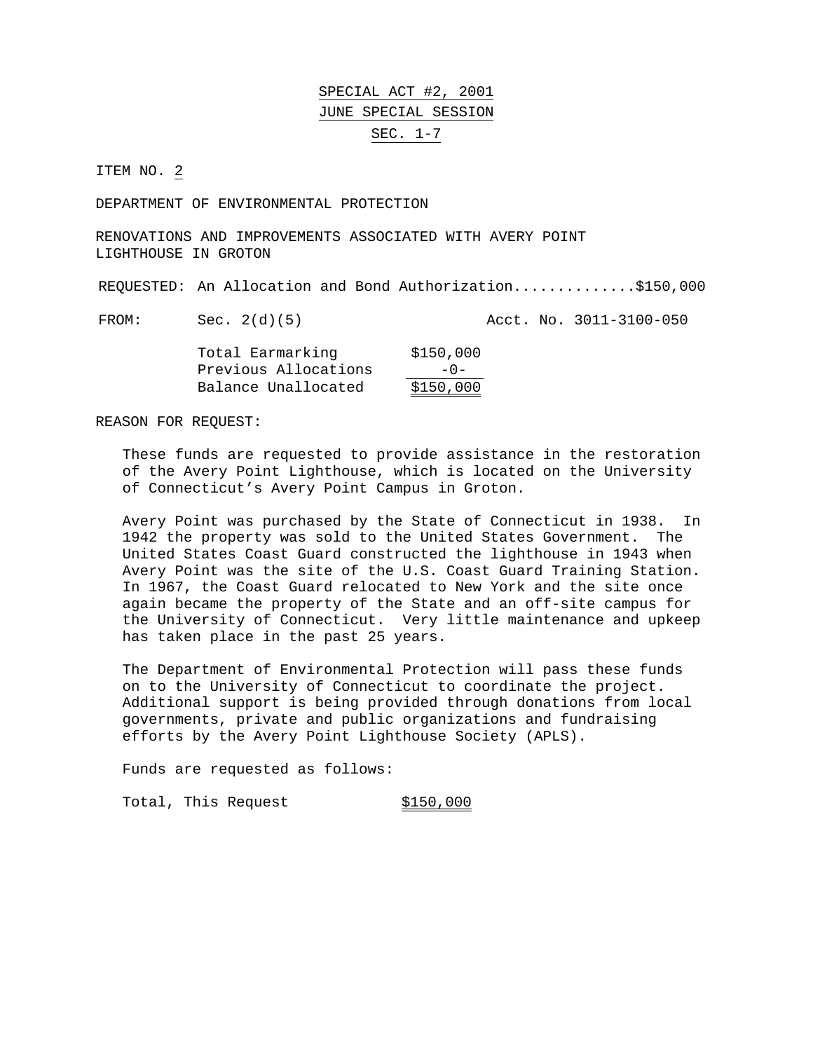SPECIAL ACT #2, 2001

JUNE SPECIAL SESSION

SEC. 1-7

ITEM NO. 2

DEPARTMENT OF ENVIRONMENTAL PROTECTION

RENOVATIONS AND IMPROVEMENTS ASSOCIATED WITH AVERY POINT LIGHTHOUSE IN GROTON

REQUESTED: An Allocation and Bond Authorization..............$150,000

FROM: Sec. 2(d)(5) Acct. No. 3011-3100-050

| | |
|---|---|
| Total Earmarking | $150,000 |
| Previous Allocations | -0- |
| Balance Unallocated | $150,000 |

REASON FOR REQUEST:

These funds are requested to provide assistance in the restoration of the Avery Point Lighthouse, which is located on the University of Connecticut's Avery Point Campus in Groton.

Avery Point was purchased by the State of Connecticut in 1938. In 1942 the property was sold to the United States Government. The United States Coast Guard constructed the lighthouse in 1943 when Avery Point was the site of the U.S. Coast Guard Training Station. In 1967, the Coast Guard relocated to New York and the site once again became the property of the State and an off-site campus for the University of Connecticut. Very little maintenance and upkeep has taken place in the past 25 years.

The Department of Environmental Protection will pass these funds on to the University of Connecticut to coordinate the project. Additional support is being provided through donations from local governments, private and public organizations and fundraising efforts by the Avery Point Lighthouse Society (APLS).

Funds are requested as follows:

| | |
|---|---|
| Total, This Request | $150,000 |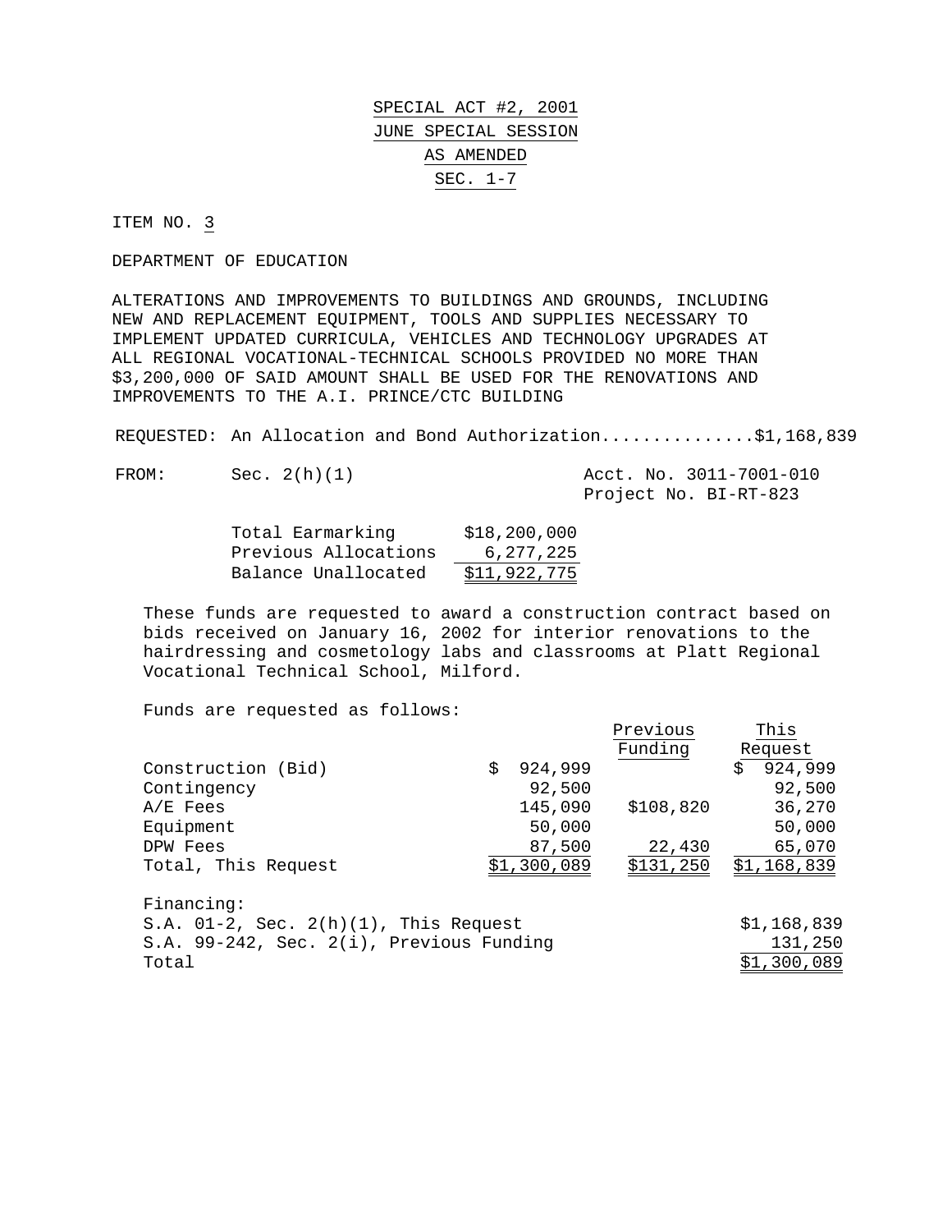SPECIAL ACT #2, 2001
JUNE SPECIAL SESSION
AS AMENDED
SEC. 1-7

ITEM NO. 3

DEPARTMENT OF EDUCATION

ALTERATIONS AND IMPROVEMENTS TO BUILDINGS AND GROUNDS, INCLUDING NEW AND REPLACEMENT EQUIPMENT, TOOLS AND SUPPLIES NECESSARY TO IMPLEMENT UPDATED CURRICULA, VEHICLES AND TECHNOLOGY UPGRADES AT ALL REGIONAL VOCATIONAL-TECHNICAL SCHOOLS PROVIDED NO MORE THAN $3,200,000 OF SAID AMOUNT SHALL BE USED FOR THE RENOVATIONS AND IMPROVEMENTS TO THE A.I. PRINCE/CTC BUILDING

REQUESTED: An Allocation and Bond Authorization..............$1,168,839

FROM: Sec. 2(h)(1) — Acct. No. 3011-7001-010, Project No. BI-RT-823

| | |
|---|---|
| Total Earmarking | $18,200,000 |
| Previous Allocations | 6,277,225 |
| Balance Unallocated | $11,922,775 |

These funds are requested to award a construction contract based on bids received on January 16, 2002 for interior renovations to the hairdressing and cosmetology labs and classrooms at Platt Regional Vocational Technical School, Milford.

Funds are requested as follows:

| | | Previous Funding | This Request |
|---|---|---|---|
| Construction (Bid) | $ 924,999 | | $ 924,999 |
| Contingency | 92,500 | | 92,500 |
| A/E Fees | 145,090 | $108,820 | 36,270 |
| Equipment | 50,000 | | 50,000 |
| DPW Fees | 87,500 | 22,430 | 65,070 |
| Total, This Request | $1,300,089 | $131,250 | $1,168,839 |

Financing:

| | |
|---|---|
| S.A. 01-2, Sec. 2(h)(1), This Request | $1,168,839 |
| S.A. 99-242, Sec. 2(i), Previous Funding | 131,250 |
| Total | $1,300,089 |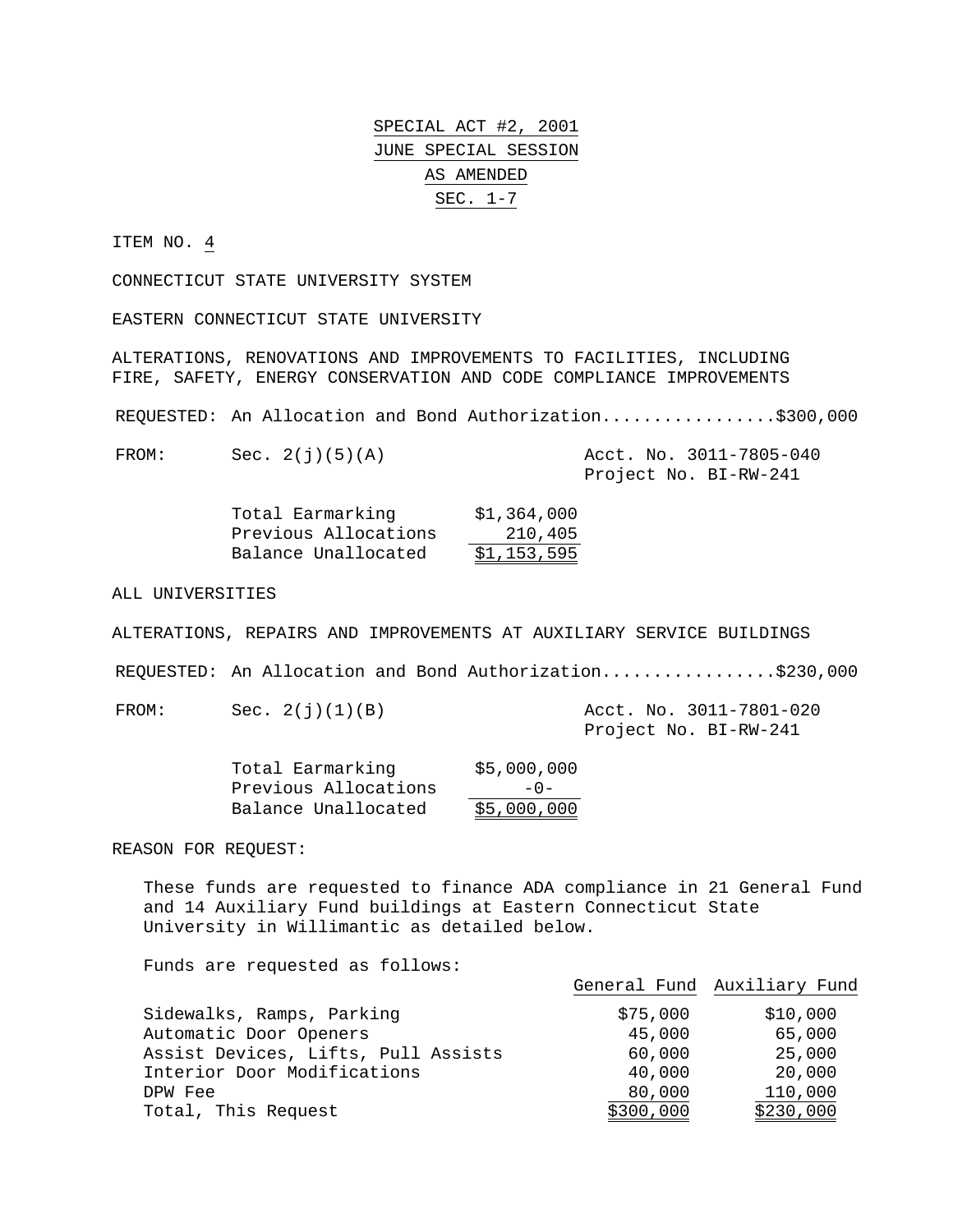# SPECIAL ACT #2, 2001
## JUNE SPECIAL SESSION
## AS AMENDED
## SEC. 1-7

ITEM NO. 4

CONNECTICUT STATE UNIVERSITY SYSTEM

EASTERN CONNECTICUT STATE UNIVERSITY

ALTERATIONS, RENOVATIONS AND IMPROVEMENTS TO FACILITIES, INCLUDING FIRE, SAFETY, ENERGY CONSERVATION AND CODE COMPLIANCE IMPROVEMENTS

REQUESTED: An Allocation and Bond Authorization.................$300,000

FROM: Sec. 2(j)(5)(A) — Acct. No. 3011-7805-040, Project No. BI-RW-241

| | |
|---|---|
| Total Earmarking | $1,364,000 |
| Previous Allocations | 210,405 |
| Balance Unallocated | $1,153,595 |

ALL UNIVERSITIES

ALTERATIONS, REPAIRS AND IMPROVEMENTS AT AUXILIARY SERVICE BUILDINGS

REQUESTED: An Allocation and Bond Authorization.................$230,000

FROM: Sec. 2(j)(1)(B) — Acct. No. 3011-7801-020, Project No. BI-RW-241

| | |
|---|---|
| Total Earmarking | $5,000,000 |
| Previous Allocations | -0- |
| Balance Unallocated | $5,000,000 |

REASON FOR REQUEST:

These funds are requested to finance ADA compliance in 21 General Fund and 14 Auxiliary Fund buildings at Eastern Connecticut State University in Willimantic as detailed below.

Funds are requested as follows:

| | General Fund | Auxiliary Fund |
|---|---|---|
| Sidewalks, Ramps, Parking | $75,000 | $10,000 |
| Automatic Door Openers | 45,000 | 65,000 |
| Assist Devices, Lifts, Pull Assists | 60,000 | 25,000 |
| Interior Door Modifications | 40,000 | 20,000 |
| DPW Fee | 80,000 | 110,000 |
| Total, This Request | $300,000 | $230,000 |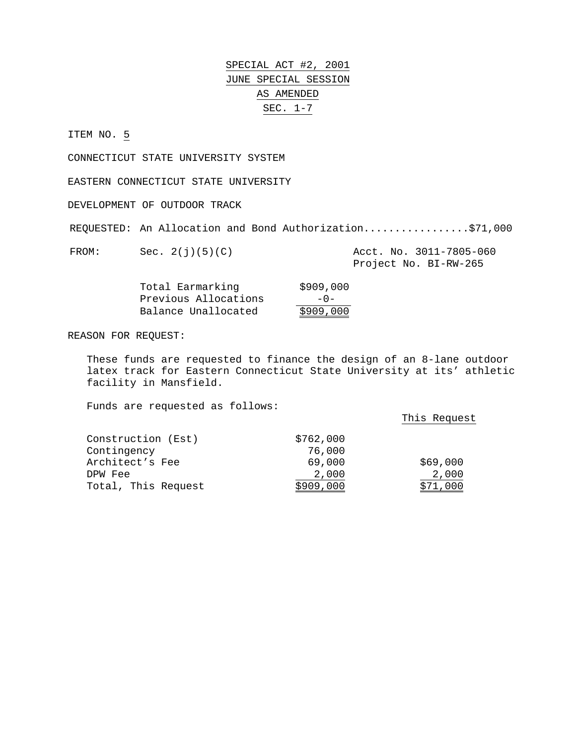SPECIAL ACT #2, 2001

JUNE SPECIAL SESSION

AS AMENDED

SEC. 1-7

ITEM NO. 5

CONNECTICUT STATE UNIVERSITY SYSTEM

EASTERN CONNECTICUT STATE UNIVERSITY

DEVELOPMENT OF OUTDOOR TRACK

REQUESTED: An Allocation and Bond Authorization.................$71,000

FROM: Sec. 2(j)(5)(C) — Acct. No. 3011-7805-060, Project No. BI-RW-265

| | |
|---|---|
| Total Earmarking | $909,000 |
| Previous Allocations | -0- |
| Balance Unallocated | $909,000 |

REASON FOR REQUEST:

These funds are requested to finance the design of an 8-lane outdoor latex track for Eastern Connecticut State University at its' athletic facility in Mansfield.

Funds are requested as follows:

| | | This Request |
|---|---|---|
| Construction (Est) | $762,000 | |
| Contingency | 76,000 | |
| Architect's Fee | 69,000 | $69,000 |
| DPW Fee | 2,000 | 2,000 |
| Total, This Request | $909,000 | $71,000 |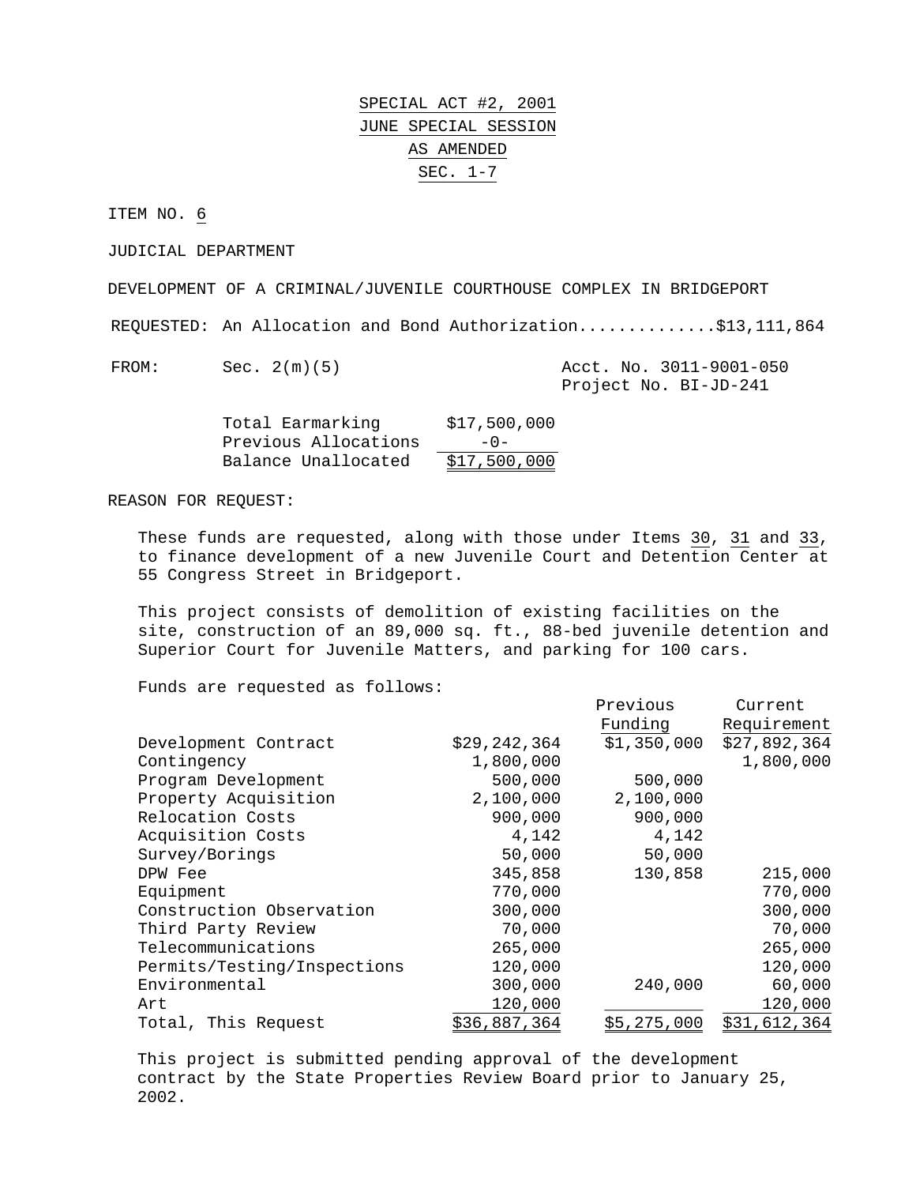SPECIAL ACT #2, 2001
JUNE SPECIAL SESSION
AS AMENDED
SEC. 1-7

ITEM NO. 6

JUDICIAL DEPARTMENT

DEVELOPMENT OF A CRIMINAL/JUVENILE COURTHOUSE COMPLEX IN BRIDGEPORT

REQUESTED: An Allocation and Bond Authorization..............$13,111,864

FROM: Sec. 2(m)(5) Acct. No. 3011-9001-050
Project No. BI-JD-241

| | |
|---|---|
| Total Earmarking | $17,500,000 |
| Previous Allocations | -0- |
| Balance Unallocated | $17,500,000 |

REASON FOR REQUEST:

These funds are requested, along with those under Items 30, 31 and 33, to finance development of a new Juvenile Court and Detention Center at 55 Congress Street in Bridgeport.

This project consists of demolition of existing facilities on the site, construction of an 89,000 sq. ft., 88-bed juvenile detention and Superior Court for Juvenile Matters, and parking for 100 cars.

Funds are requested as follows:

| | | Previous Funding | Current Requirement |
|---|---|---|---|
| Development Contract | $29,242,364 | $1,350,000 | $27,892,364 |
| Contingency | 1,800,000 | | 1,800,000 |
| Program Development | 500,000 | 500,000 | |
| Property Acquisition | 2,100,000 | 2,100,000 | |
| Relocation Costs | 900,000 | 900,000 | |
| Acquisition Costs | 4,142 | 4,142 | |
| Survey/Borings | 50,000 | 50,000 | |
| DPW Fee | 345,858 | 130,858 | 215,000 |
| Equipment | 770,000 | | 770,000 |
| Construction Observation | 300,000 | | 300,000 |
| Third Party Review | 70,000 | | 70,000 |
| Telecommunications | 265,000 | | 265,000 |
| Permits/Testing/Inspections | 120,000 | | 120,000 |
| Environmental | 300,000 | 240,000 | 60,000 |
| Art | 120,000 | | 120,000 |
| Total, This Request | $36,887,364 | $5,275,000 | $31,612,364 |

This project is submitted pending approval of the development contract by the State Properties Review Board prior to January 25, 2002.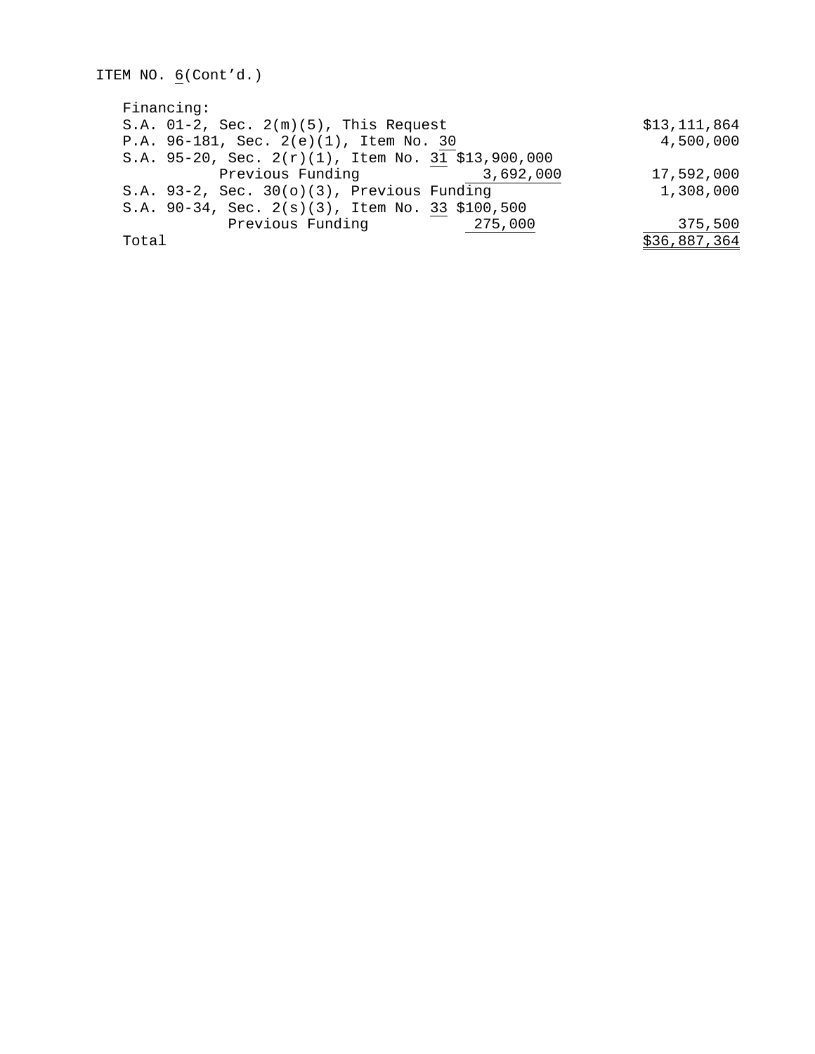ITEM NO. 6(Cont'd.)

Financing:

| | | |
|---|---|---|
| S.A. 01-2, Sec. 2(m)(5), This Request | | $13,111,864 |
| P.A. 96-181, Sec. 2(e)(1), Item No. 30 | | 4,500,000 |
| S.A. 95-20, Sec. 2(r)(1), Item No. 31 | $13,900,000 | |
| Previous Funding | 3,692,000 | 17,592,000 |
| S.A. 93-2, Sec. 30(o)(3), Previous Funding | | 1,308,000 |
| S.A. 90-34, Sec. 2(s)(3), Item No. 33 | $100,500 | |
| Previous Funding | 275,000 | 375,500 |
| Total | | $36,887,364 |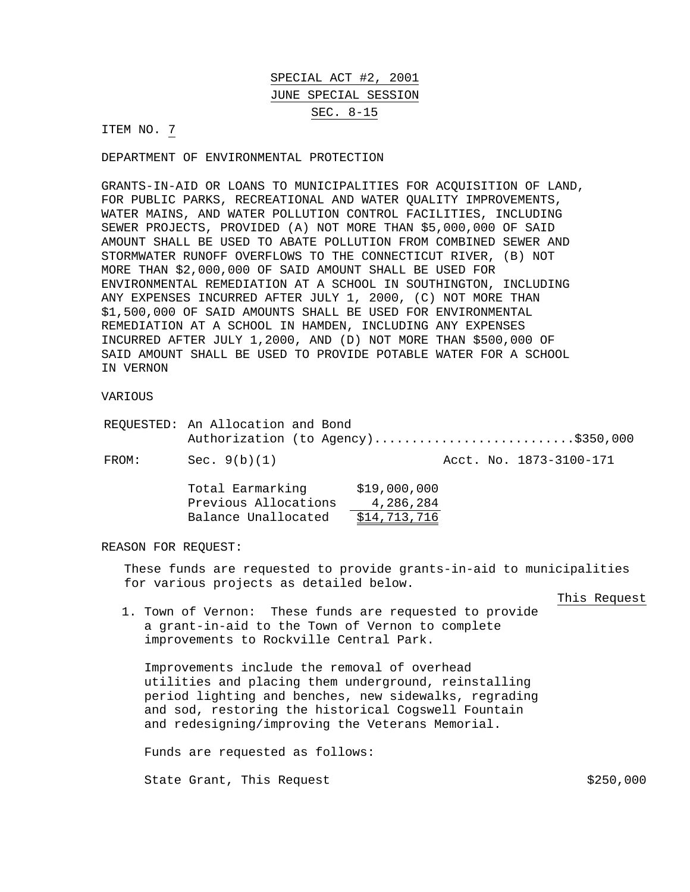SPECIAL ACT #2, 2001

JUNE SPECIAL SESSION

SEC. 8-15

ITEM NO. 7

DEPARTMENT OF ENVIRONMENTAL PROTECTION

GRANTS-IN-AID OR LOANS TO MUNICIPALITIES FOR ACQUISITION OF LAND, FOR PUBLIC PARKS, RECREATIONAL AND WATER QUALITY IMPROVEMENTS, WATER MAINS, AND WATER POLLUTION CONTROL FACILITIES, INCLUDING SEWER PROJECTS, PROVIDED (A) NOT MORE THAN $5,000,000 OF SAID AMOUNT SHALL BE USED TO ABATE POLLUTION FROM COMBINED SEWER AND STORMWATER RUNOFF OVERFLOWS TO THE CONNECTICUT RIVER, (B) NOT MORE THAN $2,000,000 OF SAID AMOUNT SHALL BE USED FOR ENVIRONMENTAL REMEDIATION AT A SCHOOL IN SOUTHINGTON, INCLUDING ANY EXPENSES INCURRED AFTER JULY 1, 2000, (C) NOT MORE THAN $1,500,000 OF SAID AMOUNTS SHALL BE USED FOR ENVIRONMENTAL REMEDIATION AT A SCHOOL IN HAMDEN, INCLUDING ANY EXPENSES INCURRED AFTER JULY 1,2000, AND (D) NOT MORE THAN $500,000 OF SAID AMOUNT SHALL BE USED TO PROVIDE POTABLE WATER FOR A SCHOOL IN VERNON

VARIOUS

REQUESTED: An Allocation and Bond Authorization (to Agency)...........................$350,000

FROM: Sec. 9(b)(1) Acct. No. 1873-3100-171

| | |
|---|---|
| Total Earmarking | $19,000,000 |
| Previous Allocations | 4,286,284 |
| Balance Unallocated | $14,713,716 |

REASON FOR REQUEST:

These funds are requested to provide grants-in-aid to municipalities for various projects as detailed below.

This Request

1. Town of Vernon: These funds are requested to provide a grant-in-aid to the Town of Vernon to complete improvements to Rockville Central Park.

   Improvements include the removal of overhead utilities and placing them underground, reinstalling period lighting and benches, new sidewalks, regrading and sod, restoring the historical Cogswell Fountain and redesigning/improving the Veterans Memorial.

   Funds are requested as follows:

   State Grant, This Request $250,000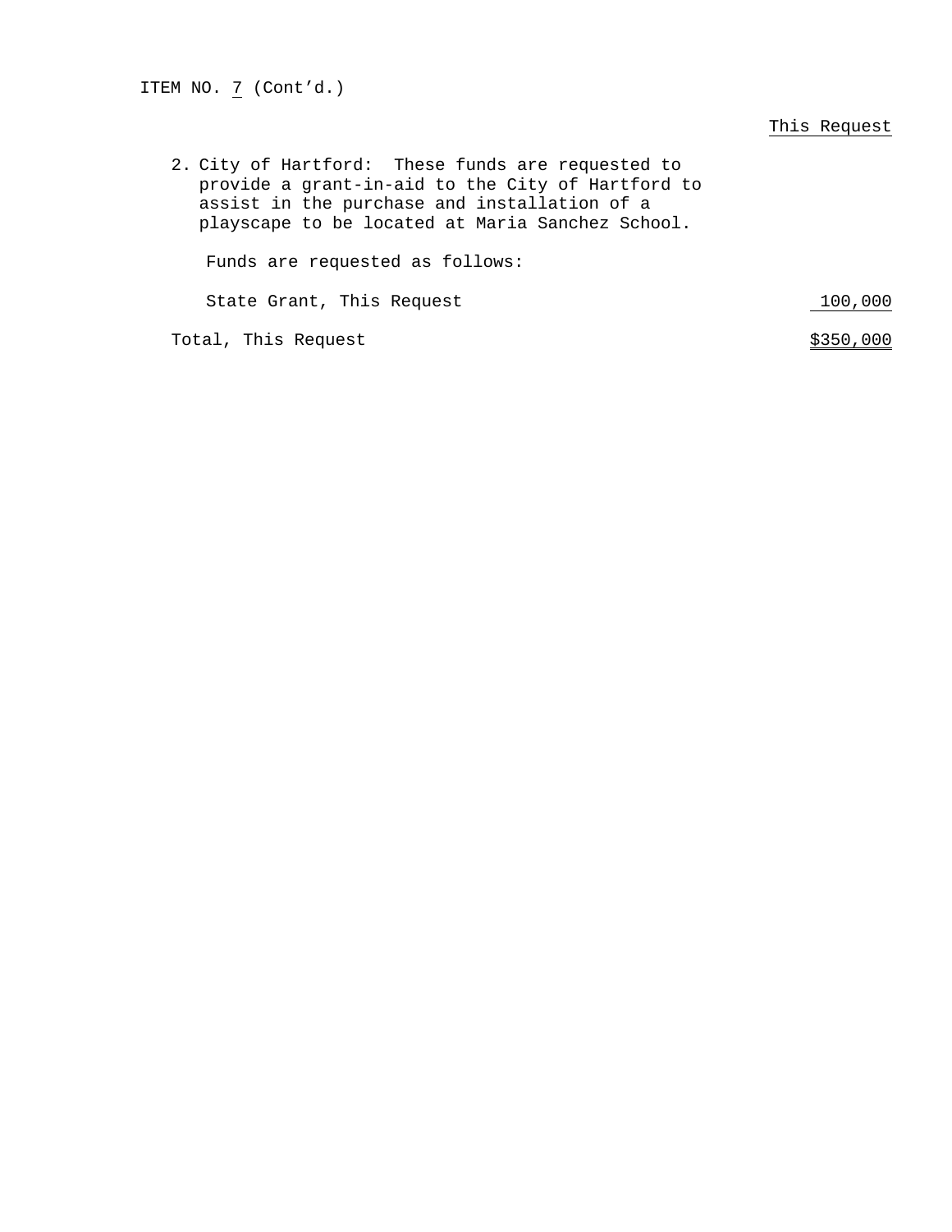ITEM NO. 7 (Cont'd.)

| | This Request |
|---|---|
| 2. City of Hartford: These funds are requested to provide a grant-in-aid to the City of Hartford to assist in the purchase and installation of a playscape to be located at Maria Sanchez School. | |
| Funds are requested as follows: | |
| State Grant, This Request | 100,000 |
| Total, This Request | $350,000 |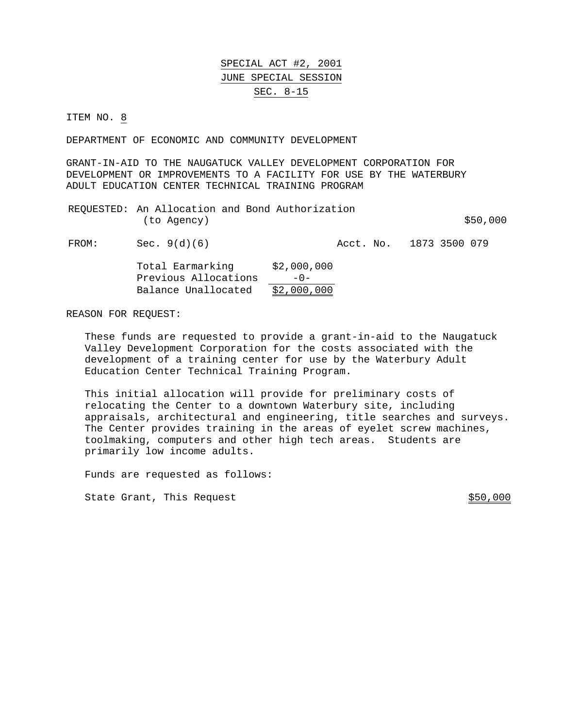SPECIAL ACT #2, 2001

JUNE SPECIAL SESSION

SEC. 8-15

ITEM NO. 8

DEPARTMENT OF ECONOMIC AND COMMUNITY DEVELOPMENT

GRANT-IN-AID TO THE NAUGATUCK VALLEY DEVELOPMENT CORPORATION FOR DEVELOPMENT OR IMPROVEMENTS TO A FACILITY FOR USE BY THE WATERBURY ADULT EDUCATION CENTER TECHNICAL TRAINING PROGRAM

REQUESTED: An Allocation and Bond Authorization (to Agency) $50,000

FROM: Sec. 9(d)(6) Acct. No. 1873 3500 079

| | |
|---|---|
| Total Earmarking | $2,000,000 |
| Previous Allocations | -0- |
| Balance Unallocated | $2,000,000 |

REASON FOR REQUEST:

These funds are requested to provide a grant-in-aid to the Naugatuck Valley Development Corporation for the costs associated with the development of a training center for use by the Waterbury Adult Education Center Technical Training Program.

This initial allocation will provide for preliminary costs of relocating the Center to a downtown Waterbury site, including appraisals, architectural and engineering, title searches and surveys. The Center provides training in the areas of eyelet screw machines, toolmaking, computers and other high tech areas. Students are primarily low income adults.

Funds are requested as follows:

State Grant, This Request $50,000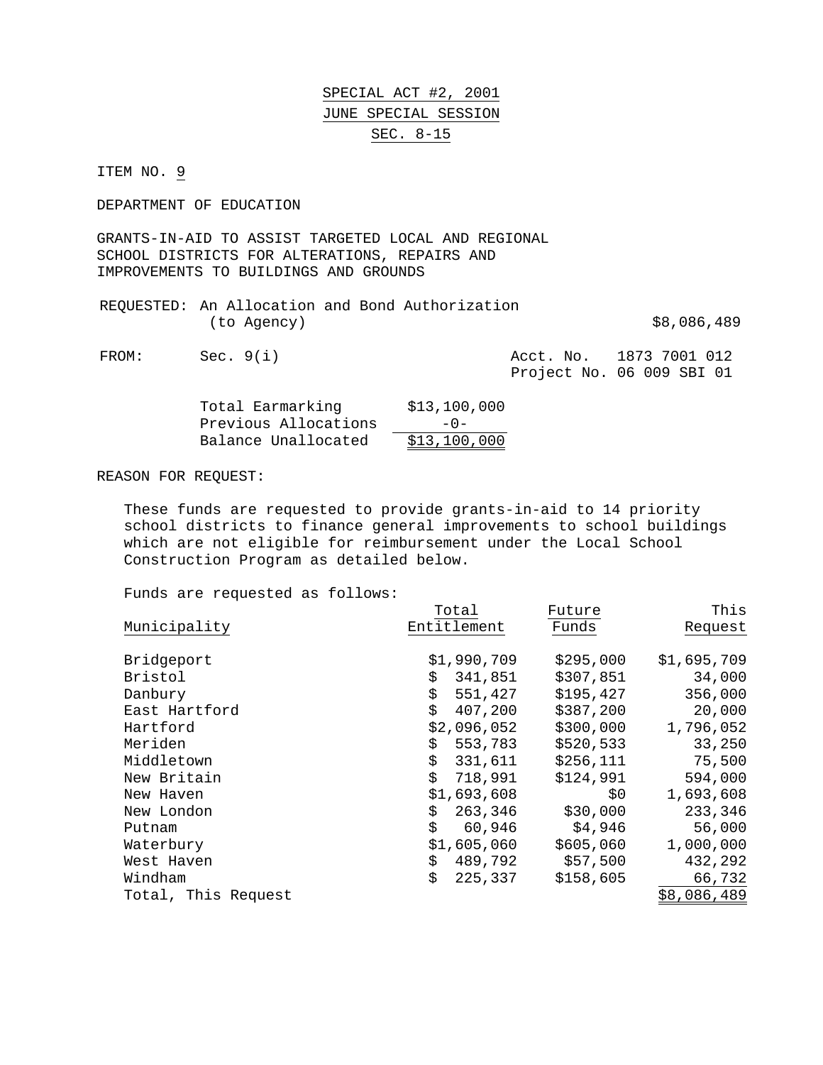SPECIAL ACT #2, 2001

JUNE SPECIAL SESSION

SEC. 8-15

ITEM NO. 9

DEPARTMENT OF EDUCATION

GRANTS-IN-AID TO ASSIST TARGETED LOCAL AND REGIONAL SCHOOL DISTRICTS FOR ALTERATIONS, REPAIRS AND IMPROVEMENTS TO BUILDINGS AND GROUNDS

REQUESTED: An Allocation and Bond Authorization (to Agency) $8,086,489

FROM: Sec. 9(i) Acct. No. 1873 7001 012
Project No. 06 009 SBI 01

| | |
|---|---|
| Total Earmarking | $13,100,000 |
| Previous Allocations | -0- |
| Balance Unallocated | $13,100,000 |

REASON FOR REQUEST:

These funds are requested to provide grants-in-aid to 14 priority school districts to finance general improvements to school buildings which are not eligible for reimbursement under the Local School Construction Program as detailed below.

Funds are requested as follows:

| Municipality | Total Entitlement | Future Funds | This Request |
|---|---|---|---|
| Bridgeport | $1,990,709 | $295,000 | $1,695,709 |
| Bristol | $ 341,851 | $307,851 | 34,000 |
| Danbury | $ 551,427 | $195,427 | 356,000 |
| East Hartford | $ 407,200 | $387,200 | 20,000 |
| Hartford | $2,096,052 | $300,000 | 1,796,052 |
| Meriden | $ 553,783 | $520,533 | 33,250 |
| Middletown | $ 331,611 | $256,111 | 75,500 |
| New Britain | $ 718,991 | $124,991 | 594,000 |
| New Haven | $1,693,608 | $0 | 1,693,608 |
| New London | $ 263,346 | $30,000 | 233,346 |
| Putnam | $ 60,946 | $4,946 | 56,000 |
| Waterbury | $1,605,060 | $605,060 | 1,000,000 |
| West Haven | $ 489,792 | $57,500 | 432,292 |
| Windham | $ 225,337 | $158,605 | 66,732 |
| Total, This Request | | | $8,086,489 |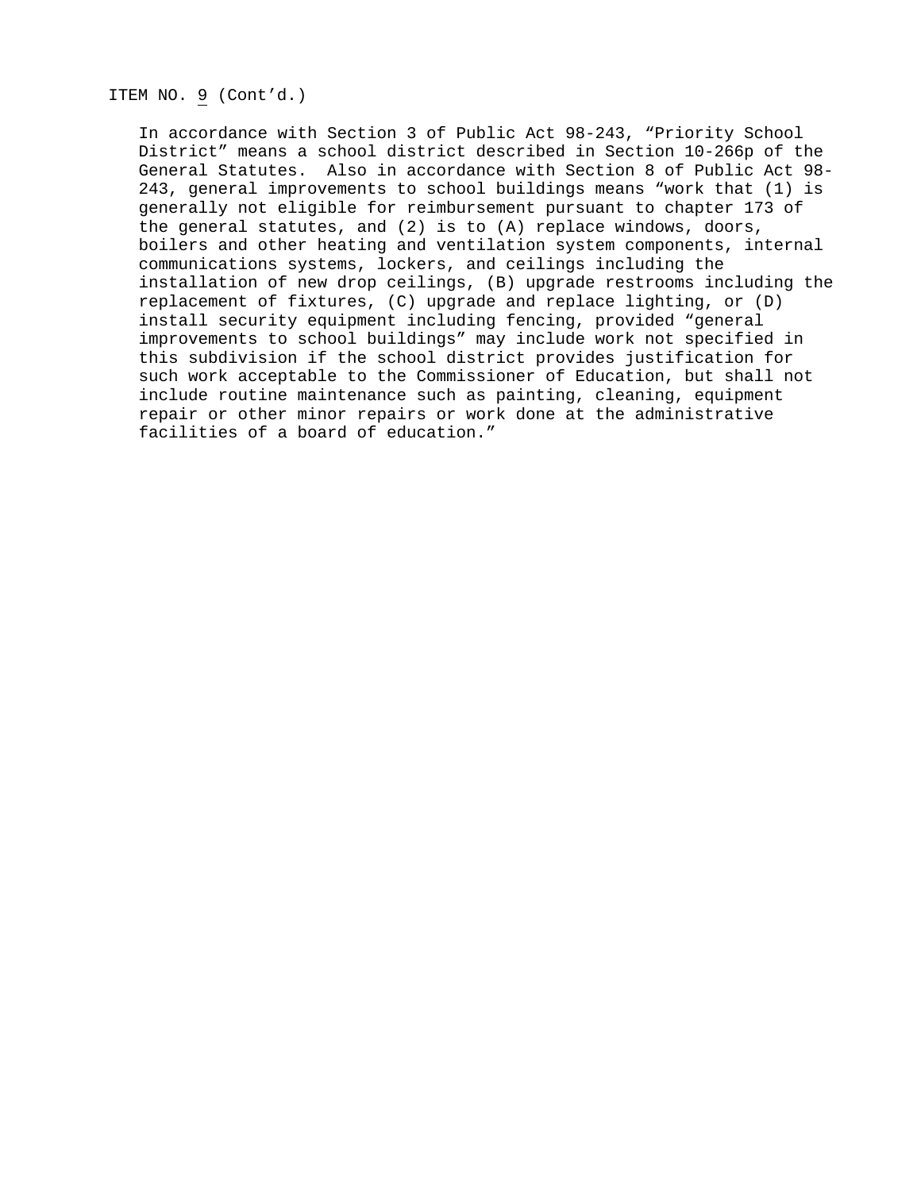ITEM NO. 9 (Cont'd.)

In accordance with Section 3 of Public Act 98-243, "Priority School District" means a school district described in Section 10-266p of the General Statutes. Also in accordance with Section 8 of Public Act 98-243, general improvements to school buildings means "work that (1) is generally not eligible for reimbursement pursuant to chapter 173 of the general statutes, and (2) is to (A) replace windows, doors, boilers and other heating and ventilation system components, internal communications systems, lockers, and ceilings including the installation of new drop ceilings, (B) upgrade restrooms including the replacement of fixtures, (C) upgrade and replace lighting, or (D) install security equipment including fencing, provided "general improvements to school buildings" may include work not specified in this subdivision if the school district provides justification for such work acceptable to the Commissioner of Education, but shall not include routine maintenance such as painting, cleaning, equipment repair or other minor repairs or work done at the administrative facilities of a board of education."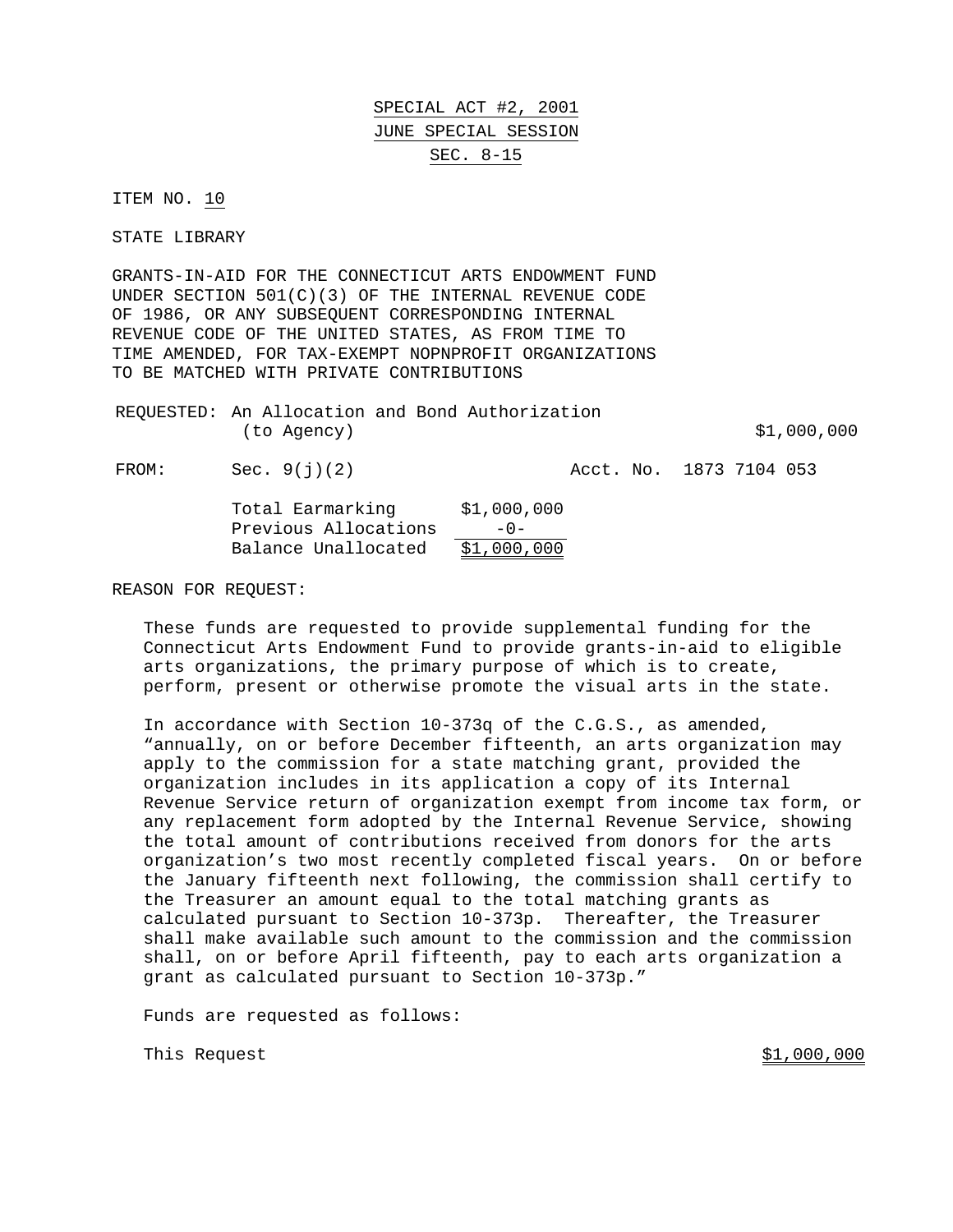SPECIAL ACT #2, 2001

JUNE SPECIAL SESSION

SEC. 8-15

ITEM NO. 10

STATE LIBRARY

GRANTS-IN-AID FOR THE CONNECTICUT ARTS ENDOWMENT FUND UNDER SECTION 501(C)(3) OF THE INTERNAL REVENUE CODE OF 1986, OR ANY SUBSEQUENT CORRESPONDING INTERNAL REVENUE CODE OF THE UNITED STATES, AS FROM TIME TO TIME AMENDED, FOR TAX-EXEMPT NOPNPROFIT ORGANIZATIONS TO BE MATCHED WITH PRIVATE CONTRIBUTIONS

REQUESTED: An Allocation and Bond Authorization (to Agency) $1,000,000

FROM: Sec. 9(j)(2) Acct. No. 1873 7104 053

| | |
|---|---|
| Total Earmarking | $1,000,000 |
| Previous Allocations | -0- |
| Balance Unallocated | $1,000,000 |

REASON FOR REQUEST:

These funds are requested to provide supplemental funding for the Connecticut Arts Endowment Fund to provide grants-in-aid to eligible arts organizations, the primary purpose of which is to create, perform, present or otherwise promote the visual arts in the state.

In accordance with Section 10-373q of the C.G.S., as amended, "annually, on or before December fifteenth, an arts organization may apply to the commission for a state matching grant, provided the organization includes in its application a copy of its Internal Revenue Service return of organization exempt from income tax form, or any replacement form adopted by the Internal Revenue Service, showing the total amount of contributions received from donors for the arts organization's two most recently completed fiscal years. On or before the January fifteenth next following, the commission shall certify to the Treasurer an amount equal to the total matching grants as calculated pursuant to Section 10-373p. Thereafter, the Treasurer shall make available such amount to the commission and the commission shall, on or before April fifteenth, pay to each arts organization a grant as calculated pursuant to Section 10-373p."

Funds are requested as follows:

This Request $1,000,000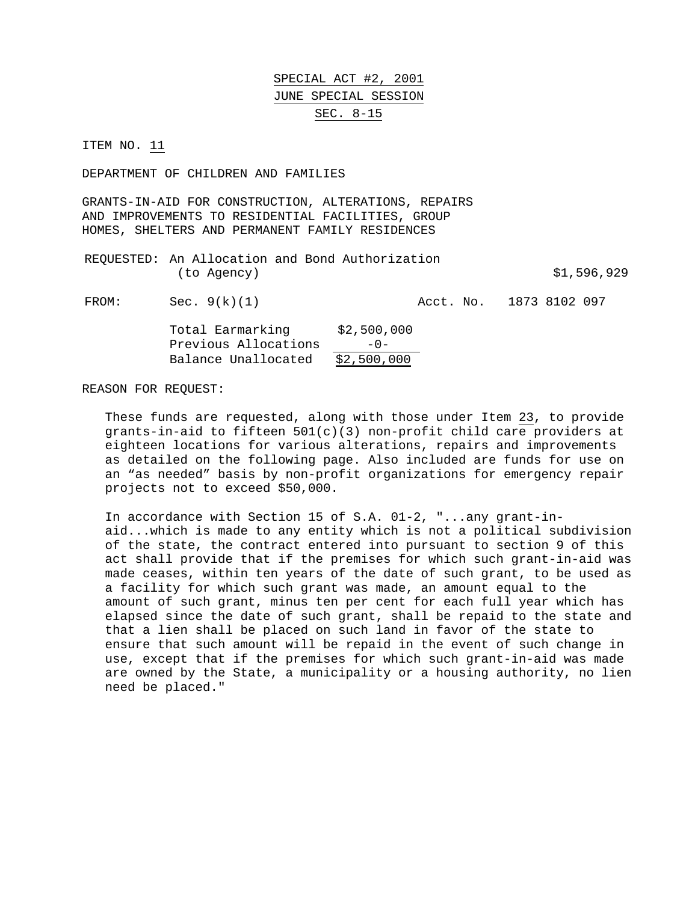<u>SPECIAL ACT #2, 2001</u>

<u>JUNE SPECIAL SESSION</u>

<u>SEC. 8-15</u>

ITEM NO. <u>11</u>

DEPARTMENT OF CHILDREN AND FAMILIES

GRANTS-IN-AID FOR CONSTRUCTION, ALTERATIONS, REPAIRS AND IMPROVEMENTS TO RESIDENTIAL FACILITIES, GROUP HOMES, SHELTERS AND PERMANENT FAMILY RESIDENCES

REQUESTED: An Allocation and Bond Authorization (to Agency) $1,596,929

FROM: Sec. 9(k)(1) Acct. No. 1873 8102 097

| | |
|---|---|
| Total Earmarking | $2,500,000 |
| Previous Allocations | -0- |
| Balance Unallocated | $2,500,000 |

REASON FOR REQUEST:

These funds are requested, along with those under Item <u>23</u>, to provide grants-in-aid to fifteen 501(c)(3) non-profit child care providers at eighteen locations for various alterations, repairs and improvements as detailed on the following page. Also included are funds for use on an "as needed" basis by non-profit organizations for emergency repair projects not to exceed $50,000.

In accordance with Section 15 of S.A. 01-2, "...any grant-in-aid...which is made to any entity which is not a political subdivision of the state, the contract entered into pursuant to section 9 of this act shall provide that if the premises for which such grant-in-aid was made ceases, within ten years of the date of such grant, to be used as a facility for which such grant was made, an amount equal to the amount of such grant, minus ten per cent for each full year which has elapsed since the date of such grant, shall be repaid to the state and that a lien shall be placed on such land in favor of the state to ensure that such amount will be repaid in the event of such change in use, except that if the premises for which such grant-in-aid was made are owned by the State, a municipality or a housing authority, no lien need be placed."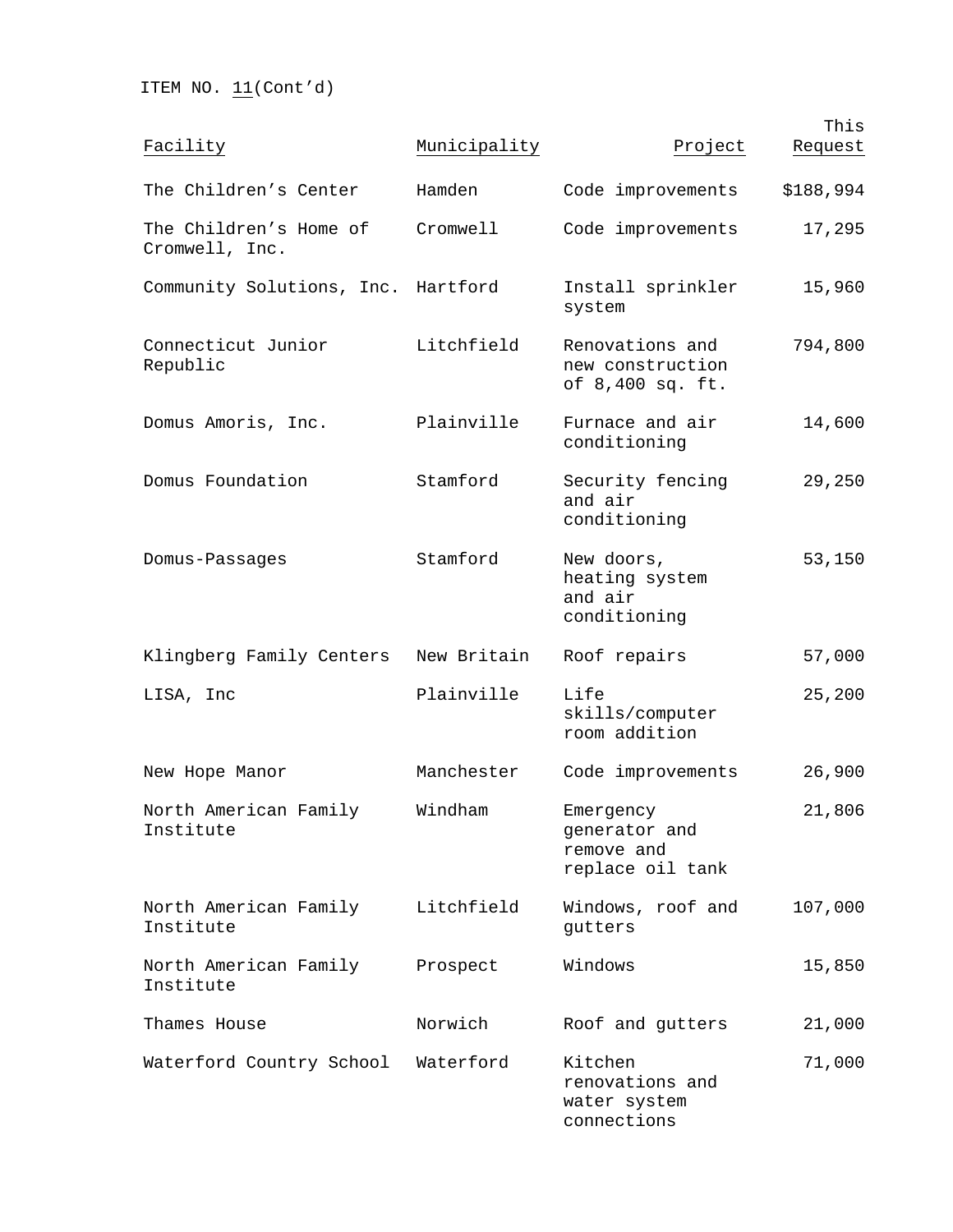ITEM NO. 11(Cont'd)

| Facility | Municipality | Project | This Request |
|---|---|---|---|
| The Children's Center | Hamden | Code improvements | $188,994 |
| The Children's Home of Cromwell, Inc. | Cromwell | Code improvements | 17,295 |
| Community Solutions, Inc. | Hartford | Install sprinkler system | 15,960 |
| Connecticut Junior Republic | Litchfield | Renovations and new construction of 8,400 sq. ft. | 794,800 |
| Domus Amoris, Inc. | Plainville | Furnace and air conditioning | 14,600 |
| Domus Foundation | Stamford | Security fencing and air conditioning | 29,250 |
| Domus-Passages | Stamford | New doors, heating system and air conditioning | 53,150 |
| Klingberg Family Centers | New Britain | Roof repairs | 57,000 |
| LISA, Inc | Plainville | Life skills/computer room addition | 25,200 |
| New Hope Manor | Manchester | Code improvements | 26,900 |
| North American Family Institute | Windham | Emergency generator and remove and replace oil tank | 21,806 |
| North American Family Institute | Litchfield | Windows, roof and gutters | 107,000 |
| North American Family Institute | Prospect | Windows | 15,850 |
| Thames House | Norwich | Roof and gutters | 21,000 |
| Waterford Country School | Waterford | Kitchen renovations and water system connections | 71,000 |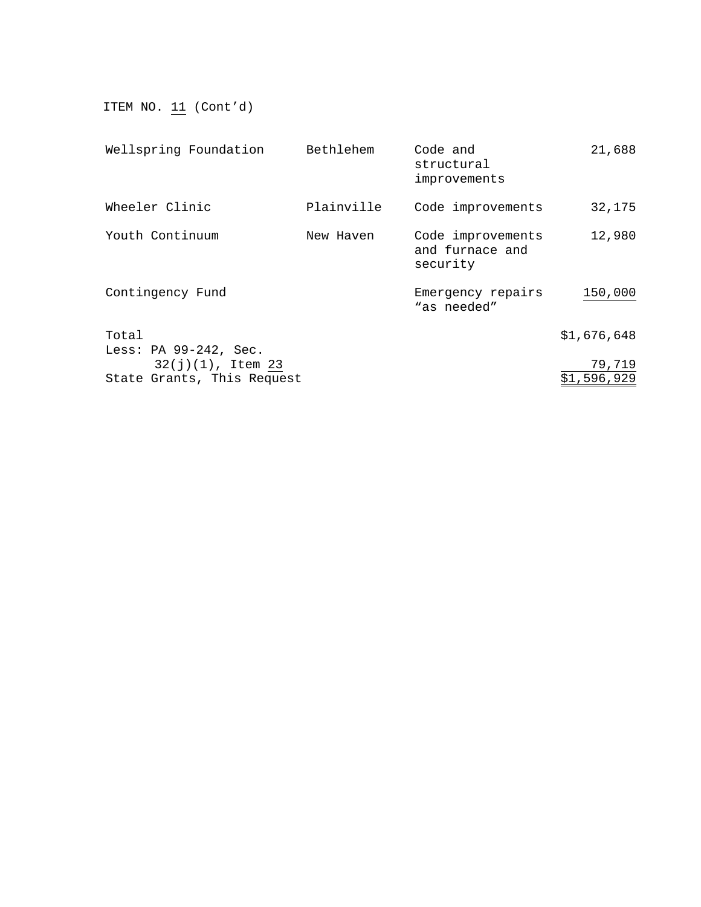ITEM NO. 11 (Cont'd)

| | | | |
|---|---|---|---|
| Wellspring Foundation | Bethlehem | Code and structural improvements | 21,688 |
| Wheeler Clinic | Plainville | Code improvements | 32,175 |
| Youth Continuum | New Haven | Code improvements and furnace and security | 12,980 |
| Contingency Fund | | Emergency repairs "as needed" | 150,000 |
| Total | | | $1,676,648 |
| Less: PA 99-242, Sec. 32(j)(1), Item 23 | | | 79,719 |
| State Grants, This Request | | | $1,596,929 |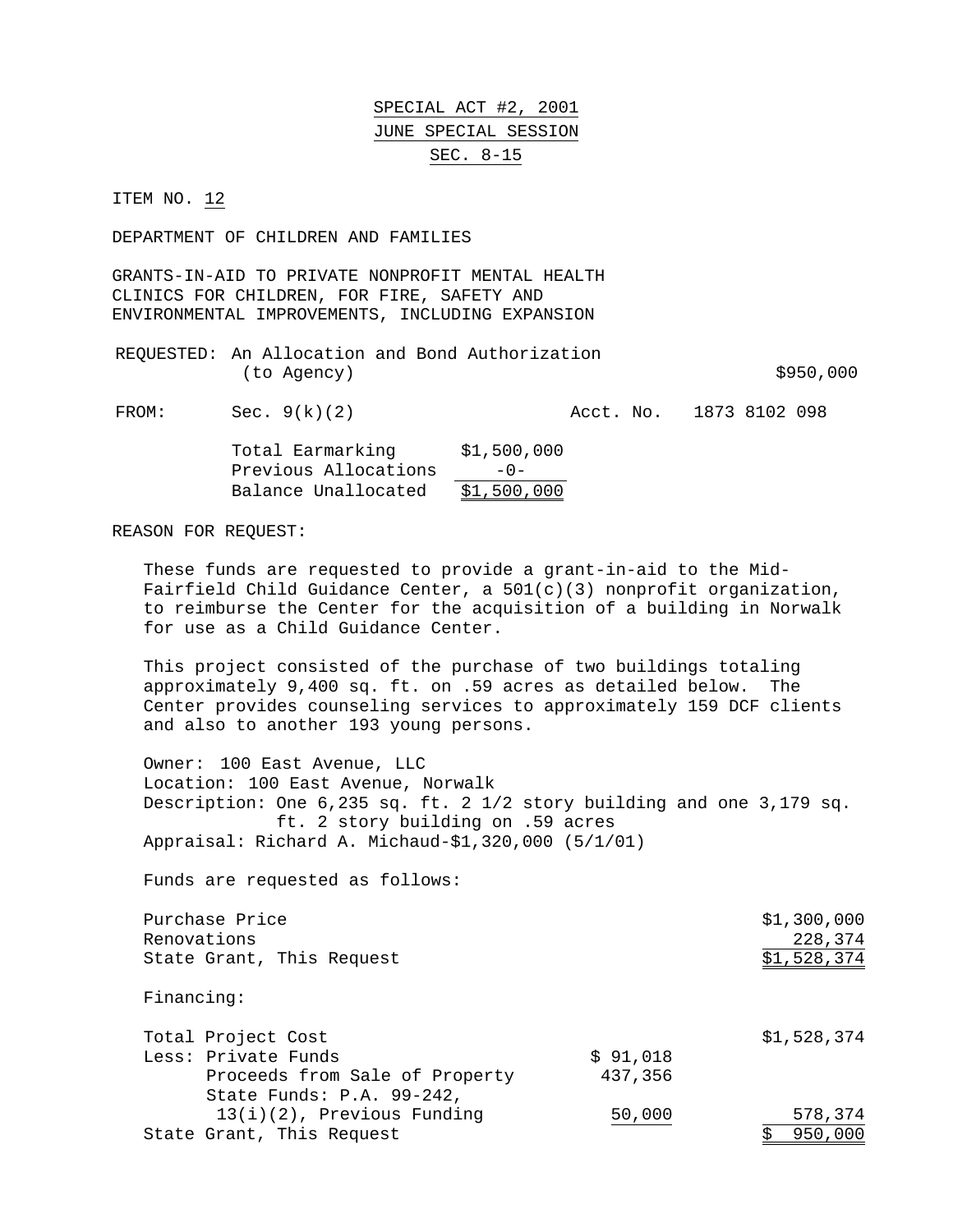SPECIAL ACT #2, 2001
JUNE SPECIAL SESSION
SEC. 8-15

ITEM NO. 12

DEPARTMENT OF CHILDREN AND FAMILIES

GRANTS-IN-AID TO PRIVATE NONPROFIT MENTAL HEALTH CLINICS FOR CHILDREN, FOR FIRE, SAFETY AND ENVIRONMENTAL IMPROVEMENTS, INCLUDING EXPANSION

REQUESTED: An Allocation and Bond Authorization (to Agency) $950,000

FROM: Sec. 9(k)(2) Acct. No. 1873 8102 098

| | |
|---|---|
| Total Earmarking | $1,500,000 |
| Previous Allocations | -0- |
| Balance Unallocated | $1,500,000 |

REASON FOR REQUEST:

These funds are requested to provide a grant-in-aid to the Mid-Fairfield Child Guidance Center, a 501(c)(3) nonprofit organization, to reimburse the Center for the acquisition of a building in Norwalk for use as a Child Guidance Center.

This project consisted of the purchase of two buildings totaling approximately 9,400 sq. ft. on .59 acres as detailed below. The Center provides counseling services to approximately 159 DCF clients and also to another 193 young persons.

Owner: 100 East Avenue, LLC
Location: 100 East Avenue, Norwalk
Description: One 6,235 sq. ft. 2 1/2 story building and one 3,179 sq. ft. 2 story building on .59 acres
Appraisal: Richard A. Michaud-$1,320,000 (5/1/01)

Funds are requested as follows:

| | |
|---|---|
| Purchase Price | $1,300,000 |
| Renovations | 228,374 |
| State Grant, This Request | $1,528,374 |

Financing:

| | | |
|---|---|---|
| Total Project Cost | | $1,528,374 |
| Less: Private Funds | $ 91,018 | |
| Proceeds from Sale of Property | 437,356 | |
| State Funds: P.A. 99-242, 13(i)(2), Previous Funding | 50,000 | 578,374 |
| State Grant, This Request | | $ 950,000 |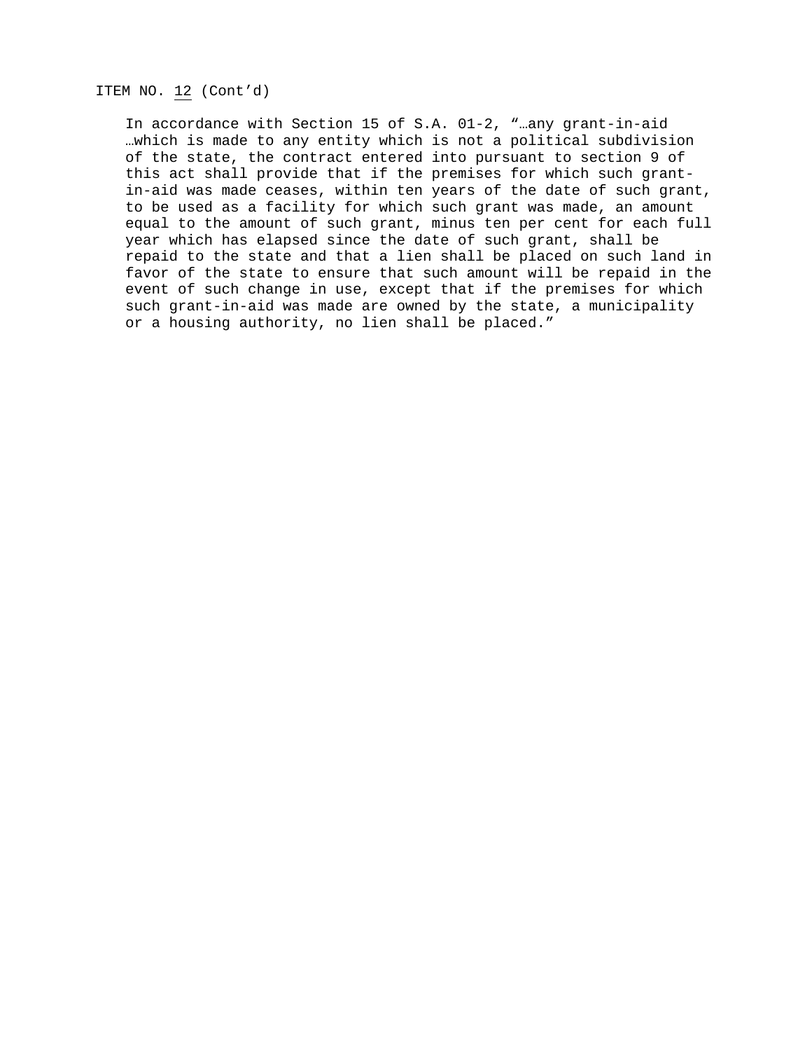ITEM NO. <u>12</u> (Cont'd)

In accordance with Section 15 of S.A. 01-2, "…any grant-in-aid …which is made to any entity which is not a political subdivision of the state, the contract entered into pursuant to section 9 of this act shall provide that if the premises for which such grant-in-aid was made ceases, within ten years of the date of such grant, to be used as a facility for which such grant was made, an amount equal to the amount of such grant, minus ten per cent for each full year which has elapsed since the date of such grant, shall be repaid to the state and that a lien shall be placed on such land in favor of the state to ensure that such amount will be repaid in the event of such change in use, except that if the premises for which such grant-in-aid was made are owned by the state, a municipality or a housing authority, no lien shall be placed."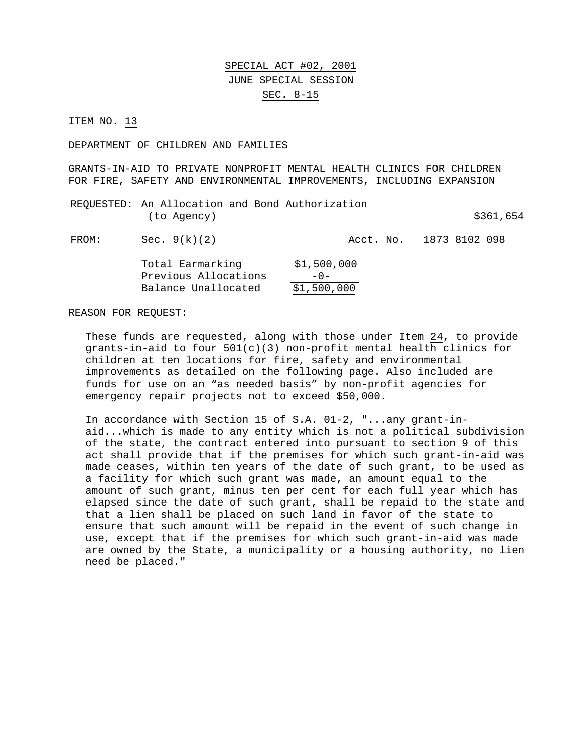SPECIAL ACT #02, 2001

JUNE SPECIAL SESSION

SEC. 8-15

ITEM NO. 13

DEPARTMENT OF CHILDREN AND FAMILIES

GRANTS-IN-AID TO PRIVATE NONPROFIT MENTAL HEALTH CLINICS FOR CHILDREN FOR FIRE, SAFETY AND ENVIRONMENTAL IMPROVEMENTS, INCLUDING EXPANSION

REQUESTED: An Allocation and Bond Authorization (to Agency) $361,654

FROM: Sec. 9(k)(2) Acct. No. 1873 8102 098

| | |
|---|---|
| Total Earmarking | $1,500,000 |
| Previous Allocations | -0- |
| Balance Unallocated | $1,500,000 |

REASON FOR REQUEST:

These funds are requested, along with those under Item 24, to provide grants-in-aid to four 501(c)(3) non-profit mental health clinics for children at ten locations for fire, safety and environmental improvements as detailed on the following page. Also included are funds for use on an "as needed basis" by non-profit agencies for emergency repair projects not to exceed $50,000.

In accordance with Section 15 of S.A. 01-2, "...any grant-in-aid...which is made to any entity which is not a political subdivision of the state, the contract entered into pursuant to section 9 of this act shall provide that if the premises for which such grant-in-aid was made ceases, within ten years of the date of such grant, to be used as a facility for which such grant was made, an amount equal to the amount of such grant, minus ten per cent for each full year which has elapsed since the date of such grant, shall be repaid to the state and that a lien shall be placed on such land in favor of the state to ensure that such amount will be repaid in the event of such change in use, except that if the premises for which such grant-in-aid was made are owned by the State, a municipality or a housing authority, no lien need be placed."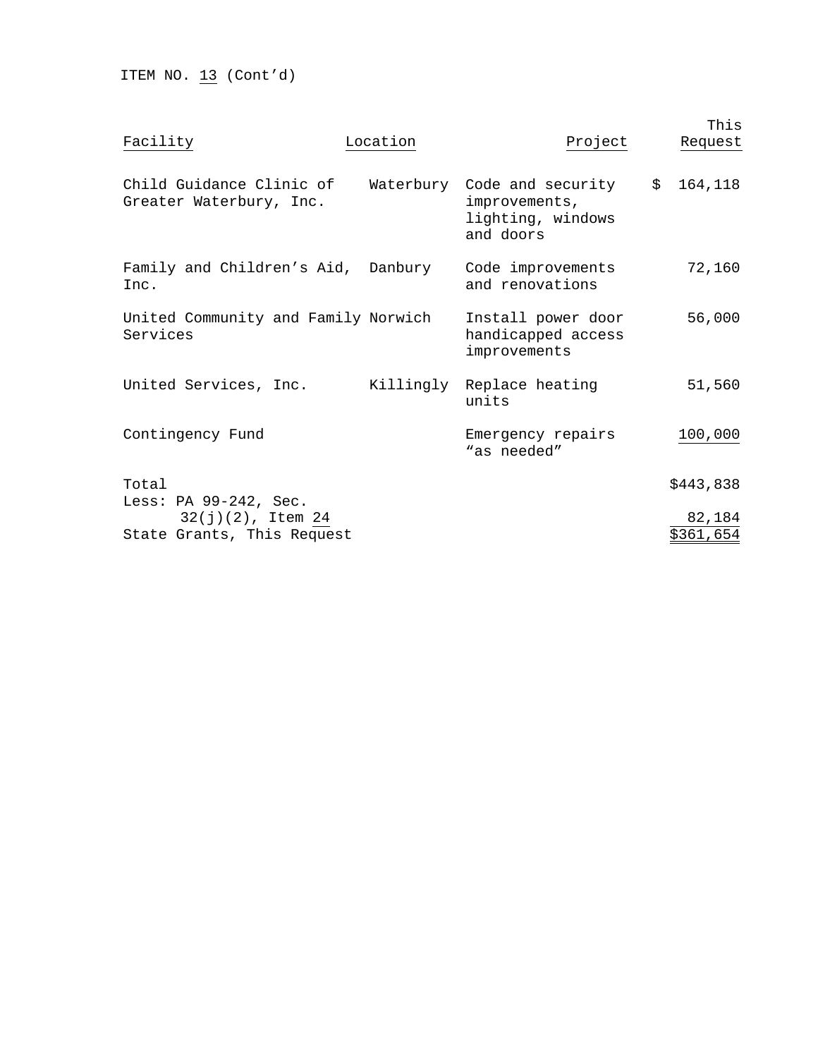ITEM NO. 13 (Cont'd)

| Facility | Location | Project | This Request |
|---|---|---|---|
| Child Guidance Clinic of Greater Waterbury, Inc. | Waterbury | Code and security improvements, lighting, windows and doors | $ 164,118 |
| Family and Children's Aid, Inc. | Danbury | Code improvements and renovations | 72,160 |
| United Community and Family Services | Norwich | Install power door handicapped access improvements | 56,000 |
| United Services, Inc. | Killingly | Replace heating units | 51,560 |
| Contingency Fund | | Emergency repairs "as needed" | 100,000 |
| Total | | | $443,838 |
| Less: PA 99-242, Sec. 32(j)(2), Item 24 | | | 82,184 |
| State Grants, This Request | | | $361,654 |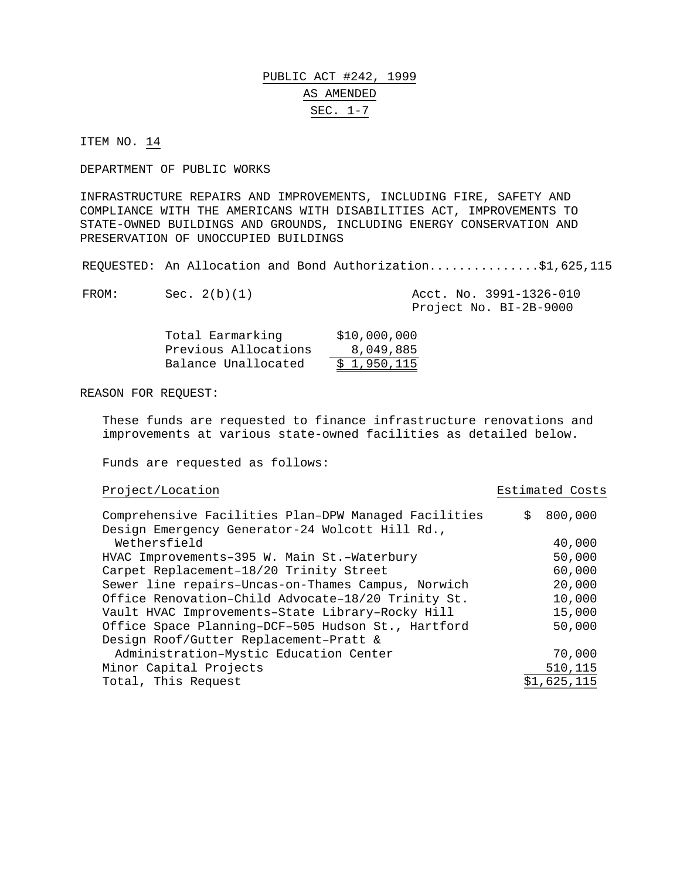PUBLIC ACT #242, 1999

AS AMENDED

SEC. 1-7

ITEM NO. 14

DEPARTMENT OF PUBLIC WORKS

INFRASTRUCTURE REPAIRS AND IMPROVEMENTS, INCLUDING FIRE, SAFETY AND COMPLIANCE WITH THE AMERICANS WITH DISABILITIES ACT, IMPROVEMENTS TO STATE-OWNED BUILDINGS AND GROUNDS, INCLUDING ENERGY CONSERVATION AND PRESERVATION OF UNOCCUPIED BUILDINGS

REQUESTED: An Allocation and Bond Authorization..............$1,625,115

FROM: Sec. 2(b)(1) — Acct. No. 3991-1326-010, Project No. BI-2B-9000

| | |
|---|---|
| Total Earmarking | $10,000,000 |
| Previous Allocations | 8,049,885 |
| Balance Unallocated | $ 1,950,115 |

REASON FOR REQUEST:

These funds are requested to finance infrastructure renovations and improvements at various state-owned facilities as detailed below.

Funds are requested as follows:

| Project/Location | Estimated Costs |
|---|---|
| Comprehensive Facilities Plan–DPW Managed Facilities | $ 800,000 |
| Design Emergency Generator-24 Wolcott Hill Rd., Wethersfield | 40,000 |
| HVAC Improvements–395 W. Main St.–Waterbury | 50,000 |
| Carpet Replacement–18/20 Trinity Street | 60,000 |
| Sewer line repairs–Uncas-on-Thames Campus, Norwich | 20,000 |
| Office Renovation–Child Advocate–18/20 Trinity St. | 10,000 |
| Vault HVAC Improvements–State Library–Rocky Hill | 15,000 |
| Office Space Planning–DCF–505 Hudson St., Hartford | 50,000 |
| Design Roof/Gutter Replacement–Pratt & Administration–Mystic Education Center | 70,000 |
| Minor Capital Projects | 510,115 |
| Total, This Request | $1,625,115 |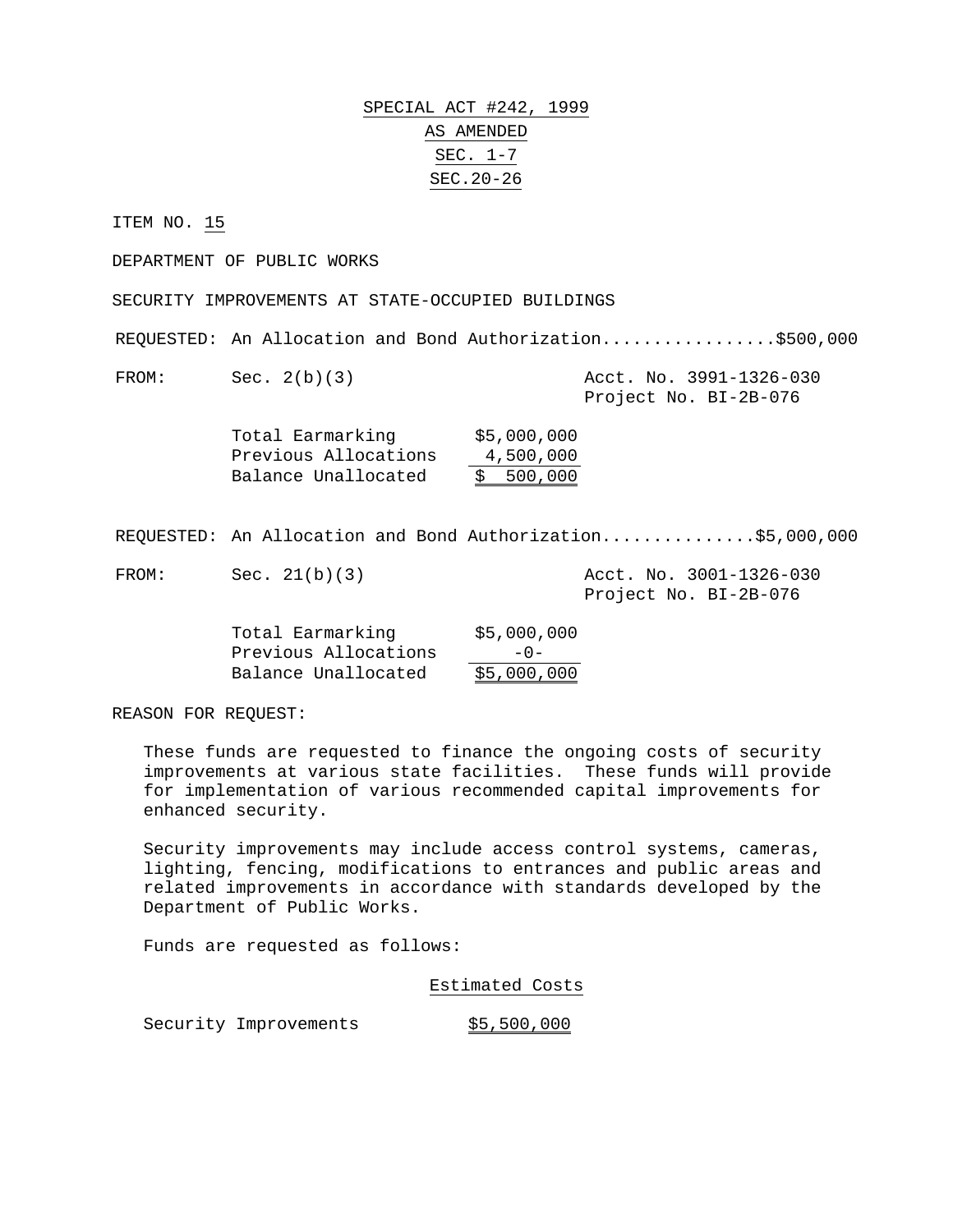**SPECIAL ACT #242, 1999**
**AS AMENDED**
**SEC. 1-7**
**SEC.20-26**

ITEM NO. 15

DEPARTMENT OF PUBLIC WORKS

SECURITY IMPROVEMENTS AT STATE-OCCUPIED BUILDINGS

REQUESTED: An Allocation and Bond Authorization.................$500,000

FROM: Sec. 2(b)(3) — Acct. No. 3991-1326-030, Project No. BI-2B-076

| | |
|---|---|
| Total Earmarking | $5,000,000 |
| Previous Allocations | 4,500,000 |
| Balance Unallocated | $ 500,000 |

REQUESTED: An Allocation and Bond Authorization...............$5,000,000

FROM: Sec. 21(b)(3) — Acct. No. 3001-1326-030, Project No. BI-2B-076

| | |
|---|---|
| Total Earmarking | $5,000,000 |
| Previous Allocations | -0- |
| Balance Unallocated | $5,000,000 |

REASON FOR REQUEST:

These funds are requested to finance the ongoing costs of security improvements at various state facilities. These funds will provide for implementation of various recommended capital improvements for enhanced security.

Security improvements may include access control systems, cameras, lighting, fencing, modifications to entrances and public areas and related improvements in accordance with standards developed by the Department of Public Works.

Funds are requested as follows:

| | Estimated Costs |
|---|---|
| Security Improvements | $5,500,000 |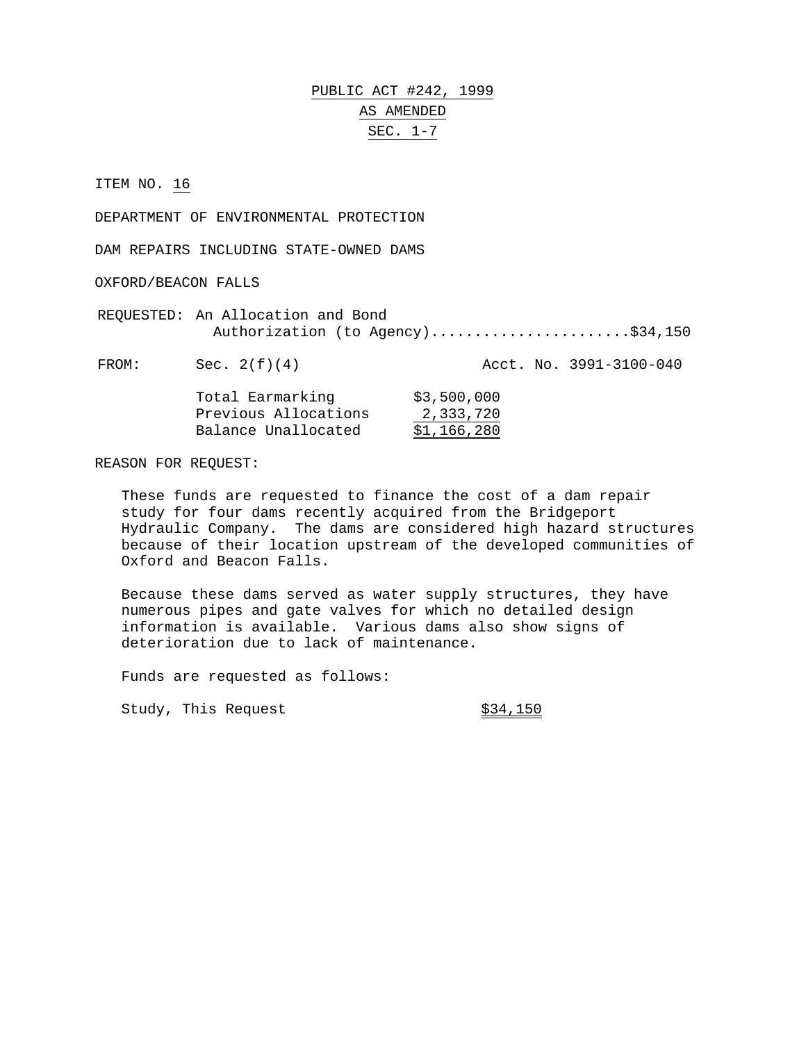# PUBLIC ACT #242, 1999
## AS AMENDED
## SEC. 1-7

ITEM NO. 16

DEPARTMENT OF ENVIRONMENTAL PROTECTION

DAM REPAIRS INCLUDING STATE-OWNED DAMS

OXFORD/BEACON FALLS

REQUESTED: An Allocation and Bond Authorization (to Agency).......................$34,150

FROM: Sec. 2(f)(4) Acct. No. 3991-3100-040

| | |
|---|---|
| Total Earmarking | $3,500,000 |
| Previous Allocations | 2,333,720 |
| Balance Unallocated | $1,166,280 |

REASON FOR REQUEST:

These funds are requested to finance the cost of a dam repair study for four dams recently acquired from the Bridgeport Hydraulic Company. The dams are considered high hazard structures because of their location upstream of the developed communities of Oxford and Beacon Falls.

Because these dams served as water supply structures, they have numerous pipes and gate valves for which no detailed design information is available. Various dams also show signs of deterioration due to lack of maintenance.

Funds are requested as follows:

| | |
|---|---|
| Study, This Request | $34,150 |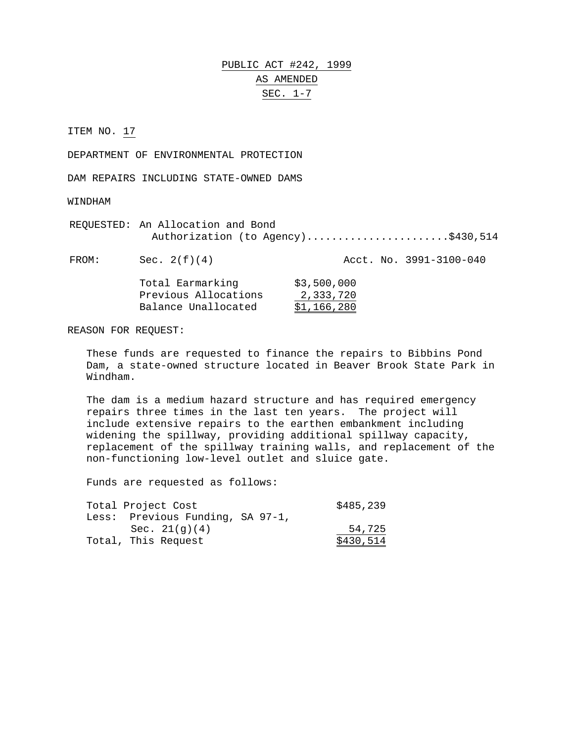# PUBLIC ACT #242, 1999
## AS AMENDED
## SEC. 1-7

ITEM NO. 17

DEPARTMENT OF ENVIRONMENTAL PROTECTION

DAM REPAIRS INCLUDING STATE-OWNED DAMS

WINDHAM

REQUESTED: An Allocation and Bond Authorization (to Agency)......................$430,514

FROM: Sec. 2(f)(4) Acct. No. 3991-3100-040

| | |
|---|---|
| Total Earmarking | $3,500,000 |
| Previous Allocations | 2,333,720 |
| Balance Unallocated | $1,166,280 |

REASON FOR REQUEST:

These funds are requested to finance the repairs to Bibbins Pond Dam, a state-owned structure located in Beaver Brook State Park in Windham.

The dam is a medium hazard structure and has required emergency repairs three times in the last ten years. The project will include extensive repairs to the earthen embankment including widening the spillway, providing additional spillway capacity, replacement of the spillway training walls, and replacement of the non-functioning low-level outlet and sluice gate.

Funds are requested as follows:

| | |
|---|---|
| Total Project Cost | $485,239 |
| Less: Previous Funding, SA 97-1, Sec. 21(g)(4) | 54,725 |
| Total, This Request | $430,514 |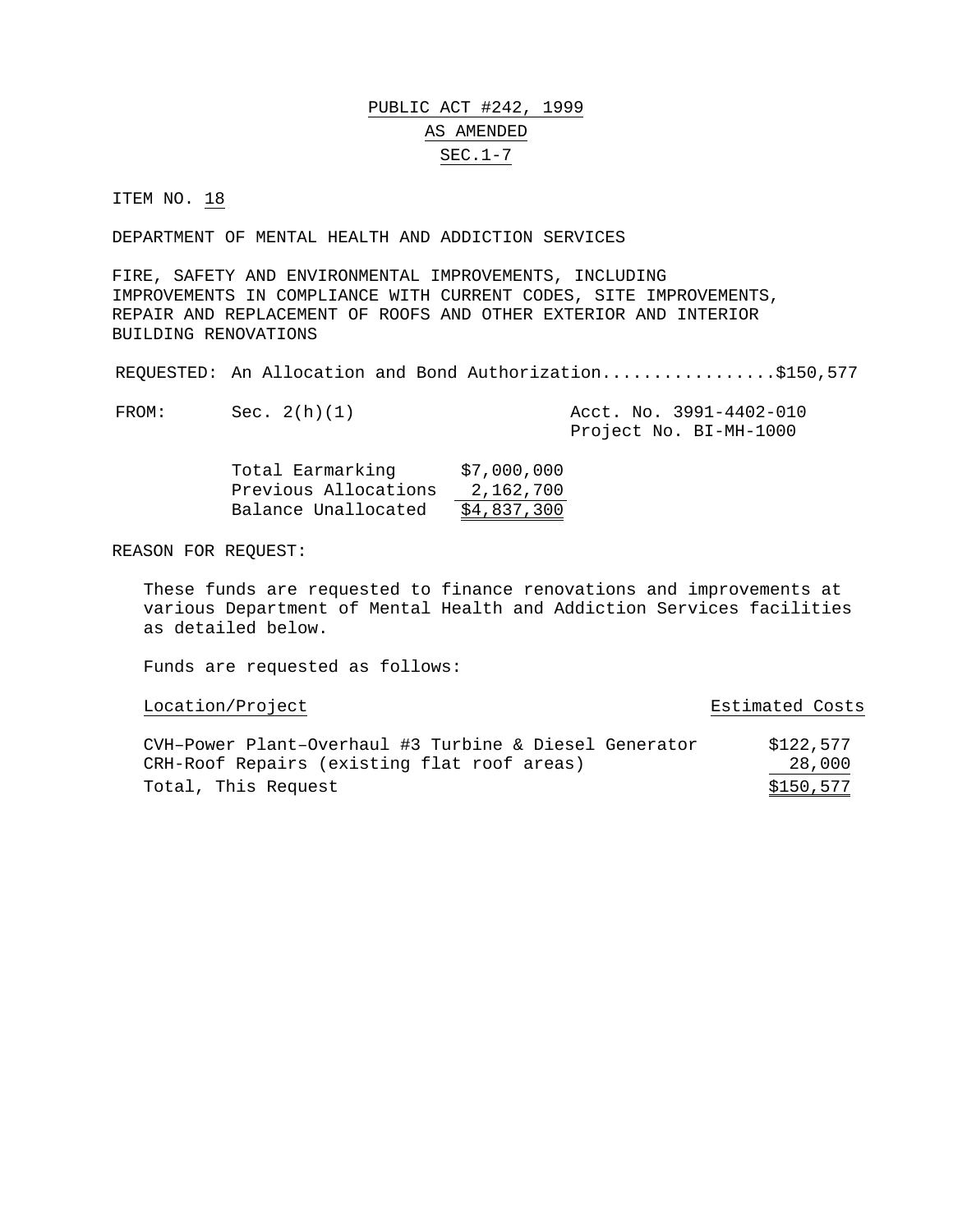PUBLIC ACT #242, 1999

AS AMENDED

SEC.1-7

ITEM NO. 18

DEPARTMENT OF MENTAL HEALTH AND ADDICTION SERVICES

FIRE, SAFETY AND ENVIRONMENTAL IMPROVEMENTS, INCLUDING IMPROVEMENTS IN COMPLIANCE WITH CURRENT CODES, SITE IMPROVEMENTS, REPAIR AND REPLACEMENT OF ROOFS AND OTHER EXTERIOR AND INTERIOR BUILDING RENOVATIONS

REQUESTED: An Allocation and Bond Authorization.................$150,577

FROM: Sec. 2(h)(1) — Acct. No. 3991-4402-010, Project No. BI-MH-1000

| | |
|---|---|
| Total Earmarking | $7,000,000 |
| Previous Allocations | 2,162,700 |
| Balance Unallocated | $4,837,300 |

REASON FOR REQUEST:

These funds are requested to finance renovations and improvements at various Department of Mental Health and Addiction Services facilities as detailed below.

Funds are requested as follows:

| Location/Project | Estimated Costs |
|---|---|
| CVH–Power Plant–Overhaul #3 Turbine & Diesel Generator | $122,577 |
| CRH-Roof Repairs (existing flat roof areas) | 28,000 |
| Total, This Request | $150,577 |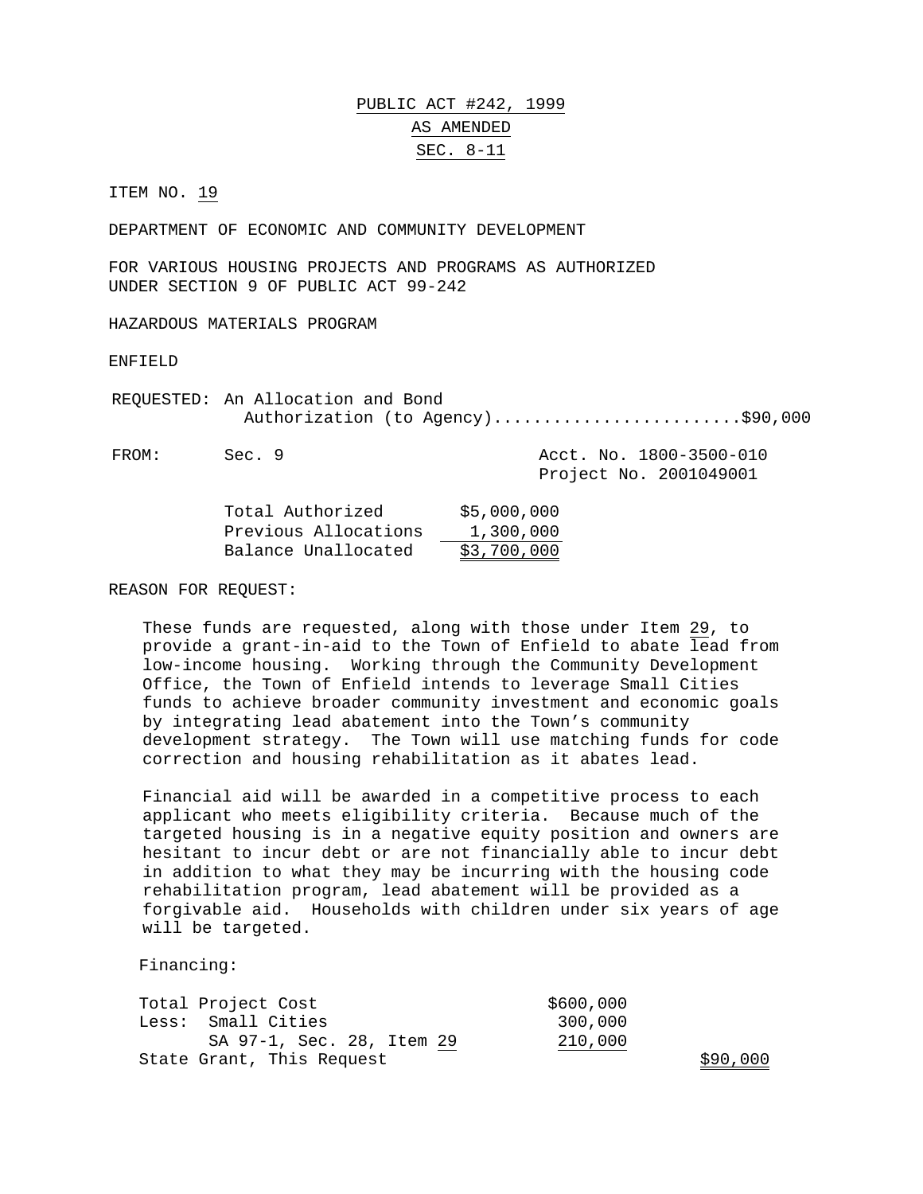PUBLIC ACT #242, 1999

AS AMENDED

SEC. 8-11

ITEM NO. 19

DEPARTMENT OF ECONOMIC AND COMMUNITY DEVELOPMENT

FOR VARIOUS HOUSING PROJECTS AND PROGRAMS AS AUTHORIZED UNDER SECTION 9 OF PUBLIC ACT 99-242

HAZARDOUS MATERIALS PROGRAM

ENFIELD

REQUESTED: An Allocation and Bond Authorization (to Agency).........................$90,000

FROM: Sec. 9 — Acct. No. 1800-3500-010, Project No. 2001049001

| | |
|---|---|
| Total Authorized | $5,000,000 |
| Previous Allocations | 1,300,000 |
| Balance Unallocated | $3,700,000 |

REASON FOR REQUEST:

These funds are requested, along with those under Item 29, to provide a grant-in-aid to the Town of Enfield to abate lead from low-income housing. Working through the Community Development Office, the Town of Enfield intends to leverage Small Cities funds to achieve broader community investment and economic goals by integrating lead abatement into the Town's community development strategy. The Town will use matching funds for code correction and housing rehabilitation as it abates lead.

Financial aid will be awarded in a competitive process to each applicant who meets eligibility criteria. Because much of the targeted housing is in a negative equity position and owners are hesitant to incur debt or are not financially able to incur debt in addition to what they may be incurring with the housing code rehabilitation program, lead abatement will be provided as a forgivable aid. Households with children under six years of age will be targeted.

Financing:

| | | |
|---|---|---|
| Total Project Cost | $600,000 | |
| Less: Small Cities | 300,000 | |
| SA 97-1, Sec. 28, Item 29 | 210,000 | |
| State Grant, This Request | | $90,000 |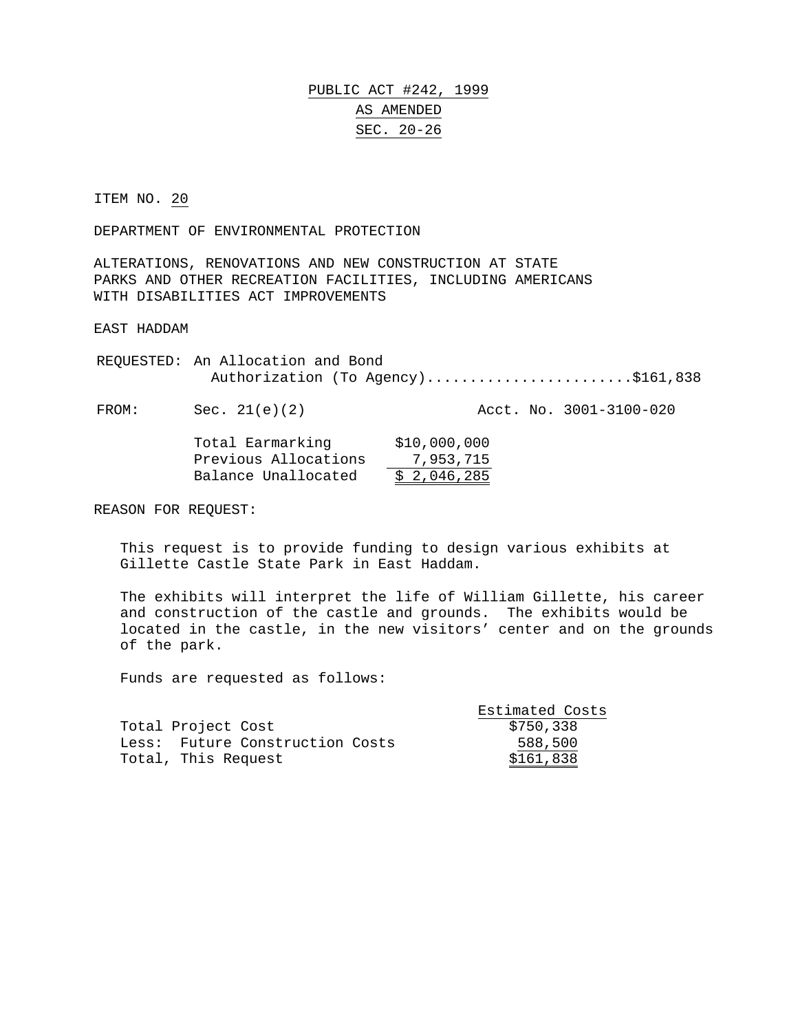# PUBLIC ACT #242, 1999
## AS AMENDED
## SEC. 20-26

ITEM NO. 20

DEPARTMENT OF ENVIRONMENTAL PROTECTION

ALTERATIONS, RENOVATIONS AND NEW CONSTRUCTION AT STATE PARKS AND OTHER RECREATION FACILITIES, INCLUDING AMERICANS WITH DISABILITIES ACT IMPROVEMENTS

EAST HADDAM

REQUESTED: An Allocation and Bond Authorization (To Agency)........................$161,838

FROM: Sec. 21(e)(2) Acct. No. 3001-3100-020

| | |
|---|---|
| Total Earmarking | $10,000,000 |
| Previous Allocations | 7,953,715 |
| Balance Unallocated | $ 2,046,285 |

REASON FOR REQUEST:

This request is to provide funding to design various exhibits at Gillette Castle State Park in East Haddam.

The exhibits will interpret the life of William Gillette, his career and construction of the castle and grounds. The exhibits would be located in the castle, in the new visitors' center and on the grounds of the park.

Funds are requested as follows:

| | Estimated Costs |
|---|---|
| Total Project Cost | $750,338 |
| Less: Future Construction Costs | 588,500 |
| Total, This Request | $161,838 |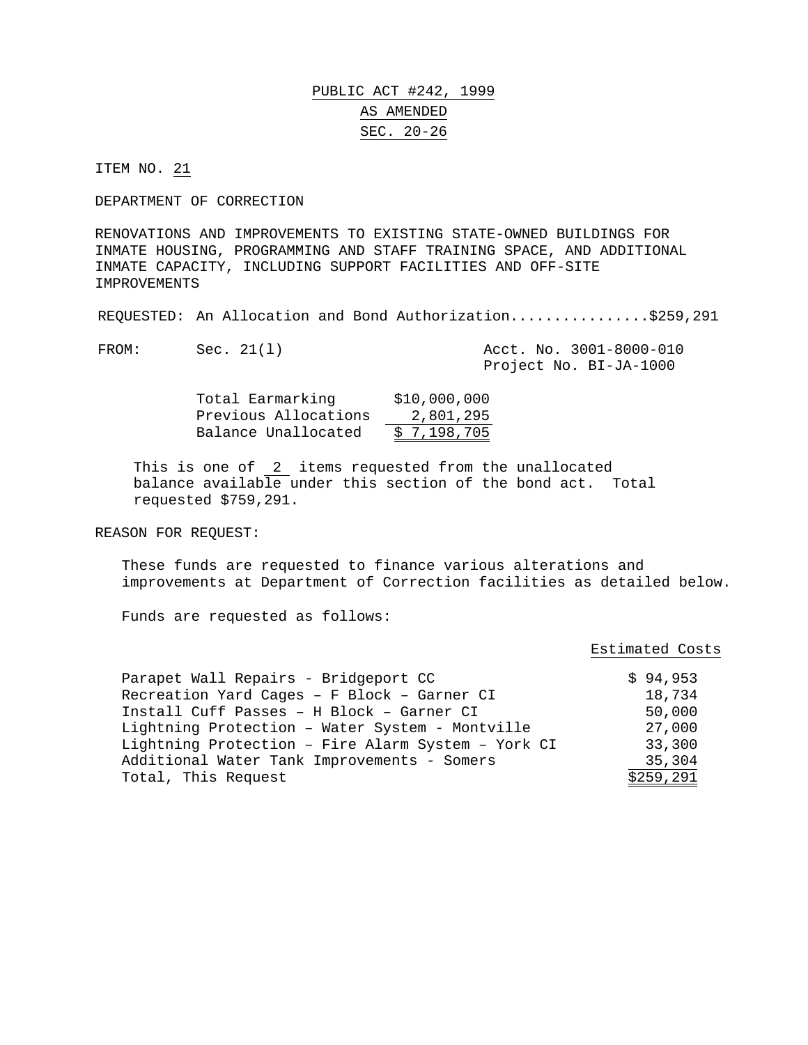PUBLIC ACT #242, 1999

AS AMENDED

SEC. 20-26

ITEM NO. 21

DEPARTMENT OF CORRECTION

RENOVATIONS AND IMPROVEMENTS TO EXISTING STATE-OWNED BUILDINGS FOR INMATE HOUSING, PROGRAMMING AND STAFF TRAINING SPACE, AND ADDITIONAL INMATE CAPACITY, INCLUDING SUPPORT FACILITIES AND OFF-SITE IMPROVEMENTS

REQUESTED: An Allocation and Bond Authorization................$259,291

FROM: Sec. 21(l) — Acct. No. 3001-8000-010, Project No. BI-JA-1000

| | |
|---|---|
| Total Earmarking | $10,000,000 |
| Previous Allocations | 2,801,295 |
| Balance Unallocated | $ 7,198,705 |

This is one of 2 items requested from the unallocated balance available under this section of the bond act. Total requested $759,291.

REASON FOR REQUEST:

These funds are requested to finance various alterations and improvements at Department of Correction facilities as detailed below.

Funds are requested as follows:

| | Estimated Costs |
|---|---|
| Parapet Wall Repairs - Bridgeport CC | $ 94,953 |
| Recreation Yard Cages – F Block – Garner CI | 18,734 |
| Install Cuff Passes – H Block – Garner CI | 50,000 |
| Lightning Protection – Water System - Montville | 27,000 |
| Lightning Protection – Fire Alarm System – York CI | 33,300 |
| Additional Water Tank Improvements - Somers | 35,304 |
| Total, This Request | $259,291 |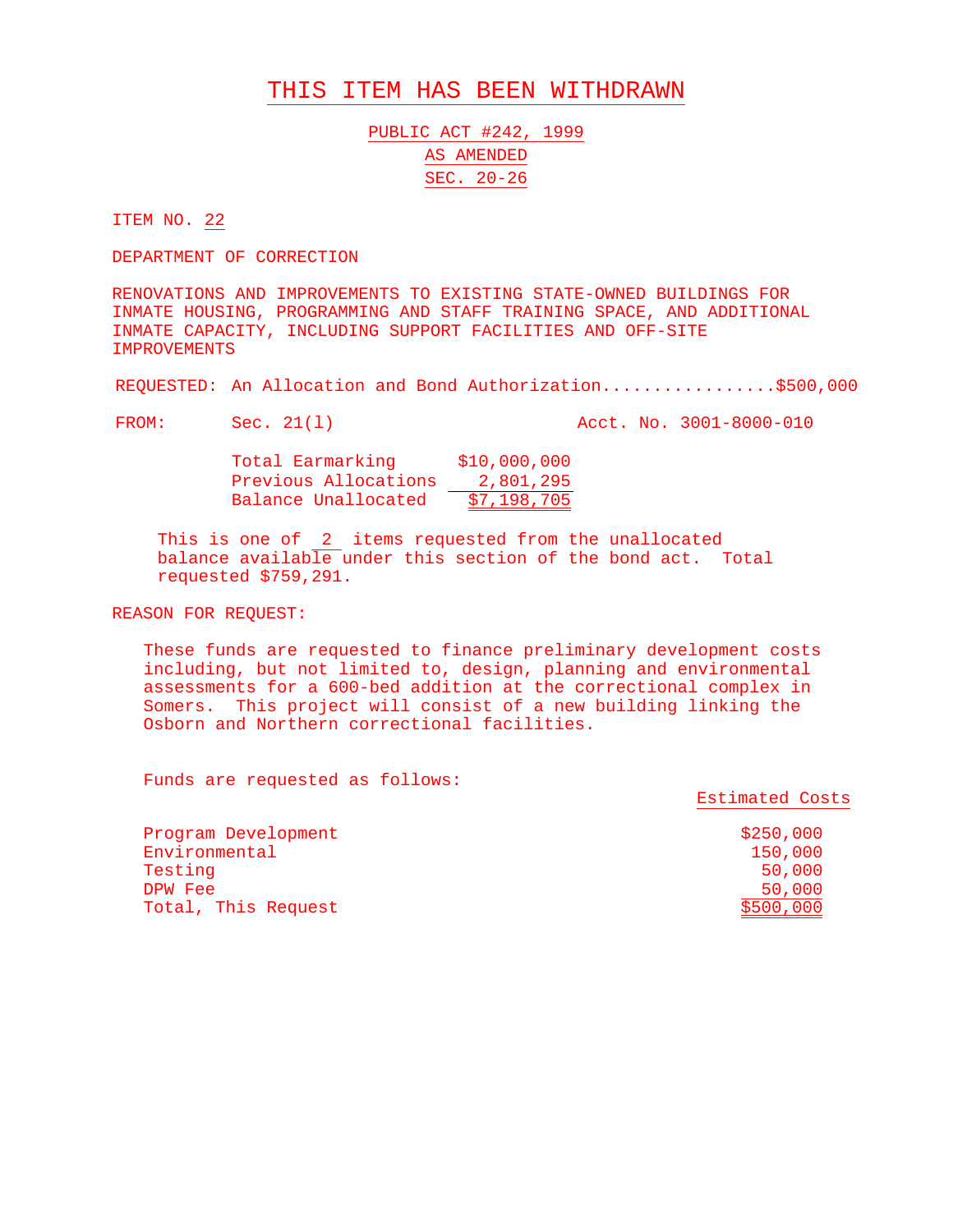# THIS ITEM HAS BEEN WITHDRAWN

PUBLIC ACT #242, 1999
AS AMENDED
SEC. 20-26

ITEM NO. 22

DEPARTMENT OF CORRECTION

RENOVATIONS AND IMPROVEMENTS TO EXISTING STATE-OWNED BUILDINGS FOR INMATE HOUSING, PROGRAMMING AND STAFF TRAINING SPACE, AND ADDITIONAL INMATE CAPACITY, INCLUDING SUPPORT FACILITIES AND OFF-SITE IMPROVEMENTS

REQUESTED: An Allocation and Bond Authorization.................$500,000

FROM: Sec. 21(l) Acct. No. 3001-8000-010

| | |
|---|---|
| Total Earmarking | $10,000,000 |
| Previous Allocations | 2,801,295 |
| Balance Unallocated | $7,198,705 |

This is one of 2 items requested from the unallocated balance available under this section of the bond act. Total requested $759,291.

REASON FOR REQUEST:

These funds are requested to finance preliminary development costs including, but not limited to, design, planning and environmental assessments for a 600-bed addition at the correctional complex in Somers. This project will consist of a new building linking the Osborn and Northern correctional facilities.

Funds are requested as follows:

| | Estimated Costs |
|---|---|
| Program Development | $250,000 |
| Environmental | 150,000 |
| Testing | 50,000 |
| DPW Fee | 50,000 |
| Total, This Request | $500,000 |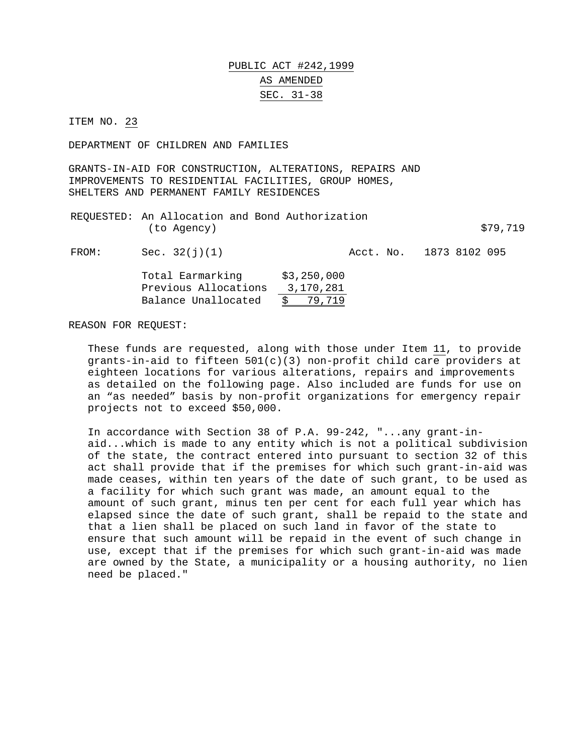PUBLIC ACT #242,1999

AS AMENDED

SEC. 31-38

ITEM NO. 23

DEPARTMENT OF CHILDREN AND FAMILIES

GRANTS-IN-AID FOR CONSTRUCTION, ALTERATIONS, REPAIRS AND IMPROVEMENTS TO RESIDENTIAL FACILITIES, GROUP HOMES, SHELTERS AND PERMANENT FAMILY RESIDENCES

REQUESTED: An Allocation and Bond Authorization (to Agency) — $79,719

FROM: Sec. 32(j)(1) — Acct. No. 1873 8102 095

| | |
|---|---|
| Total Earmarking | $3,250,000 |
| Previous Allocations | 3,170,281 |
| Balance Unallocated | $ 79,719 |

REASON FOR REQUEST:

These funds are requested, along with those under Item 11, to provide grants-in-aid to fifteen 501(c)(3) non-profit child care providers at eighteen locations for various alterations, repairs and improvements as detailed on the following page. Also included are funds for use on an "as needed" basis by non-profit organizations for emergency repair projects not to exceed $50,000.

In accordance with Section 38 of P.A. 99-242, "...any grant-in-aid...which is made to any entity which is not a political subdivision of the state, the contract entered into pursuant to section 32 of this act shall provide that if the premises for which such grant-in-aid was made ceases, within ten years of the date of such grant, to be used as a facility for which such grant was made, an amount equal to the amount of such grant, minus ten per cent for each full year which has elapsed since the date of such grant, shall be repaid to the state and that a lien shall be placed on such land in favor of the state to ensure that such amount will be repaid in the event of such change in use, except that if the premises for which such grant-in-aid was made are owned by the State, a municipality or a housing authority, no lien need be placed."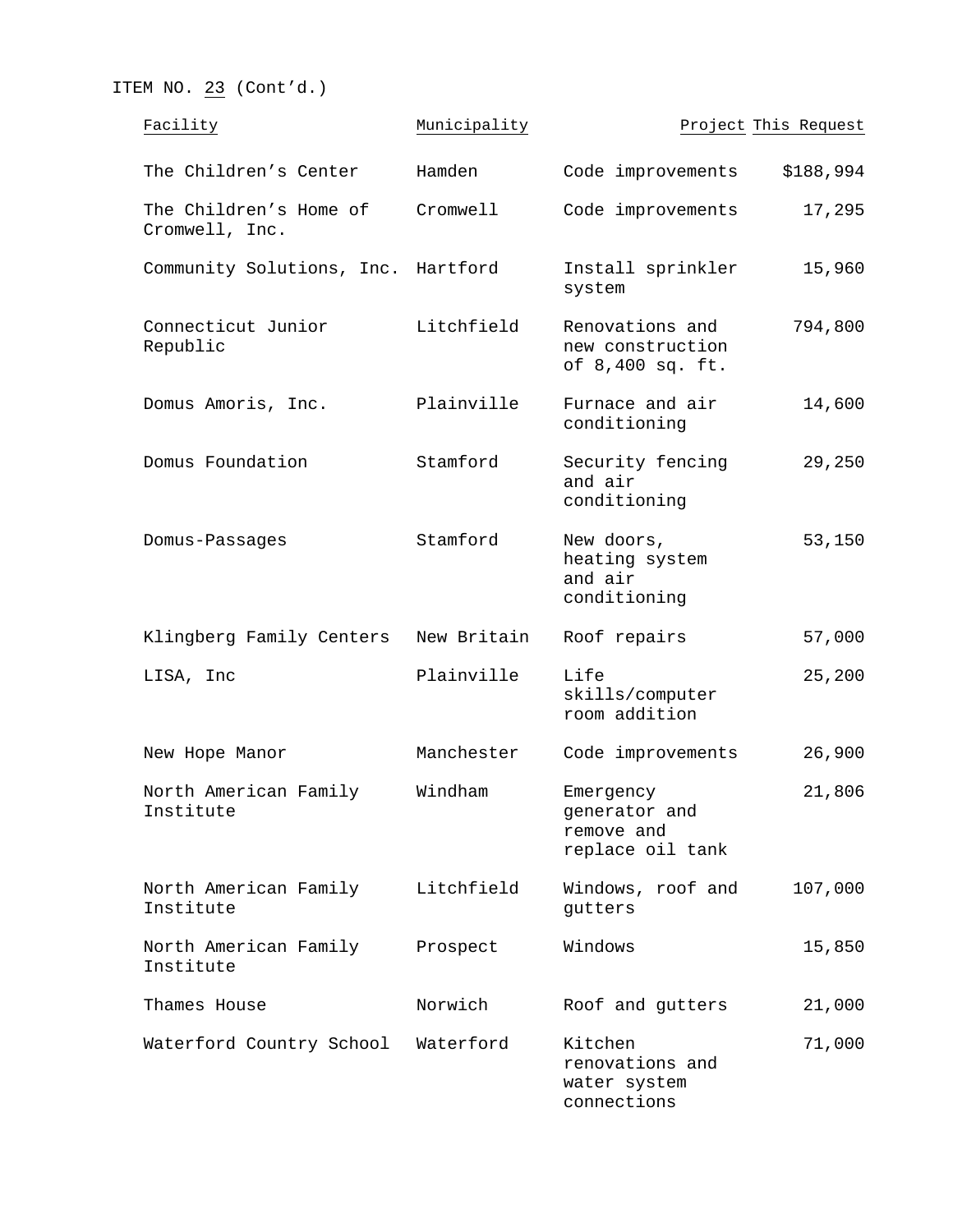ITEM NO. 23 (Cont'd.)

| Facility | Municipality | Project | This Request |
|---|---|---|---|
| The Children's Center | Hamden | Code improvements | $188,994 |
| The Children's Home of Cromwell, Inc. | Cromwell | Code improvements | 17,295 |
| Community Solutions, Inc. | Hartford | Install sprinkler system | 15,960 |
| Connecticut Junior Republic | Litchfield | Renovations and new construction of 8,400 sq. ft. | 794,800 |
| Domus Amoris, Inc. | Plainville | Furnace and air conditioning | 14,600 |
| Domus Foundation | Stamford | Security fencing and air conditioning | 29,250 |
| Domus-Passages | Stamford | New doors, heating system and air conditioning | 53,150 |
| Klingberg Family Centers | New Britain | Roof repairs | 57,000 |
| LISA, Inc | Plainville | Life skills/computer room addition | 25,200 |
| New Hope Manor | Manchester | Code improvements | 26,900 |
| North American Family Institute | Windham | Emergency generator and remove and replace oil tank | 21,806 |
| North American Family Institute | Litchfield | Windows, roof and gutters | 107,000 |
| North American Family Institute | Prospect | Windows | 15,850 |
| Thames House | Norwich | Roof and gutters | 21,000 |
| Waterford Country School | Waterford | Kitchen renovations and water system connections | 71,000 |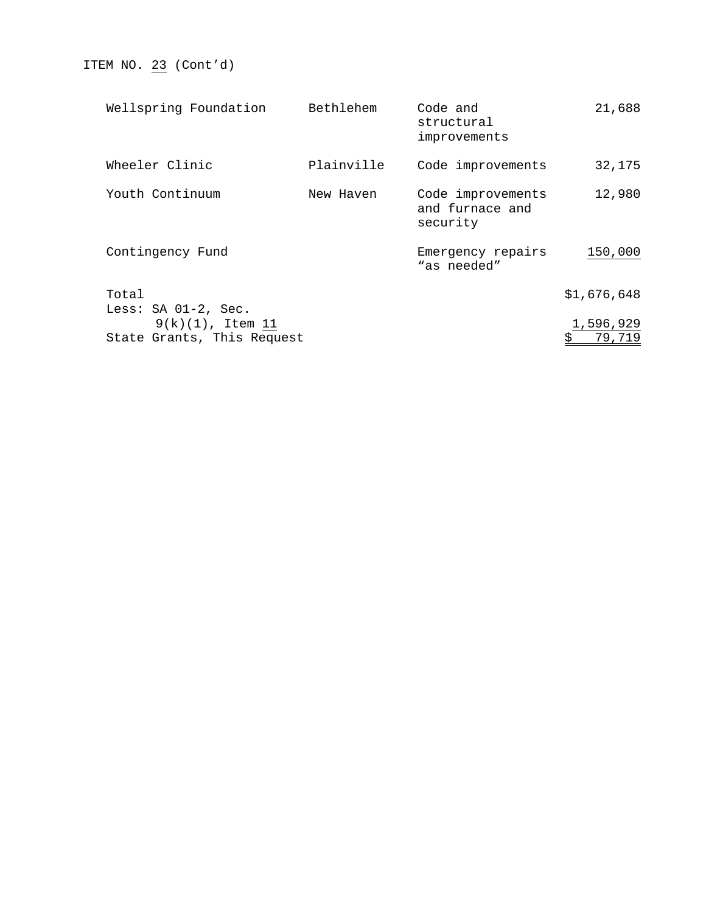ITEM NO. 23 (Cont'd)

| | | | |
|---|---|---|---|
| Wellspring Foundation | Bethlehem | Code and structural improvements | 21,688 |
| Wheeler Clinic | Plainville | Code improvements | 32,175 |
| Youth Continuum | New Haven | Code improvements and furnace and security | 12,980 |
| Contingency Fund | | Emergency repairs "as needed" | 150,000 |
| Total | | | $1,676,648 |
| Less: SA 01-2, Sec. 9(k)(1), Item 11 | | | 1,596,929 |
| State Grants, This Request | | | $ 79,719 |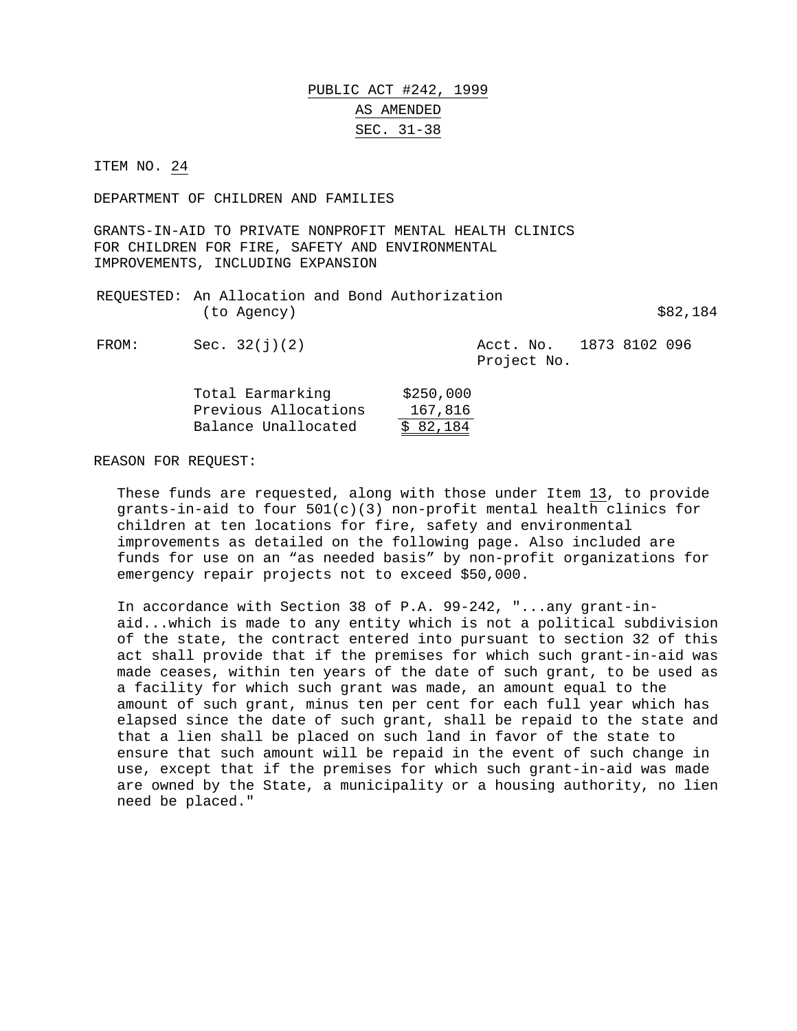PUBLIC ACT #242, 1999

AS AMENDED

SEC. 31-38

ITEM NO. 24

DEPARTMENT OF CHILDREN AND FAMILIES

GRANTS-IN-AID TO PRIVATE NONPROFIT MENTAL HEALTH CLINICS FOR CHILDREN FOR FIRE, SAFETY AND ENVIRONMENTAL IMPROVEMENTS, INCLUDING EXPANSION

REQUESTED: An Allocation and Bond Authorization (to Agency) $82,184

FROM: Sec. 32(j)(2) Acct. No. 1873 8102 096 Project No.

| | |
|---|---|
| Total Earmarking | $250,000 |
| Previous Allocations | 167,816 |
| Balance Unallocated | $ 82,184 |

REASON FOR REQUEST:

These funds are requested, along with those under Item 13, to provide grants-in-aid to four 501(c)(3) non-profit mental health clinics for children at ten locations for fire, safety and environmental improvements as detailed on the following page. Also included are funds for use on an "as needed basis" by non-profit organizations for emergency repair projects not to exceed $50,000.

In accordance with Section 38 of P.A. 99-242, "...any grant-in-aid...which is made to any entity which is not a political subdivision of the state, the contract entered into pursuant to section 32 of this act shall provide that if the premises for which such grant-in-aid was made ceases, within ten years of the date of such grant, to be used as a facility for which such grant was made, an amount equal to the amount of such grant, minus ten per cent for each full year which has elapsed since the date of such grant, shall be repaid to the state and that a lien shall be placed on such land in favor of the state to ensure that such amount will be repaid in the event of such change in use, except that if the premises for which such grant-in-aid was made are owned by the State, a municipality or a housing authority, no lien need be placed."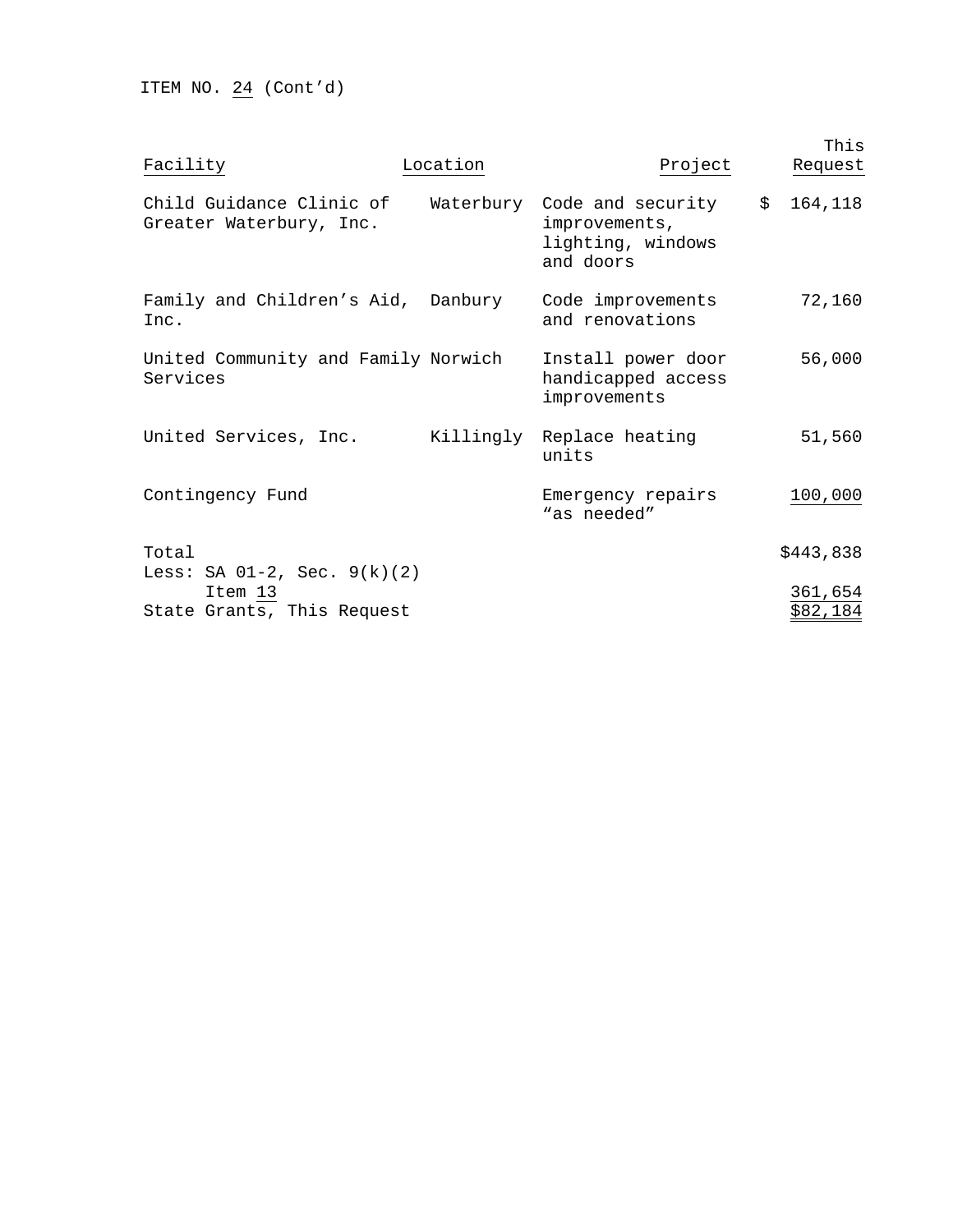ITEM NO. 24 (Cont'd)

| Facility | Location | Project | This Request |
|---|---|---|---|
| Child Guidance Clinic of Greater Waterbury, Inc. | Waterbury | Code and security improvements, lighting, windows and doors | $ 164,118 |
| Family and Children's Aid, Inc. | Danbury | Code improvements and renovations | 72,160 |
| United Community and Family Services | Norwich | Install power door handicapped access improvements | 56,000 |
| United Services, Inc. | Killingly | Replace heating units | 51,560 |
| Contingency Fund | | Emergency repairs "as needed" | 100,000 |
| Total | | | $443,838 |
| Less: SA 01-2, Sec. 9(k)(2) Item 13 | | | 361,654 |
| State Grants, This Request | | | $82,184 |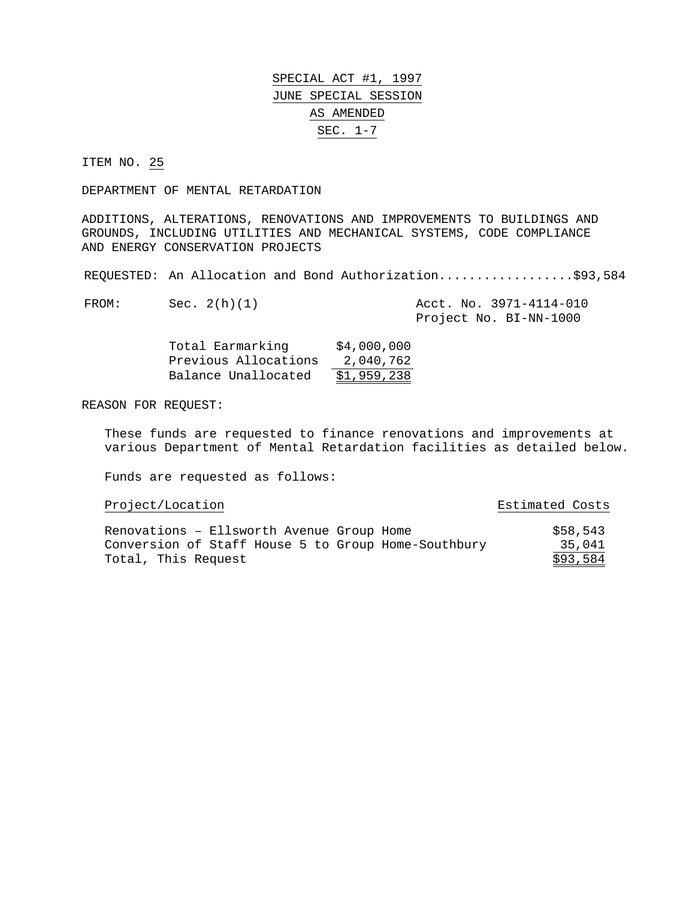SPECIAL ACT #1, 1997
JUNE SPECIAL SESSION
AS AMENDED
SEC. 1-7

ITEM NO. 25

DEPARTMENT OF MENTAL RETARDATION

ADDITIONS, ALTERATIONS, RENOVATIONS AND IMPROVEMENTS TO BUILDINGS AND GROUNDS, INCLUDING UTILITIES AND MECHANICAL SYSTEMS, CODE COMPLIANCE AND ENERGY CONSERVATION PROJECTS

REQUESTED: An Allocation and Bond Authorization..................$93,584

FROM: Sec. 2(h)(1) Acct. No. 3971-4114-010
Project No. BI-NN-1000

| | |
|---|---|
| Total Earmarking | $4,000,000 |
| Previous Allocations | 2,040,762 |
| Balance Unallocated | $1,959,238 |

REASON FOR REQUEST:

These funds are requested to finance renovations and improvements at various Department of Mental Retardation facilities as detailed below.

Funds are requested as follows:

| Project/Location | Estimated Costs |
|---|---|
| Renovations – Ellsworth Avenue Group Home | $58,543 |
| Conversion of Staff House 5 to Group Home-Southbury | 35,041 |
| Total, This Request | $93,584 |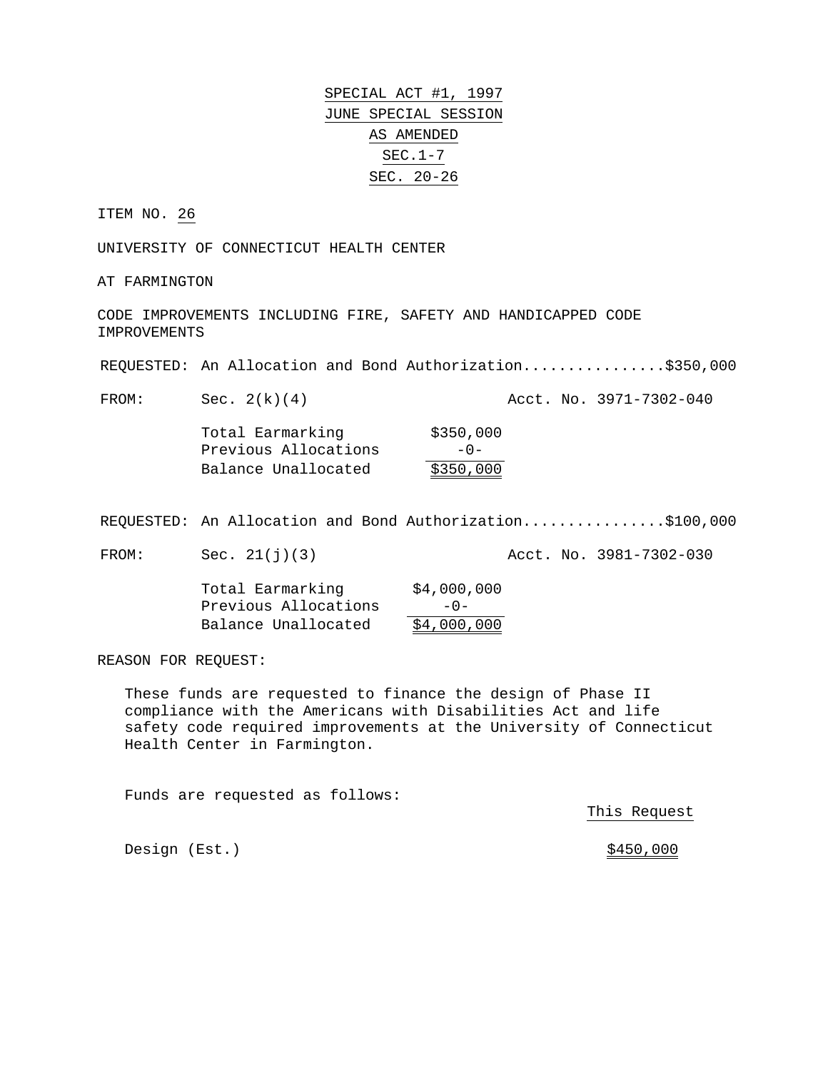SPECIAL ACT #1, 1997
JUNE SPECIAL SESSION
AS AMENDED
SEC.1-7
SEC. 20-26

ITEM NO. 26

UNIVERSITY OF CONNECTICUT HEALTH CENTER

AT FARMINGTON

CODE IMPROVEMENTS INCLUDING FIRE, SAFETY AND HANDICAPPED CODE IMPROVEMENTS

REQUESTED: An Allocation and Bond Authorization................$350,000

FROM: Sec. 2(k)(4) Acct. No. 3971-7302-040

| | |
|---|---|
| Total Earmarking | $350,000 |
| Previous Allocations | -0- |
| Balance Unallocated | $350,000 |

REQUESTED: An Allocation and Bond Authorization................$100,000

FROM: Sec. 21(j)(3) Acct. No. 3981-7302-030

| | |
|---|---|
| Total Earmarking | $4,000,000 |
| Previous Allocations | -0- |
| Balance Unallocated | $4,000,000 |

REASON FOR REQUEST:

These funds are requested to finance the design of Phase II compliance with the Americans with Disabilities Act and life safety code required improvements at the University of Connecticut Health Center in Farmington.

Funds are requested as follows:

| | This Request |
|---|---|
| Design (Est.) | $450,000 |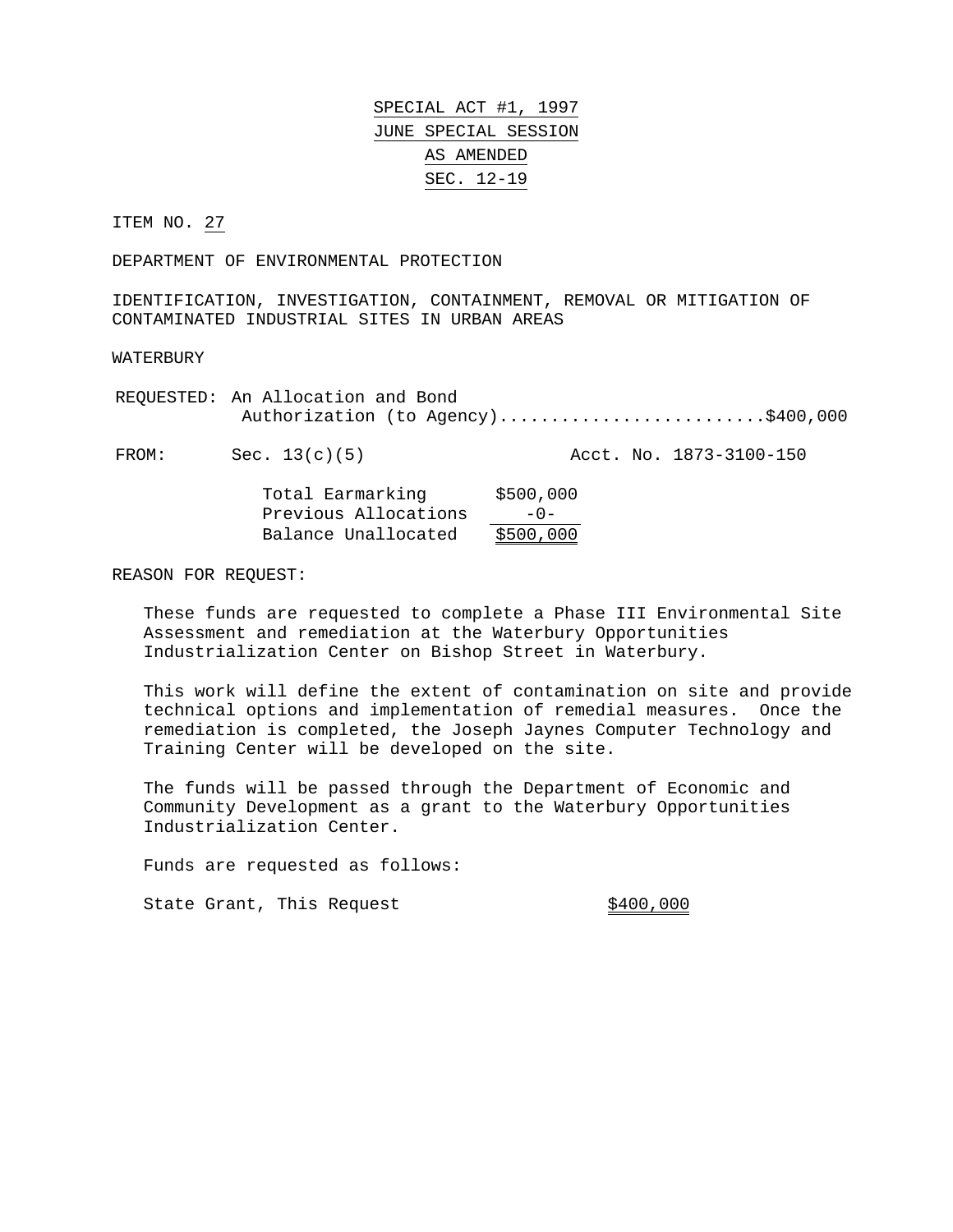SPECIAL ACT #1, 1997

JUNE SPECIAL SESSION

AS AMENDED

SEC. 12-19

ITEM NO. 27

DEPARTMENT OF ENVIRONMENTAL PROTECTION

IDENTIFICATION, INVESTIGATION, CONTAINMENT, REMOVAL OR MITIGATION OF CONTAMINATED INDUSTRIAL SITES IN URBAN AREAS

WATERBURY

REQUESTED: An Allocation and Bond Authorization (to Agency)..........................$400,000

FROM: Sec. 13(c)(5) Acct. No. 1873-3100-150

| | |
|---|---|
| Total Earmarking | $500,000 |
| Previous Allocations | -0- |
| Balance Unallocated | $500,000 |

REASON FOR REQUEST:

These funds are requested to complete a Phase III Environmental Site Assessment and remediation at the Waterbury Opportunities Industrialization Center on Bishop Street in Waterbury.

This work will define the extent of contamination on site and provide technical options and implementation of remedial measures. Once the remediation is completed, the Joseph Jaynes Computer Technology and Training Center will be developed on the site.

The funds will be passed through the Department of Economic and Community Development as a grant to the Waterbury Opportunities Industrialization Center.

Funds are requested as follows:

| | |
|---|---|
| State Grant, This Request | $400,000 |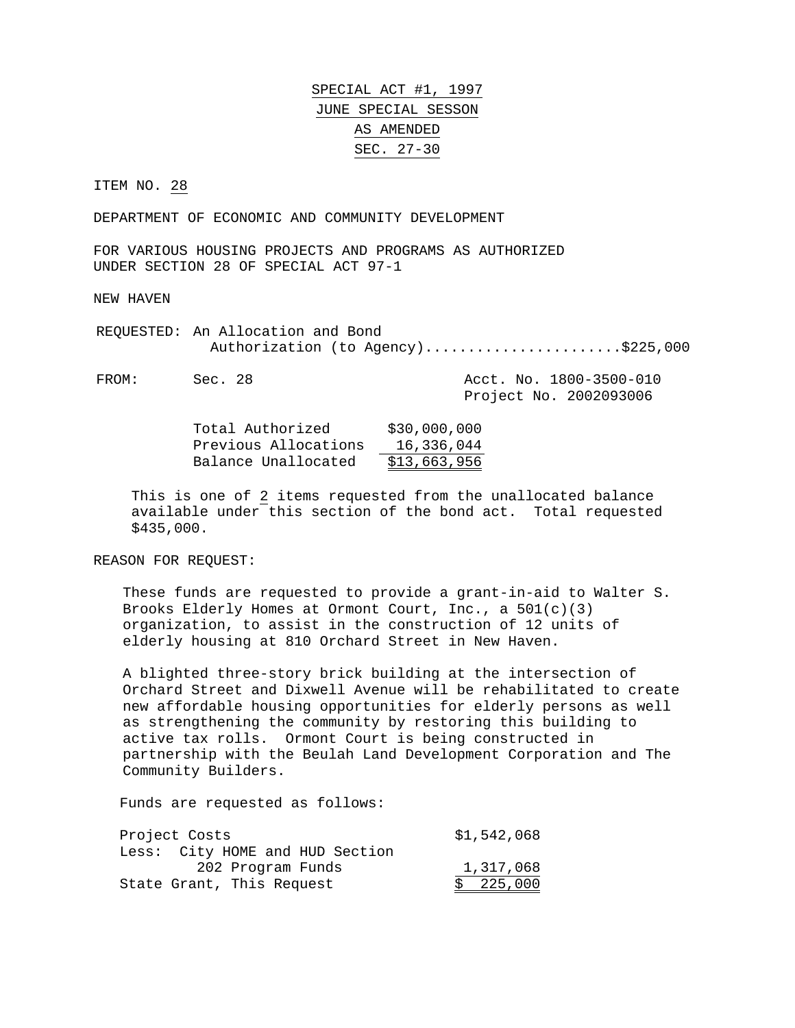SPECIAL ACT #1, 1997
JUNE SPECIAL SESSON
AS AMENDED
SEC. 27-30

ITEM NO. 28

DEPARTMENT OF ECONOMIC AND COMMUNITY DEVELOPMENT

FOR VARIOUS HOUSING PROJECTS AND PROGRAMS AS AUTHORIZED UNDER SECTION 28 OF SPECIAL ACT 97-1

NEW HAVEN

REQUESTED: An Allocation and Bond Authorization (to Agency).......................$225,000

FROM: Sec. 28 — Acct. No. 1800-3500-010, Project No. 2002093006

| | |
|---|---|
| Total Authorized | $30,000,000 |
| Previous Allocations | 16,336,044 |
| Balance Unallocated | $13,663,956 |

This is one of 2 items requested from the unallocated balance available under this section of the bond act. Total requested $435,000.

REASON FOR REQUEST:

These funds are requested to provide a grant-in-aid to Walter S. Brooks Elderly Homes at Ormont Court, Inc., a 501(c)(3) organization, to assist in the construction of 12 units of elderly housing at 810 Orchard Street in New Haven.

A blighted three-story brick building at the intersection of Orchard Street and Dixwell Avenue will be rehabilitated to create new affordable housing opportunities for elderly persons as well as strengthening the community by restoring this building to active tax rolls. Ormont Court is being constructed in partnership with the Beulah Land Development Corporation and The Community Builders.

Funds are requested as follows:

| | |
|---|---|
| Project Costs | $1,542,068 |
| Less: City HOME and HUD Section 202 Program Funds | 1,317,068 |
| State Grant, This Request | $ 225,000 |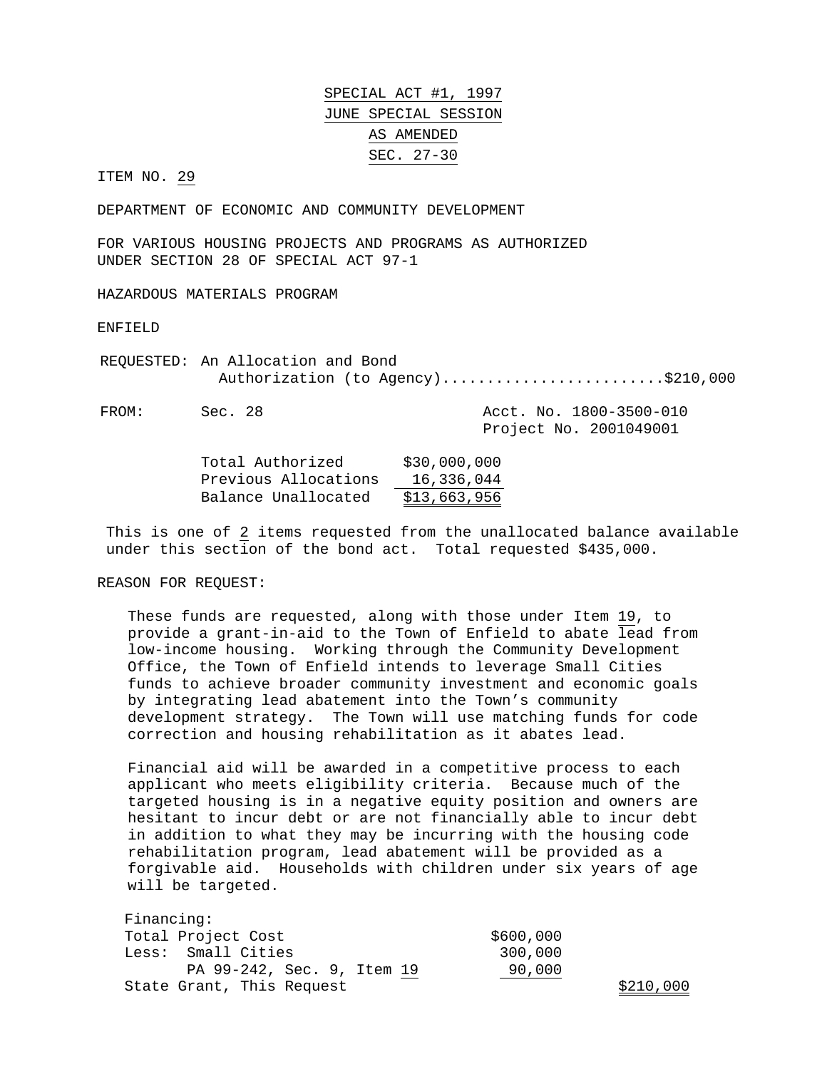SPECIAL ACT #1, 1997
JUNE SPECIAL SESSION
AS AMENDED
SEC. 27-30

ITEM NO. 29

DEPARTMENT OF ECONOMIC AND COMMUNITY DEVELOPMENT

FOR VARIOUS HOUSING PROJECTS AND PROGRAMS AS AUTHORIZED UNDER SECTION 28 OF SPECIAL ACT 97-1

HAZARDOUS MATERIALS PROGRAM

ENFIELD

REQUESTED: An Allocation and Bond Authorization (to Agency)........................$210,000

FROM: Sec. 28 — Acct. No. 1800-3500-010, Project No. 2001049001

| | |
|---|---|
| Total Authorized | $30,000,000 |
| Previous Allocations | 16,336,044 |
| Balance Unallocated | $13,663,956 |

This is one of 2 items requested from the unallocated balance available under this section of the bond act. Total requested $435,000.

REASON FOR REQUEST:

These funds are requested, along with those under Item 19, to provide a grant-in-aid to the Town of Enfield to abate lead from low-income housing. Working through the Community Development Office, the Town of Enfield intends to leverage Small Cities funds to achieve broader community investment and economic goals by integrating lead abatement into the Town's community development strategy. The Town will use matching funds for code correction and housing rehabilitation as it abates lead.

Financial aid will be awarded in a competitive process to each applicant who meets eligibility criteria. Because much of the targeted housing is in a negative equity position and owners are hesitant to incur debt or are not financially able to incur debt in addition to what they may be incurring with the housing code rehabilitation program, lead abatement will be provided as a forgivable aid. Households with children under six years of age will be targeted.

Financing:

| | | |
|---|---|---|
| Total Project Cost | $600,000 | |
| Less: Small Cities | 300,000 | |
| PA 99-242, Sec. 9, Item 19 | 90,000 | |
| State Grant, This Request | | $210,000 |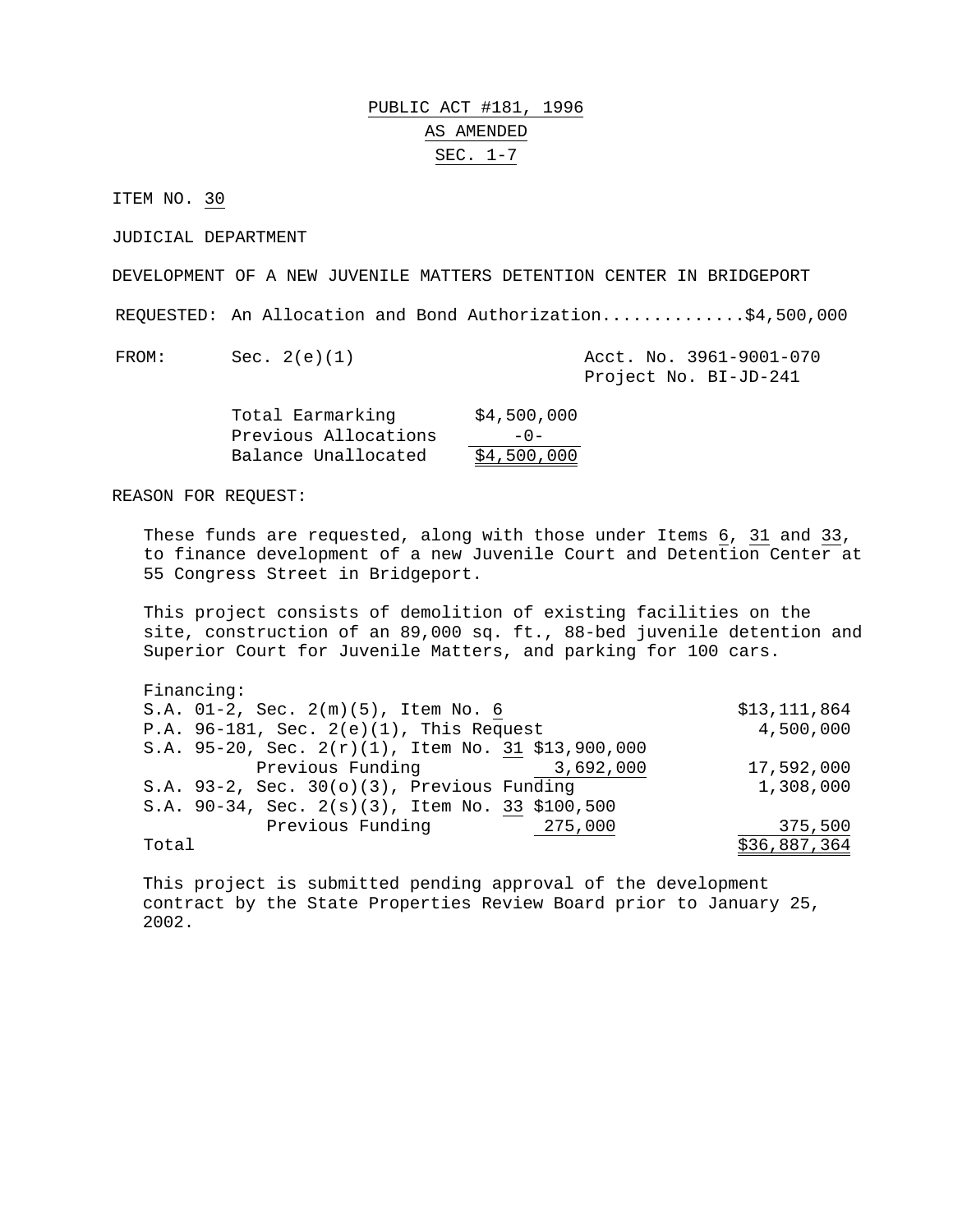# PUBLIC ACT #181, 1996

## AS AMENDED

## SEC. 1-7

ITEM NO. 30

JUDICIAL DEPARTMENT

DEVELOPMENT OF A NEW JUVENILE MATTERS DETENTION CENTER IN BRIDGEPORT

REQUESTED: An Allocation and Bond Authorization.............$4,500,000

FROM: Sec. 2(e)(1) Acct. No. 3961-9001-070
Project No. BI-JD-241

| | |
|---|---|
| Total Earmarking | $4,500,000 |
| Previous Allocations | -0- |
| Balance Unallocated | $4,500,000 |

REASON FOR REQUEST:

These funds are requested, along with those under Items 6, 31 and 33, to finance development of a new Juvenile Court and Detention Center at 55 Congress Street in Bridgeport.

This project consists of demolition of existing facilities on the site, construction of an 89,000 sq. ft., 88-bed juvenile detention and Superior Court for Juvenile Matters, and parking for 100 cars.

Financing:

| | | |
|---|---|---|
| S.A. 01-2, Sec. 2(m)(5), Item No. 6 | | $13,111,864 |
| P.A. 96-181, Sec. 2(e)(1), This Request | | 4,500,000 |
| S.A. 95-20, Sec. 2(r)(1), Item No. 31 | $13,900,000 | |
| Previous Funding | 3,692,000 | 17,592,000 |
| S.A. 93-2, Sec. 30(o)(3), Previous Funding | | 1,308,000 |
| S.A. 90-34, Sec. 2(s)(3), Item No. 33 | $100,500 | |
| Previous Funding | 275,000 | 375,500 |
| Total | | $36,887,364 |

This project is submitted pending approval of the development contract by the State Properties Review Board prior to January 25, 2002.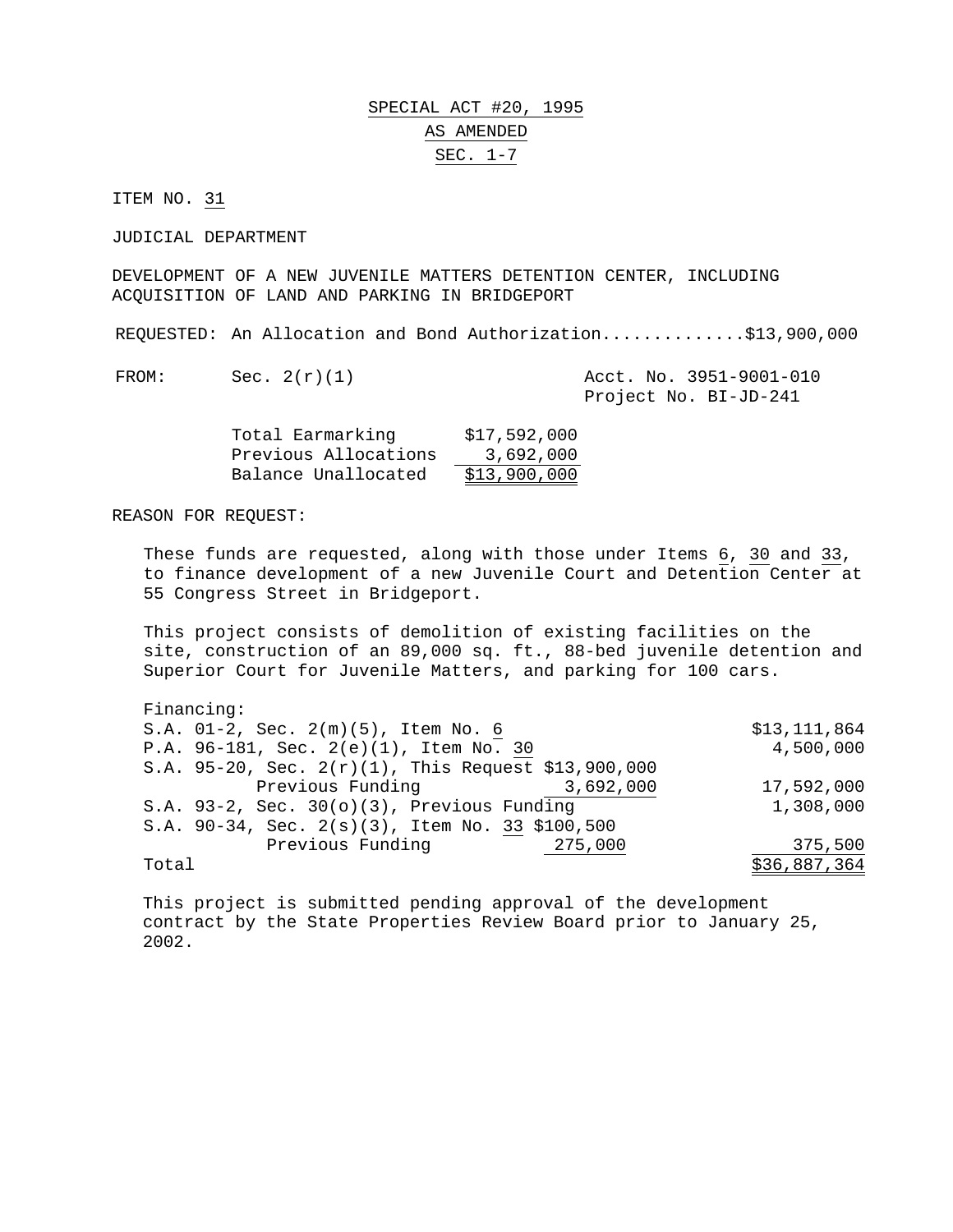# SPECIAL ACT #20, 1995
## AS AMENDED
## SEC. 1-7

ITEM NO. 31

JUDICIAL DEPARTMENT

DEVELOPMENT OF A NEW JUVENILE MATTERS DETENTION CENTER, INCLUDING ACQUISITION OF LAND AND PARKING IN BRIDGEPORT

REQUESTED: An Allocation and Bond Authorization.............$13,900,000

FROM: Sec. 2(r)(1) — Acct. No. 3951-9001-010, Project No. BI-JD-241

| | |
|---|---|
| Total Earmarking | $17,592,000 |
| Previous Allocations | 3,692,000 |
| Balance Unallocated | $13,900,000 |

REASON FOR REQUEST:

These funds are requested, along with those under Items 6, 30 and 33, to finance development of a new Juvenile Court and Detention Center at 55 Congress Street in Bridgeport.

This project consists of demolition of existing facilities on the site, construction of an 89,000 sq. ft., 88-bed juvenile detention and Superior Court for Juvenile Matters, and parking for 100 cars.

Financing:

| | | |
|---|---|---|
| S.A. 01-2, Sec. 2(m)(5), Item No. 6 | | $13,111,864 |
| P.A. 96-181, Sec. 2(e)(1), Item No. 30 | | 4,500,000 |
| S.A. 95-20, Sec. 2(r)(1), This Request | $13,900,000 | |
| Previous Funding | 3,692,000 | 17,592,000 |
| S.A. 93-2, Sec. 30(o)(3), Previous Funding | | 1,308,000 |
| S.A. 90-34, Sec. 2(s)(3), Item No. 33 | $100,500 | |
| Previous Funding | 275,000 | 375,500 |
| Total | | $36,887,364 |

This project is submitted pending approval of the development contract by the State Properties Review Board prior to January 25, 2002.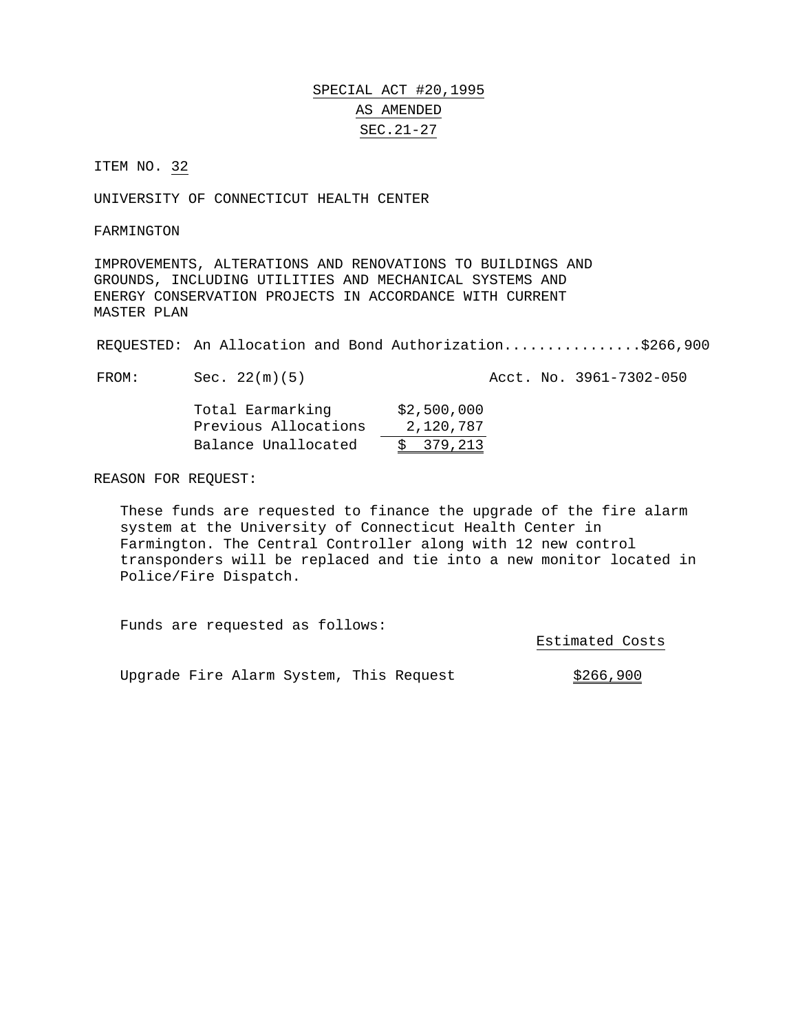SPECIAL ACT #20,1995

AS AMENDED

SEC.21-27

ITEM NO. 32

UNIVERSITY OF CONNECTICUT HEALTH CENTER

FARMINGTON

IMPROVEMENTS, ALTERATIONS AND RENOVATIONS TO BUILDINGS AND GROUNDS, INCLUDING UTILITIES AND MECHANICAL SYSTEMS AND ENERGY CONSERVATION PROJECTS IN ACCORDANCE WITH CURRENT MASTER PLAN

REQUESTED: An Allocation and Bond Authorization................$266,900

FROM: Sec. 22(m)(5) Acct. No. 3961-7302-050

| | |
|---|---|
| Total Earmarking | $2,500,000 |
| Previous Allocations | 2,120,787 |
| Balance Unallocated | $ 379,213 |

REASON FOR REQUEST:

These funds are requested to finance the upgrade of the fire alarm system at the University of Connecticut Health Center in Farmington. The Central Controller along with 12 new control transponders will be replaced and tie into a new monitor located in Police/Fire Dispatch.

Funds are requested as follows:

| | Estimated Costs |
|---|---|
| Upgrade Fire Alarm System, This Request | $266,900 |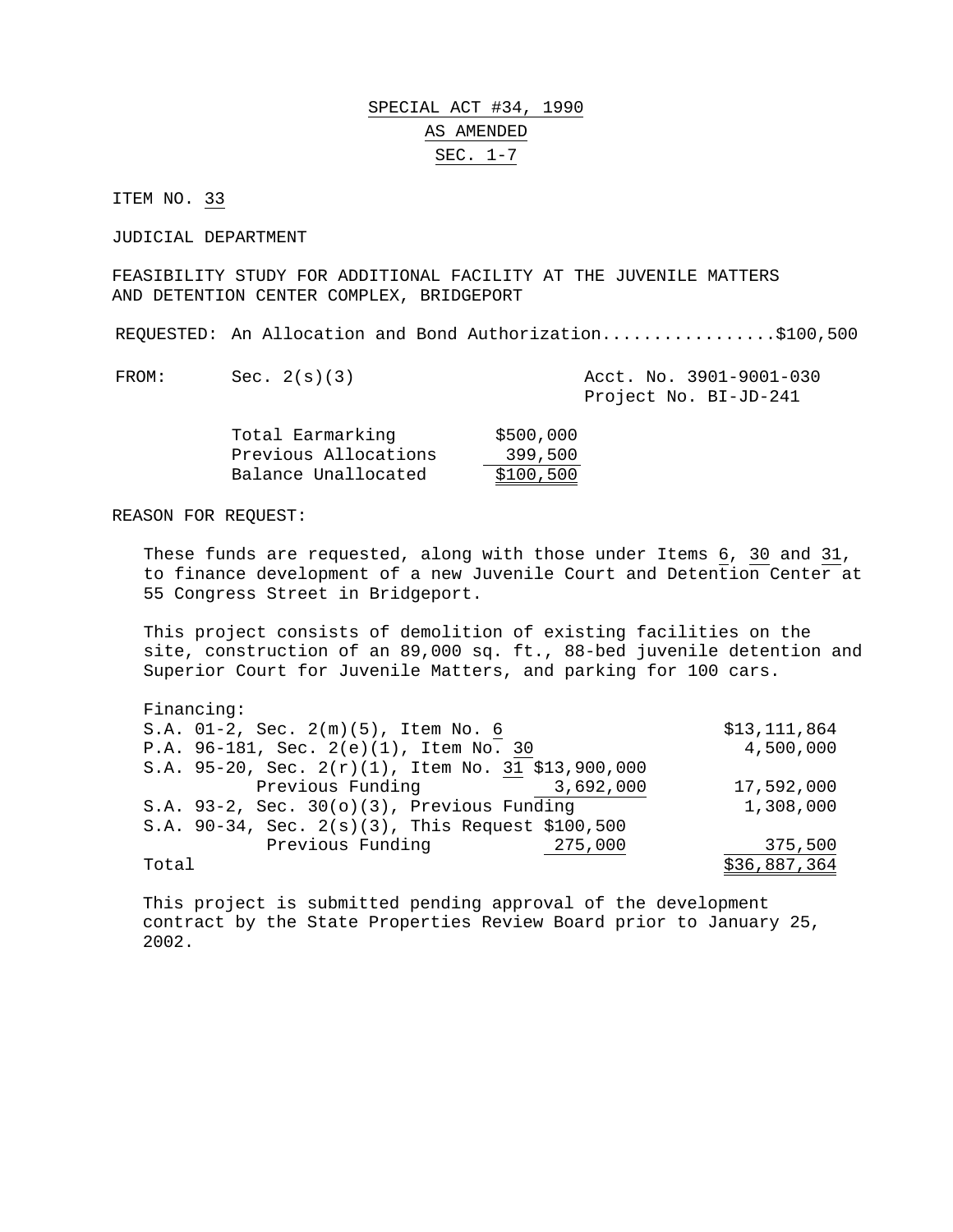SPECIAL ACT #34, 1990

AS AMENDED

SEC. 1-7

ITEM NO. 33

JUDICIAL DEPARTMENT

FEASIBILITY STUDY FOR ADDITIONAL FACILITY AT THE JUVENILE MATTERS AND DETENTION CENTER COMPLEX, BRIDGEPORT

REQUESTED: An Allocation and Bond Authorization.................$100,500

FROM: Sec. 2(s)(3) — Acct. No. 3901-9001-030, Project No. BI-JD-241

| | |
|---|---|
| Total Earmarking | $500,000 |
| Previous Allocations | 399,500 |
| Balance Unallocated | $100,500 |

REASON FOR REQUEST:

These funds are requested, along with those under Items 6, 30 and 31, to finance development of a new Juvenile Court and Detention Center at 55 Congress Street in Bridgeport.

This project consists of demolition of existing facilities on the site, construction of an 89,000 sq. ft., 88-bed juvenile detention and Superior Court for Juvenile Matters, and parking for 100 cars.

Financing:

| | | |
|---|---|---|
| S.A. 01-2, Sec. 2(m)(5), Item No. 6 | | $13,111,864 |
| P.A. 96-181, Sec. 2(e)(1), Item No. 30 | | 4,500,000 |
| S.A. 95-20, Sec. 2(r)(1), Item No. 31 | $13,900,000 | |
| Previous Funding | 3,692,000 | 17,592,000 |
| S.A. 93-2, Sec. 30(o)(3), Previous Funding | | 1,308,000 |
| S.A. 90-34, Sec. 2(s)(3), This Request | $100,500 | |
| Previous Funding | 275,000 | 375,500 |
| Total | | $36,887,364 |

This project is submitted pending approval of the development contract by the State Properties Review Board prior to January 25, 2002.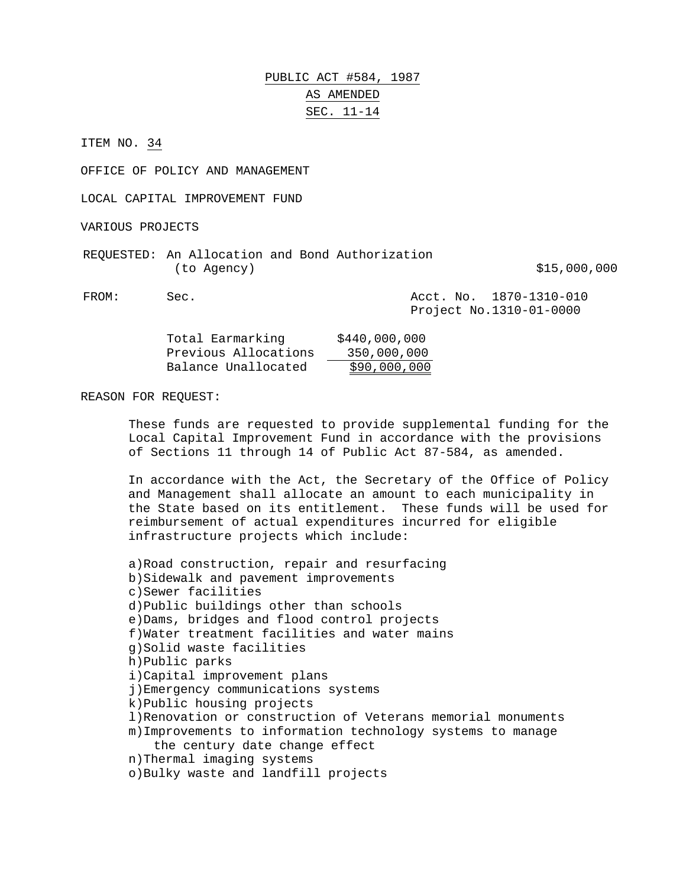PUBLIC ACT #584, 1987

AS AMENDED

SEC. 11-14

ITEM NO. 34

OFFICE OF POLICY AND MANAGEMENT

LOCAL CAPITAL IMPROVEMENT FUND

VARIOUS PROJECTS

REQUESTED: An Allocation and Bond Authorization (to Agency) $15,000,000

FROM: Sec. Acct. No. 1870-1310-010
Project No.1310-01-0000

| | |
|---|---|
| Total Earmarking | $440,000,000 |
| Previous Allocations | 350,000,000 |
| Balance Unallocated | $90,000,000 |

REASON FOR REQUEST:

These funds are requested to provide supplemental funding for the Local Capital Improvement Fund in accordance with the provisions of Sections 11 through 14 of Public Act 87-584, as amended.

In accordance with the Act, the Secretary of the Office of Policy and Management shall allocate an amount to each municipality in the State based on its entitlement. These funds will be used for reimbursement of actual expenditures incurred for eligible infrastructure projects which include:

a)Road construction, repair and resurfacing
b)Sidewalk and pavement improvements
c)Sewer facilities
d)Public buildings other than schools
e)Dams, bridges and flood control projects
f)Water treatment facilities and water mains
g)Solid waste facilities
h)Public parks
i)Capital improvement plans
j)Emergency communications systems
k)Public housing projects
l)Renovation or construction of Veterans memorial monuments
m)Improvements to information technology systems to manage the century date change effect
n)Thermal imaging systems
o)Bulky waste and landfill projects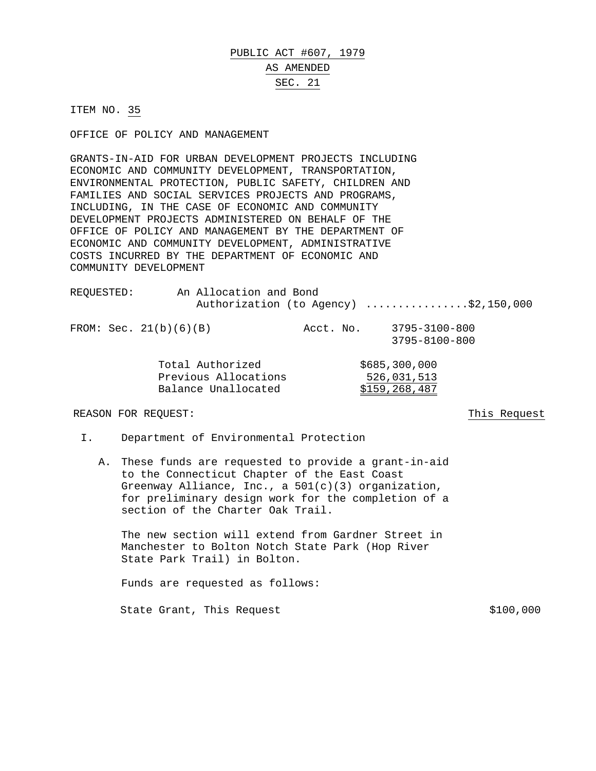PUBLIC ACT #607, 1979

AS AMENDED

SEC. 21

ITEM NO. 35

OFFICE OF POLICY AND MANAGEMENT

GRANTS-IN-AID FOR URBAN DEVELOPMENT PROJECTS INCLUDING ECONOMIC AND COMMUNITY DEVELOPMENT, TRANSPORTATION, ENVIRONMENTAL PROTECTION, PUBLIC SAFETY, CHILDREN AND FAMILIES AND SOCIAL SERVICES PROJECTS AND PROGRAMS, INCLUDING, IN THE CASE OF ECONOMIC AND COMMUNITY DEVELOPMENT PROJECTS ADMINISTERED ON BEHALF OF THE OFFICE OF POLICY AND MANAGEMENT BY THE DEPARTMENT OF ECONOMIC AND COMMUNITY DEVELOPMENT, ADMINISTRATIVE COSTS INCURRED BY THE DEPARTMENT OF ECONOMIC AND COMMUNITY DEVELOPMENT

REQUESTED: An Allocation and Bond Authorization (to Agency) ................$2,150,000

FROM: Sec. 21(b)(6)(B) Acct. No. 3795-3100-800
3795-8100-800

| | |
|---|---|
| Total Authorized | $685,300,000 |
| Previous Allocations | 526,031,513 |
| Balance Unallocated | $159,268,487 |

REASON FOR REQUEST: This Request

I. Department of Environmental Protection

A. These funds are requested to provide a grant-in-aid to the Connecticut Chapter of the East Coast Greenway Alliance, Inc., a 501(c)(3) organization, for preliminary design work for the completion of a section of the Charter Oak Trail.

The new section will extend from Gardner Street in Manchester to Bolton Notch State Park (Hop River State Park Trail) in Bolton.

Funds are requested as follows:

State Grant, This Request $100,000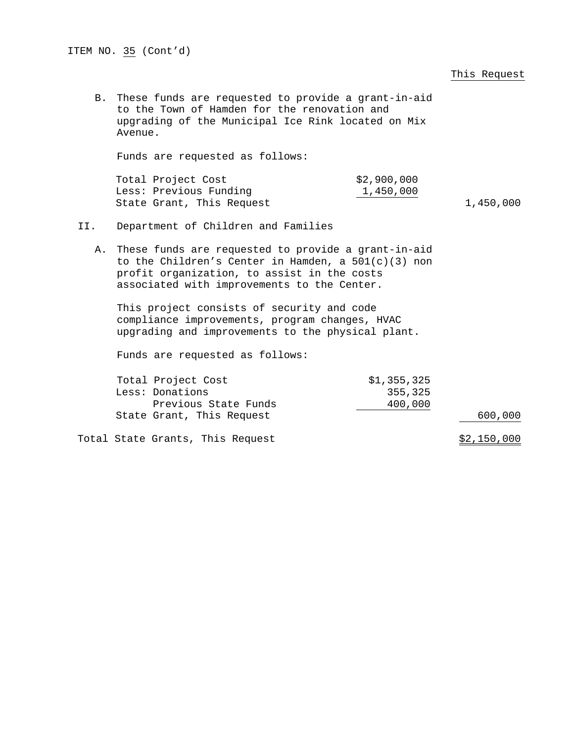ITEM NO. 35 (Cont'd)

This Request

B. These funds are requested to provide a grant-in-aid to the Town of Hamden for the renovation and upgrading of the Municipal Ice Rink located on Mix Avenue.

Funds are requested as follows:

| | | |
|---|---|---|
| Total Project Cost | $2,900,000 | |
| Less: Previous Funding | 1,450,000 | |
| State Grant, This Request | | 1,450,000 |

II. Department of Children and Families

A. These funds are requested to provide a grant-in-aid to the Children's Center in Hamden, a 501(c)(3) non profit organization, to assist in the costs associated with improvements to the Center.

This project consists of security and code compliance improvements, program changes, HVAC upgrading and improvements to the physical plant.

Funds are requested as follows:

| | | |
|---|---|---|
| Total Project Cost | $1,355,325 | |
| Less: Donations | 355,325 | |
| Previous State Funds | 400,000 | |
| State Grant, This Request | | 600,000 |

| | |
|---|---|
| Total State Grants, This Request | $2,150,000 |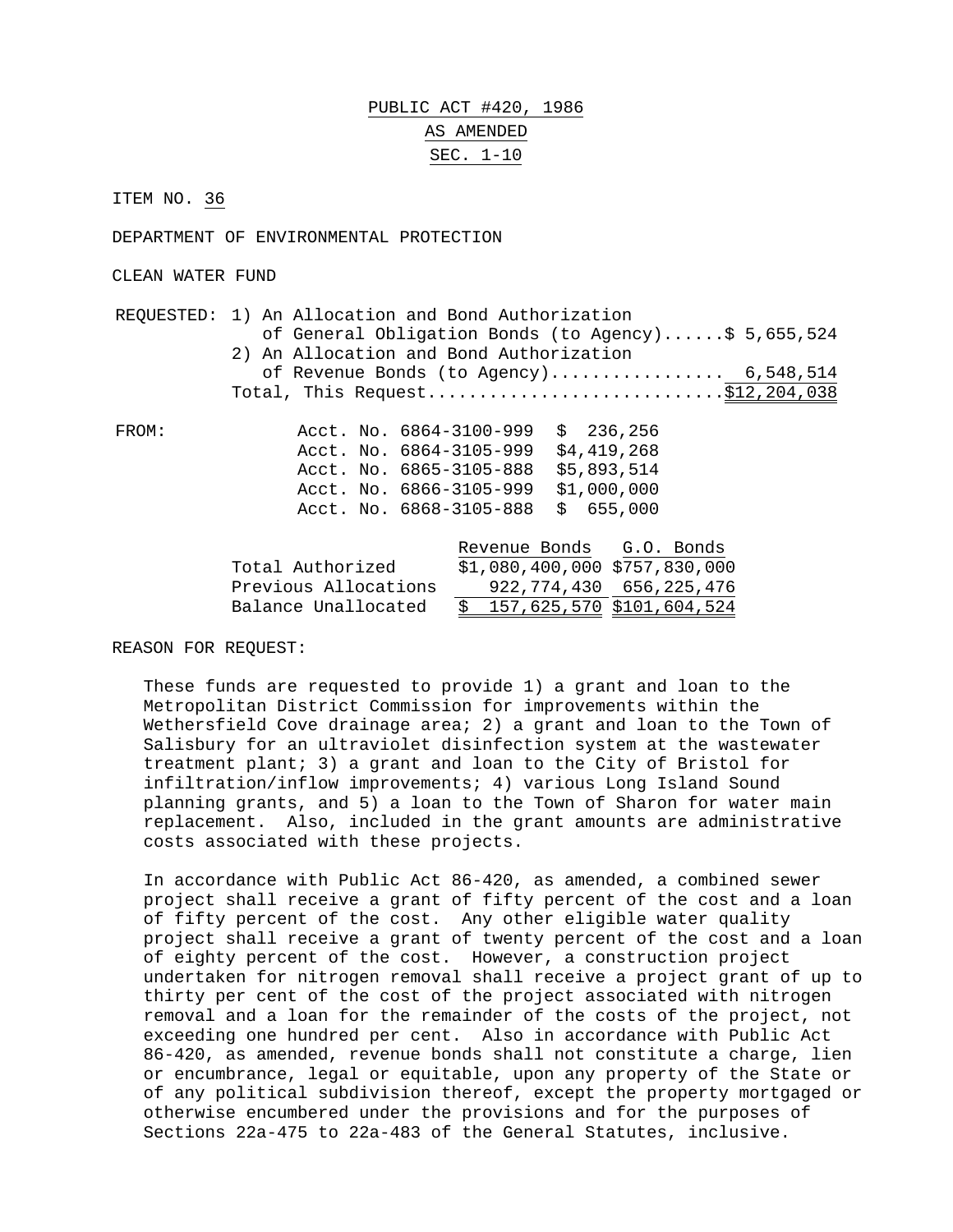PUBLIC ACT #420, 1986

AS AMENDED

SEC. 1-10

ITEM NO. 36

DEPARTMENT OF ENVIRONMENTAL PROTECTION

CLEAN WATER FUND

REQUESTED: 1) An Allocation and Bond Authorization of General Obligation Bonds (to Agency)......$ 5,655,524

2) An Allocation and Bond Authorization of Revenue Bonds (to Agency)................. 6,548,514

Total, This Request............................$12,204,038

FROM:

| | |
|---|---|
| Acct. No. 6864-3100-999 | $ 236,256 |
| Acct. No. 6864-3105-999 | $4,419,268 |
| Acct. No. 6865-3105-888 | $5,893,514 |
| Acct. No. 6866-3105-999 | $1,000,000 |
| Acct. No. 6868-3105-888 | $ 655,000 |

| | Revenue Bonds | G.O. Bonds |
|---|---|---|
| Total Authorized | $1,080,400,000 | $757,830,000 |
| Previous Allocations | 922,774,430 | 656,225,476 |
| Balance Unallocated | $ 157,625,570 | $101,604,524 |

REASON FOR REQUEST:

These funds are requested to provide 1) a grant and loan to the Metropolitan District Commission for improvements within the Wethersfield Cove drainage area; 2) a grant and loan to the Town of Salisbury for an ultraviolet disinfection system at the wastewater treatment plant; 3) a grant and loan to the City of Bristol for infiltration/inflow improvements; 4) various Long Island Sound planning grants, and 5) a loan to the Town of Sharon for water main replacement. Also, included in the grant amounts are administrative costs associated with these projects.

In accordance with Public Act 86-420, as amended, a combined sewer project shall receive a grant of fifty percent of the cost and a loan of fifty percent of the cost. Any other eligible water quality project shall receive a grant of twenty percent of the cost and a loan of eighty percent of the cost. However, a construction project undertaken for nitrogen removal shall receive a project grant of up to thirty per cent of the cost of the project associated with nitrogen removal and a loan for the remainder of the costs of the project, not exceeding one hundred per cent. Also in accordance with Public Act 86-420, as amended, revenue bonds shall not constitute a charge, lien or encumbrance, legal or equitable, upon any property of the State or of any political subdivision thereof, except the property mortgaged or otherwise encumbered under the provisions and for the purposes of Sections 22a-475 to 22a-483 of the General Statutes, inclusive.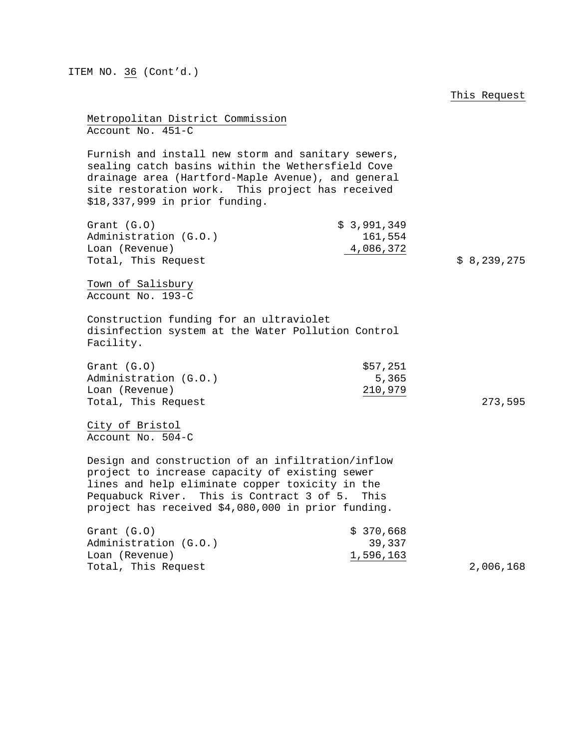ITEM NO. 36 (Cont'd.)

This Request

Metropolitan District Commission
Account No. 451-C

Furnish and install new storm and sanitary sewers, sealing catch basins within the Wethersfield Cove drainage area (Hartford-Maple Avenue), and general site restoration work. This project has received $18,337,999 in prior funding.

| | | This Request |
|---|---|---|
| Grant (G.O) | $ 3,991,349 | |
| Administration (G.O.) | 161,554 | |
| Loan (Revenue) | 4,086,372 | |
| Total, This Request | | $ 8,239,275 |

Town of Salisbury
Account No. 193-C

Construction funding for an ultraviolet disinfection system at the Water Pollution Control Facility.

| | | This Request |
|---|---|---|
| Grant (G.O) | $57,251 | |
| Administration (G.O.) | 5,365 | |
| Loan (Revenue) | 210,979 | |
| Total, This Request | | 273,595 |

City of Bristol
Account No. 504-C

Design and construction of an infiltration/inflow project to increase capacity of existing sewer lines and help eliminate copper toxicity in the Pequabuck River. This is Contract 3 of 5. This project has received $4,080,000 in prior funding.

| | | This Request |
|---|---|---|
| Grant (G.O) | $ 370,668 | |
| Administration (G.O.) | 39,337 | |
| Loan (Revenue) | 1,596,163 | |
| Total, This Request | | 2,006,168 |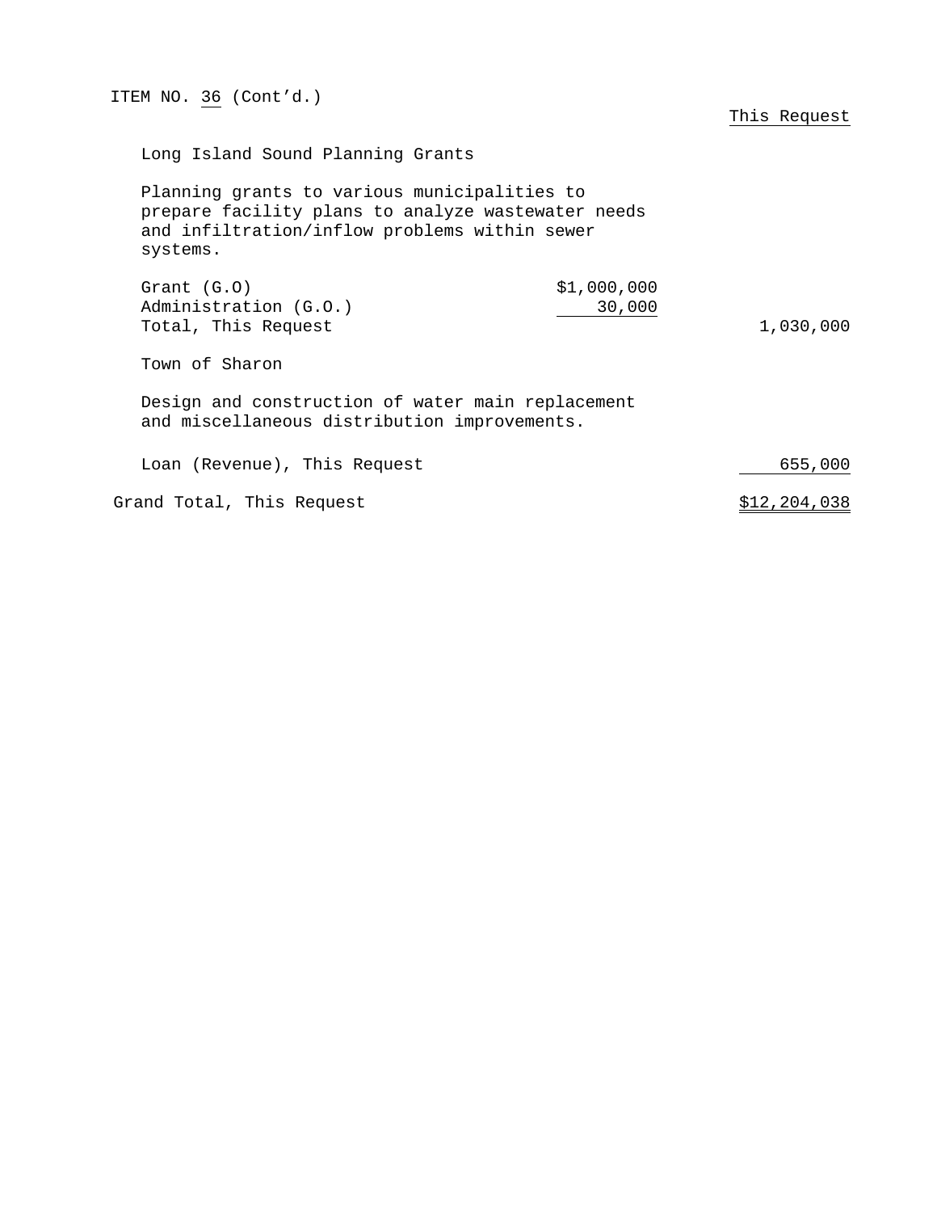ITEM NO. 36 (Cont'd.)

| | | This Request |
|---|---|---|
| **Long Island Sound Planning Grants** | | |
| Planning grants to various municipalities to prepare facility plans to analyze wastewater needs and infiltration/inflow problems within sewer systems. | | |
| Grant (G.O) | $1,000,000 | |
| Administration (G.O.) | 30,000 | |
| Total, This Request | | 1,030,000 |
| **Town of Sharon** | | |
| Design and construction of water main replacement and miscellaneous distribution improvements. | | |
| Loan (Revenue), This Request | | 655,000 |
| Grand Total, This Request | | $12,204,038 |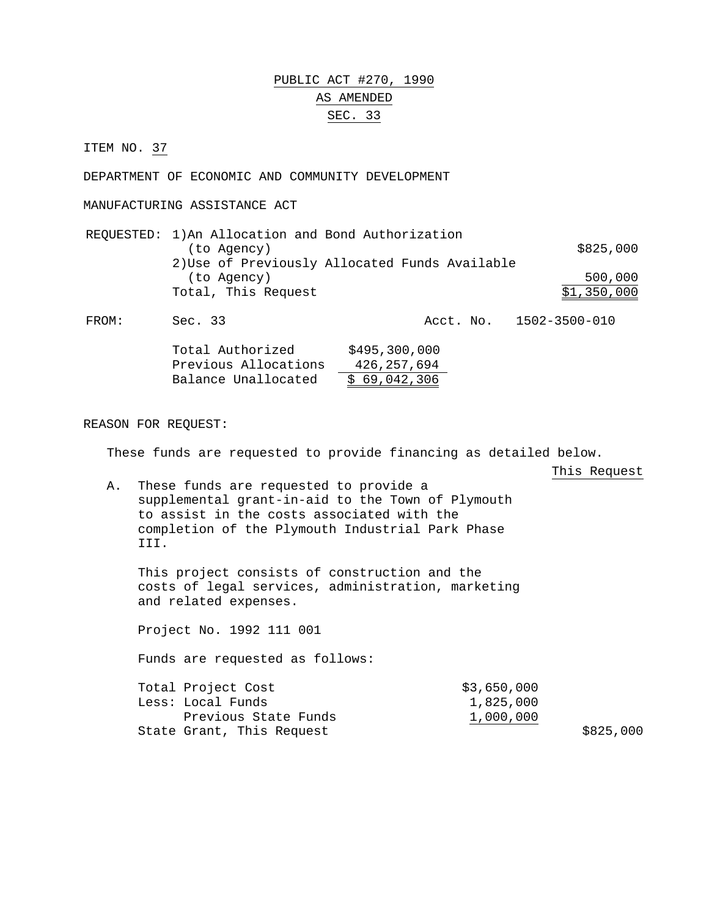# PUBLIC ACT #270, 1990
## AS AMENDED
## SEC. 33

ITEM NO. 37

DEPARTMENT OF ECONOMIC AND COMMUNITY DEVELOPMENT

MANUFACTURING ASSISTANCE ACT

| REQUESTED: | | |
|---|---|---|
| | 1) An Allocation and Bond Authorization (to Agency) | $825,000 |
| | 2) Use of Previously Allocated Funds Available (to Agency) | 500,000 |
| | Total, This Request | $1,350,000 |

FROM: Sec. 33 Acct. No. 1502-3500-010

| | |
|---|---|
| Total Authorized | $495,300,000 |
| Previous Allocations | 426,257,694 |
| Balance Unallocated | $ 69,042,306 |

REASON FOR REQUEST:

These funds are requested to provide financing as detailed below.

This Request

A. These funds are requested to provide a supplemental grant-in-aid to the Town of Plymouth to assist in the costs associated with the completion of the Plymouth Industrial Park Phase III.

This project consists of construction and the costs of legal services, administration, marketing and related expenses.

Project No. 1992 111 001

Funds are requested as follows:

| | | This Request |
|---|---|---|
| Total Project Cost | $3,650,000 | |
| Less: Local Funds | 1,825,000 | |
| Previous State Funds | 1,000,000 | |
| State Grant, This Request | | $825,000 |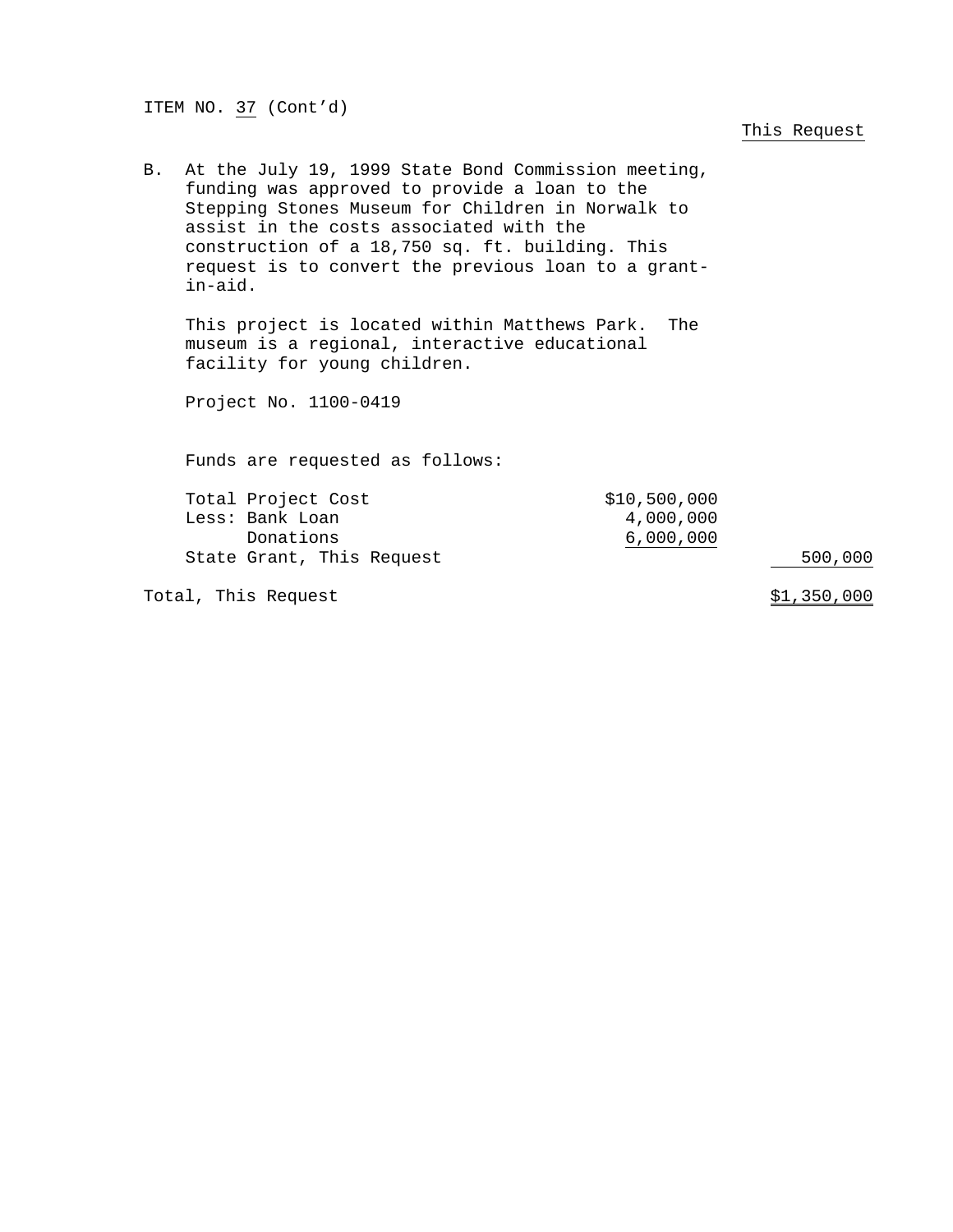ITEM NO. 37 (Cont'd)

This Request

B. At the July 19, 1999 State Bond Commission meeting, funding was approved to provide a loan to the Stepping Stones Museum for Children in Norwalk to assist in the costs associated with the construction of a 18,750 sq. ft. building. This request is to convert the previous loan to a grant-in-aid.

This project is located within Matthews Park. The museum is a regional, interactive educational facility for young children.

Project No. 1100-0419

Funds are requested as follows:

| | | This Request |
|---|---|---|
| Total Project Cost | $10,500,000 | |
| Less: Bank Loan | 4,000,000 | |
| Donations | 6,000,000 | |
| State Grant, This Request | | 500,000 |
| Total, This Request | | $1,350,000 |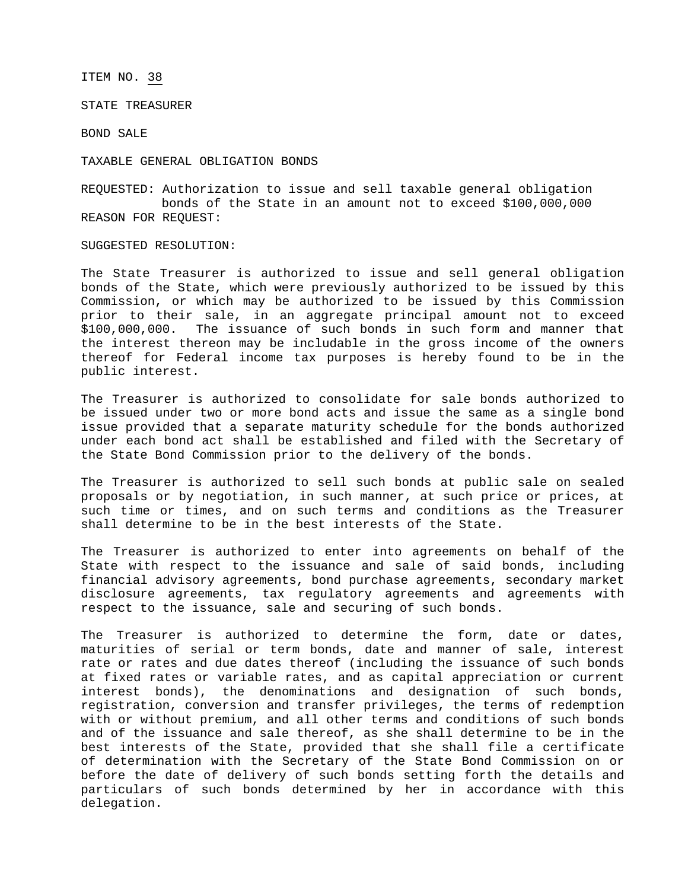ITEM NO. 38

STATE TREASURER

BOND SALE

TAXABLE GENERAL OBLIGATION BONDS

REQUESTED: Authorization to issue and sell taxable general obligation bonds of the State in an amount not to exceed $100,000,000

REASON FOR REQUEST:

SUGGESTED RESOLUTION:

The State Treasurer is authorized to issue and sell general obligation bonds of the State, which were previously authorized to be issued by this Commission, or which may be authorized to be issued by this Commission prior to their sale, in an aggregate principal amount not to exceed $100,000,000. The issuance of such bonds in such form and manner that the interest thereon may be includable in the gross income of the owners thereof for Federal income tax purposes is hereby found to be in the public interest.

The Treasurer is authorized to consolidate for sale bonds authorized to be issued under two or more bond acts and issue the same as a single bond issue provided that a separate maturity schedule for the bonds authorized under each bond act shall be established and filed with the Secretary of the State Bond Commission prior to the delivery of the bonds.

The Treasurer is authorized to sell such bonds at public sale on sealed proposals or by negotiation, in such manner, at such price or prices, at such time or times, and on such terms and conditions as the Treasurer shall determine to be in the best interests of the State.

The Treasurer is authorized to enter into agreements on behalf of the State with respect to the issuance and sale of said bonds, including financial advisory agreements, bond purchase agreements, secondary market disclosure agreements, tax regulatory agreements and agreements with respect to the issuance, sale and securing of such bonds.

The Treasurer is authorized to determine the form, date or dates, maturities of serial or term bonds, date and manner of sale, interest rate or rates and due dates thereof (including the issuance of such bonds at fixed rates or variable rates, and as capital appreciation or current interest bonds), the denominations and designation of such bonds, registration, conversion and transfer privileges, the terms of redemption with or without premium, and all other terms and conditions of such bonds and of the issuance and sale thereof, as she shall determine to be in the best interests of the State, provided that she shall file a certificate of determination with the Secretary of the State Bond Commission on or before the date of delivery of such bonds setting forth the details and particulars of such bonds determined by her in accordance with this delegation.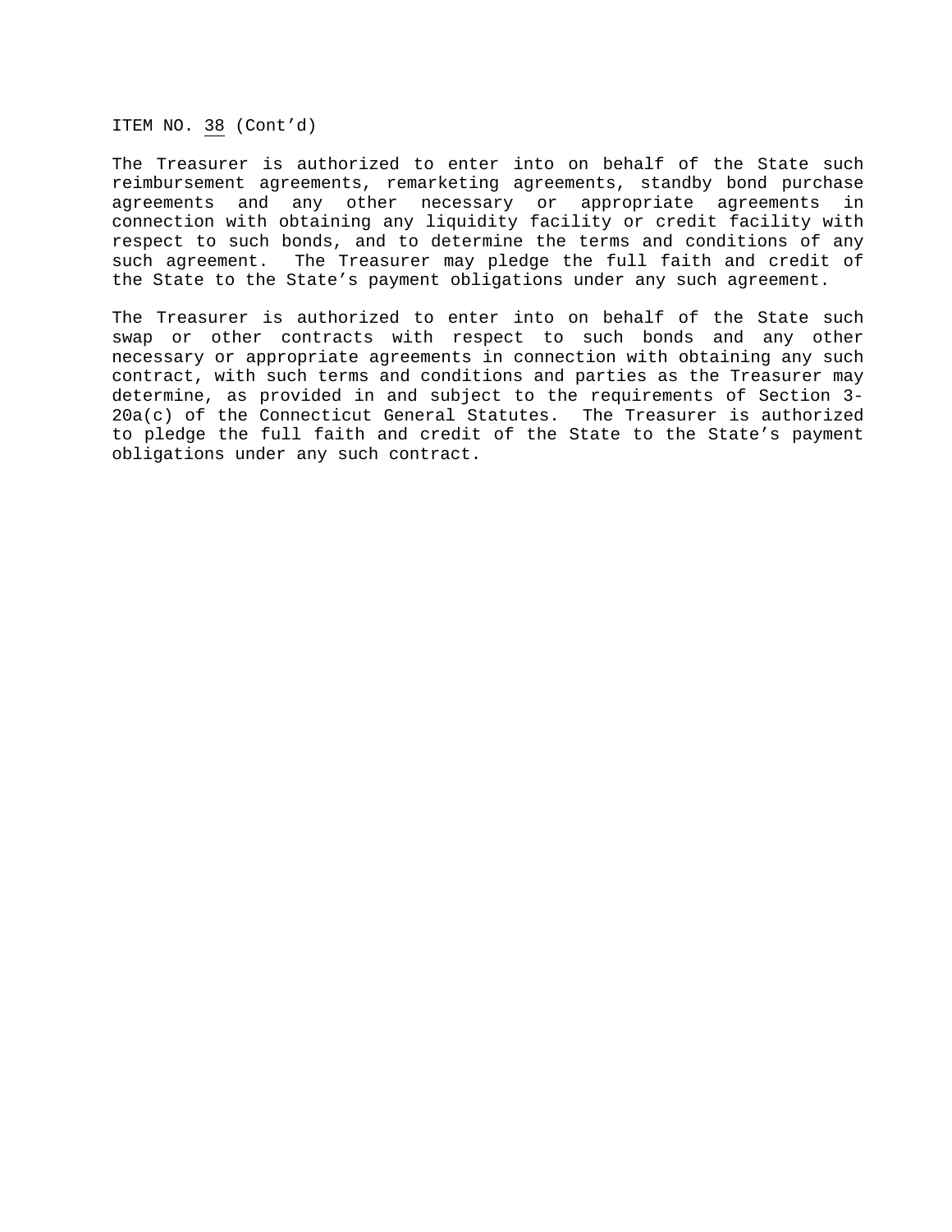ITEM NO. 38 (Cont'd)

The Treasurer is authorized to enter into on behalf of the State such reimbursement agreements, remarketing agreements, standby bond purchase agreements and any other necessary or appropriate agreements in connection with obtaining any liquidity facility or credit facility with respect to such bonds, and to determine the terms and conditions of any such agreement. The Treasurer may pledge the full faith and credit of the State to the State's payment obligations under any such agreement.

The Treasurer is authorized to enter into on behalf of the State such swap or other contracts with respect to such bonds and any other necessary or appropriate agreements in connection with obtaining any such contract, with such terms and conditions and parties as the Treasurer may determine, as provided in and subject to the requirements of Section 3-20a(c) of the Connecticut General Statutes. The Treasurer is authorized to pledge the full faith and credit of the State to the State's payment obligations under any such contract.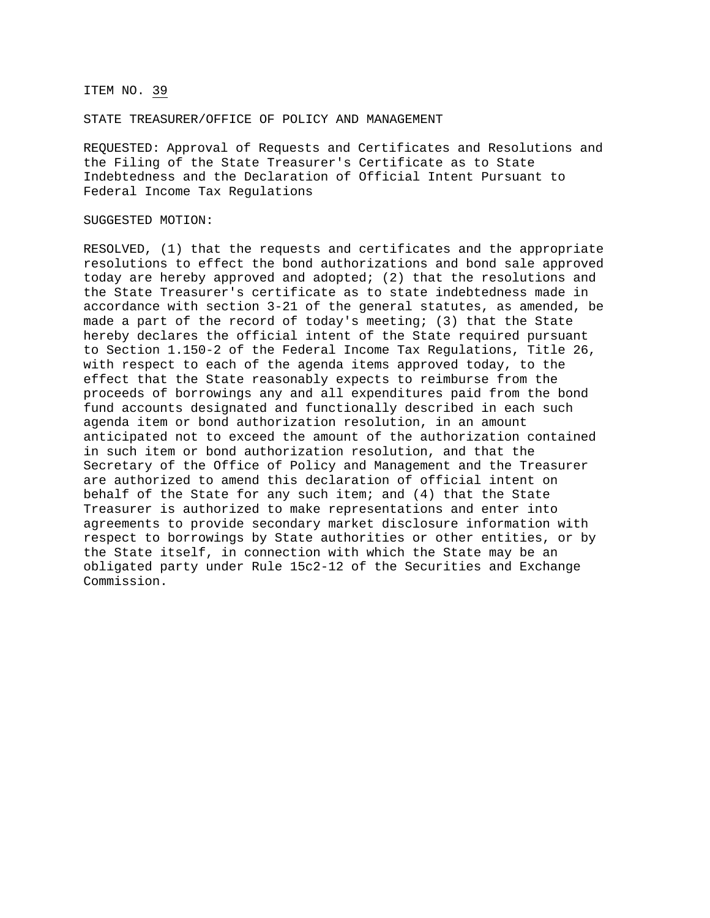ITEM NO. 39

STATE TREASURER/OFFICE OF POLICY AND MANAGEMENT

REQUESTED: Approval of Requests and Certificates and Resolutions and the Filing of the State Treasurer's Certificate as to State Indebtedness and the Declaration of Official Intent Pursuant to Federal Income Tax Regulations

SUGGESTED MOTION:

RESOLVED, (1) that the requests and certificates and the appropriate resolutions to effect the bond authorizations and bond sale approved today are hereby approved and adopted; (2) that the resolutions and the State Treasurer's certificate as to state indebtedness made in accordance with section 3-21 of the general statutes, as amended, be made a part of the record of today's meeting; (3) that the State hereby declares the official intent of the State required pursuant to Section 1.150-2 of the Federal Income Tax Regulations, Title 26, with respect to each of the agenda items approved today, to the effect that the State reasonably expects to reimburse from the proceeds of borrowings any and all expenditures paid from the bond fund accounts designated and functionally described in each such agenda item or bond authorization resolution, in an amount anticipated not to exceed the amount of the authorization contained in such item or bond authorization resolution, and that the Secretary of the Office of Policy and Management and the Treasurer are authorized to amend this declaration of official intent on behalf of the State for any such item; and (4) that the State Treasurer is authorized to make representations and enter into agreements to provide secondary market disclosure information with respect to borrowings by State authorities or other entities, or by the State itself, in connection with which the State may be an obligated party under Rule 15c2-12 of the Securities and Exchange Commission.